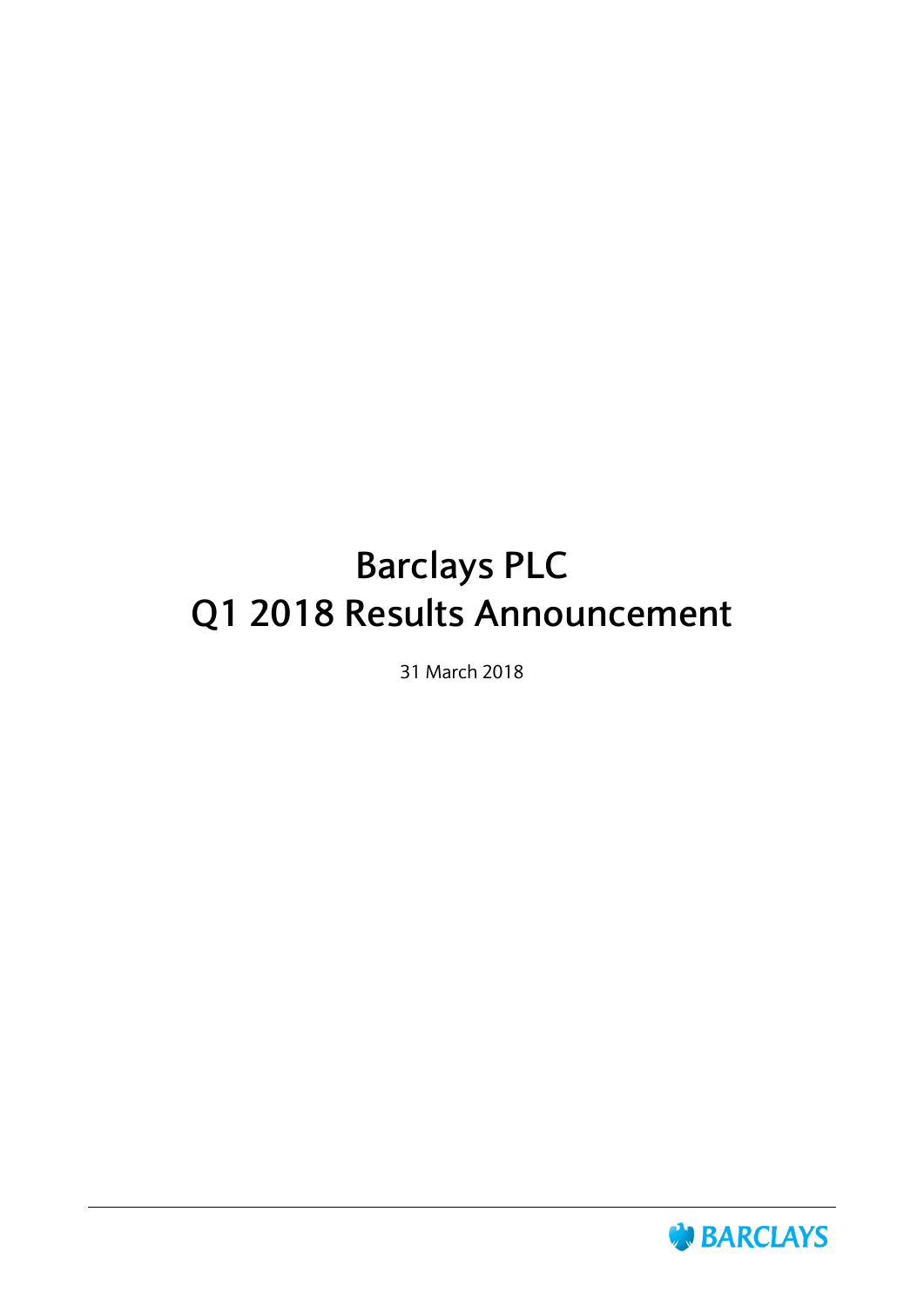# Barclays PLC
# Q1 2018 Results Announcement

31 March 2018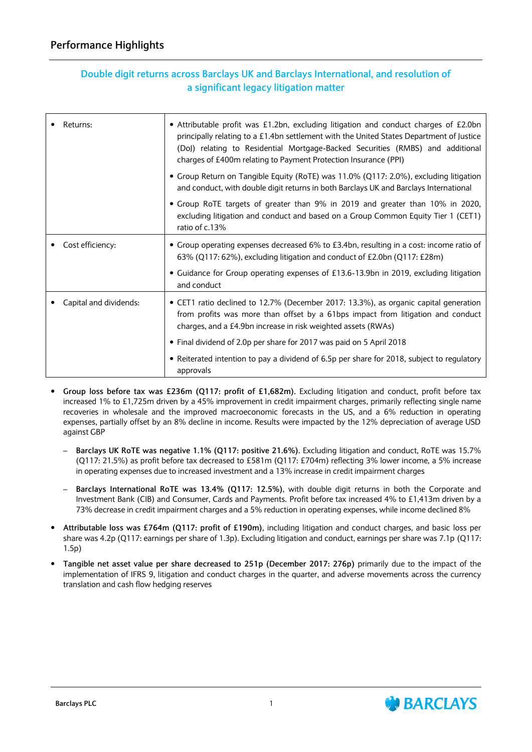## Performance Highlights

### Double digit returns across Barclays UK and Barclays International, and resolution of a significant legacy litigation matter

| | |
|---|---|
| • Returns: | • Attributable profit was £1.2bn, excluding litigation and conduct charges of £2.0bn principally relating to a £1.4bn settlement with the United States Department of Justice (DoJ) relating to Residential Mortgage-Backed Securities (RMBS) and additional charges of £400m relating to Payment Protection Insurance (PPI)<br>• Group Return on Tangible Equity (RoTE) was 11.0% (Q117: 2.0%), excluding litigation and conduct, with double digit returns in both Barclays UK and Barclays International<br>• Group RoTE targets of greater than 9% in 2019 and greater than 10% in 2020, excluding litigation and conduct and based on a Group Common Equity Tier 1 (CET1) ratio of c.13% |
| • Cost efficiency: | • Group operating expenses decreased 6% to £3.4bn, resulting in a cost: income ratio of 63% (Q117: 62%), excluding litigation and conduct of £2.0bn (Q117: £28m)<br>• Guidance for Group operating expenses of £13.6-13.9bn in 2019, excluding litigation and conduct |
| • Capital and dividends: | • CET1 ratio declined to 12.7% (December 2017: 13.3%), as organic capital generation from profits was more than offset by a 61bps impact from litigation and conduct charges, and a £4.9bn increase in risk weighted assets (RWAs)<br>• Final dividend of 2.0p per share for 2017 was paid on 5 April 2018<br>• Reiterated intention to pay a dividend of 6.5p per share for 2018, subject to regulatory approvals |

- **Group loss before tax was £236m (Q117: profit of £1,682m).** Excluding litigation and conduct, profit before tax increased 1% to £1,725m driven by a 45% improvement in credit impairment charges, primarily reflecting single name recoveries in wholesale and the improved macroeconomic forecasts in the US, and a 6% reduction in operating expenses, partially offset by an 8% decline in income. Results were impacted by the 12% depreciation of average USD against GBP
  - **Barclays UK RoTE was negative 1.1% (Q117: positive 21.6%).** Excluding litigation and conduct, RoTE was 15.7% (Q117: 21.5%) as profit before tax decreased to £581m (Q117: £704m) reflecting 3% lower income, a 5% increase in operating expenses due to increased investment and a 13% increase in credit impairment charges
  - **Barclays International RoTE was 13.4% (Q117: 12.5%)**, with double digit returns in both the Corporate and Investment Bank (CIB) and Consumer, Cards and Payments. Profit before tax increased 4% to £1,413m driven by a 73% decrease in credit impairment charges and a 5% reduction in operating expenses, while income declined 8%
- **Attributable loss was £764m (Q117: profit of £190m)**, including litigation and conduct charges, and basic loss per share was 4.2p (Q117: earnings per share of 1.3p). Excluding litigation and conduct, earnings per share was 7.1p (Q117: 1.5p)
- **Tangible net asset value per share decreased to 251p (December 2017: 276p)** primarily due to the impact of the implementation of IFRS 9, litigation and conduct charges in the quarter, and adverse movements across the currency translation and cash flow hedging reserves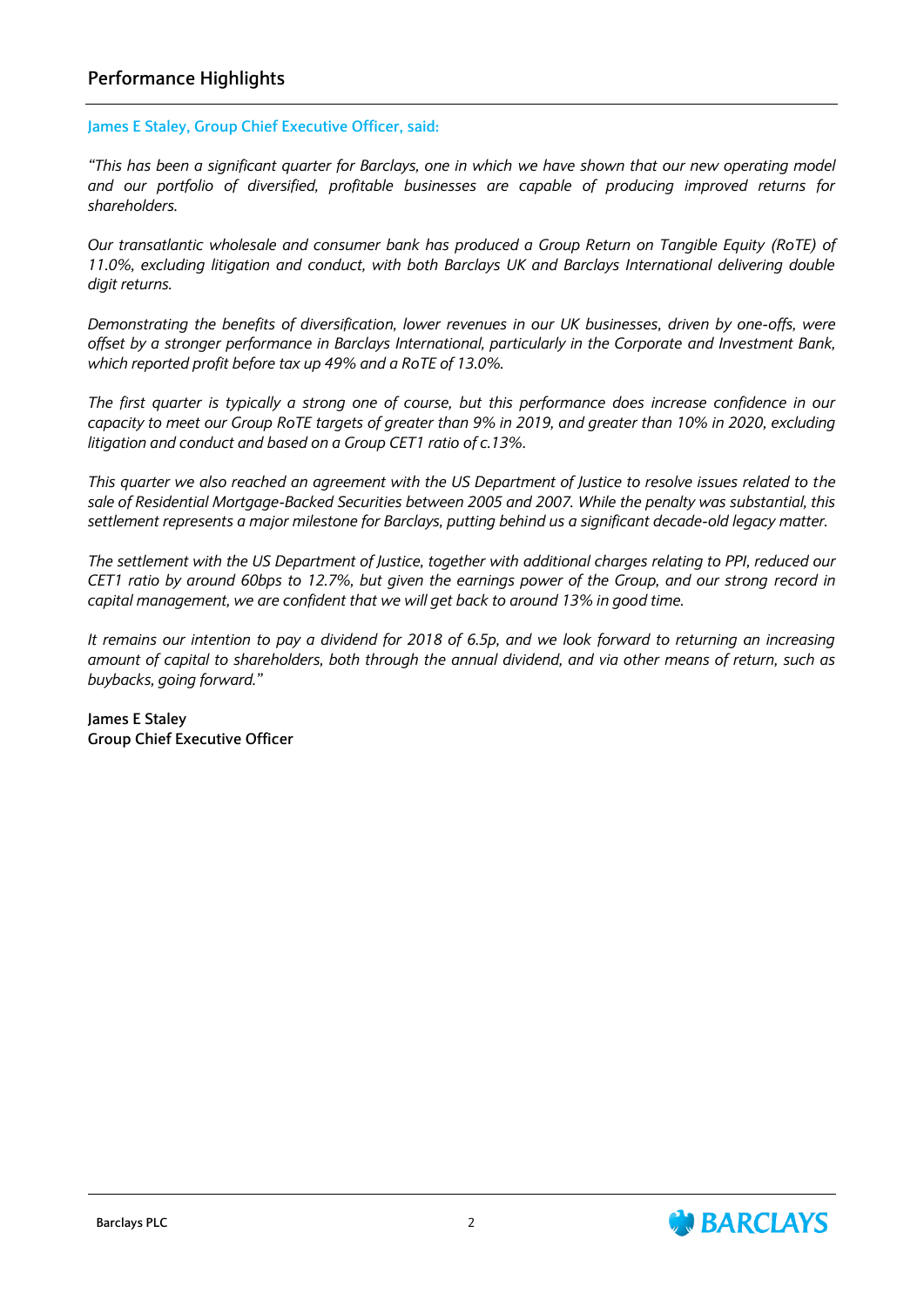## Performance Highlights

**James E Staley, Group Chief Executive Officer, said:**

*"This has been a significant quarter for Barclays, one in which we have shown that our new operating model and our portfolio of diversified, profitable businesses are capable of producing improved returns for shareholders.*

*Our transatlantic wholesale and consumer bank has produced a Group Return on Tangible Equity (RoTE) of 11.0%, excluding litigation and conduct, with both Barclays UK and Barclays International delivering double digit returns.*

*Demonstrating the benefits of diversification, lower revenues in our UK businesses, driven by one-offs, were offset by a stronger performance in Barclays International, particularly in the Corporate and Investment Bank, which reported profit before tax up 49% and a RoTE of 13.0%.*

*The first quarter is typically a strong one of course, but this performance does increase confidence in our capacity to meet our Group RoTE targets of greater than 9% in 2019, and greater than 10% in 2020, excluding litigation and conduct and based on a Group CET1 ratio of c.13%.*

*This quarter we also reached an agreement with the US Department of Justice to resolve issues related to the sale of Residential Mortgage-Backed Securities between 2005 and 2007. While the penalty was substantial, this settlement represents a major milestone for Barclays, putting behind us a significant decade-old legacy matter.*

*The settlement with the US Department of Justice, together with additional charges relating to PPI, reduced our CET1 ratio by around 60bps to 12.7%, but given the earnings power of the Group, and our strong record in capital management, we are confident that we will get back to around 13% in good time.*

*It remains our intention to pay a dividend for 2018 of 6.5p, and we look forward to returning an increasing amount of capital to shareholders, both through the annual dividend, and via other means of return, such as buybacks, going forward."*

**James E Staley**
**Group Chief Executive Officer**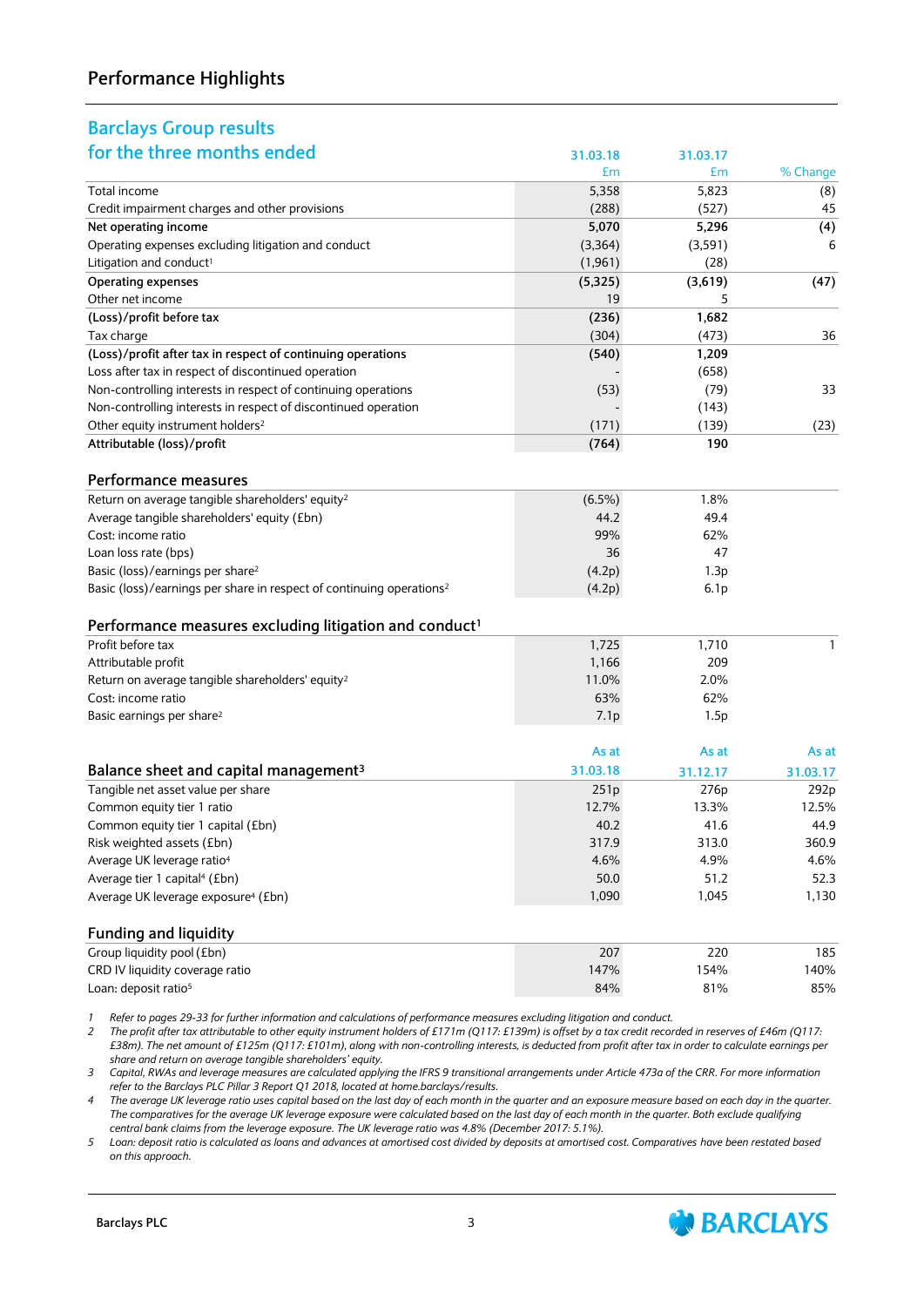## Performance Highlights

### Barclays Group results for the three months ended

| | 31.03.18 £m | 31.03.17 £m | % Change |
|---|---|---|---|
| Total income | 5,358 | 5,823 | (8) |
| Credit impairment charges and other provisions | (288) | (527) | 45 |
| **Net operating income** | **5,070** | **5,296** | **(4)** |
| Operating expenses excluding litigation and conduct | (3,364) | (3,591) | 6 |
| Litigation and conduct[1] | (1,961) | (28) | |
| **Operating expenses** | **(5,325)** | **(3,619)** | **(47)** |
| Other net income | 19 | 5 | |
| **(Loss)/profit before tax** | **(236)** | **1,682** | |
| Tax charge | (304) | (473) | 36 |
| **(Loss)/profit after tax in respect of continuing operations** | **(540)** | **1,209** | |
| Loss after tax in respect of discontinued operation | - | (658) | |
| Non-controlling interests in respect of continuing operations | (53) | (79) | 33 |
| Non-controlling interests in respect of discontinued operation | - | (143) | |
| Other equity instrument holders[2] | (171) | (139) | (23) |
| **Attributable (loss)/profit** | **(764)** | **190** | |

### Performance measures

| | 31.03.18 | 31.03.17 | |
|---|---|---|---|
| Return on average tangible shareholders' equity[2] | (6.5%) | 1.8% | |
| Average tangible shareholders' equity (£bn) | 44.2 | 49.4 | |
| Cost: income ratio | 99% | 62% | |
| Loan loss rate (bps) | 36 | 47 | |
| Basic (loss)/earnings per share[2] | (4.2p) | 1.3p | |
| Basic (loss)/earnings per share in respect of continuing operations[2] | (4.2p) | 6.1p | |

### Performance measures excluding litigation and conduct[1]

| | 31.03.18 | 31.03.17 | % Change |
|---|---|---|---|
| Profit before tax | 1,725 | 1,710 | 1 |
| Attributable profit | 1,166 | 209 | |
| Return on average tangible shareholders' equity[2] | 11.0% | 2.0% | |
| Cost: income ratio | 63% | 62% | |
| Basic earnings per share[2] | 7.1p | 1.5p | |

### Balance sheet and capital management[3]

| | As at 31.03.18 | As at 31.12.17 | As at 31.03.17 |
|---|---|---|---|
| Tangible net asset value per share | 251p | 276p | 292p |
| Common equity tier 1 ratio | 12.7% | 13.3% | 12.5% |
| Common equity tier 1 capital (£bn) | 40.2 | 41.6 | 44.9 |
| Risk weighted assets (£bn) | 317.9 | 313.0 | 360.9 |
| Average UK leverage ratio[4] | 4.6% | 4.9% | 4.6% |
| Average tier 1 capital[4] (£bn) | 50.0 | 51.2 | 52.3 |
| Average UK leverage exposure[4] (£bn) | 1,090 | 1,045 | 1,130 |

### Funding and liquidity

| | As at 31.03.18 | As at 31.12.17 | As at 31.03.17 |
|---|---|---|---|
| Group liquidity pool (£bn) | 207 | 220 | 185 |
| CRD IV liquidity coverage ratio | 147% | 154% | 140% |
| Loan: deposit ratio[5] | 84% | 81% | 85% |

1 *Refer to pages 29-33 for further information and calculations of performance measures excluding litigation and conduct.*

2 *The profit after tax attributable to other equity instrument holders of £171m (Q117: £139m) is offset by a tax credit recorded in reserves of £46m (Q117: £38m). The net amount of £125m (Q117: £101m), along with non-controlling interests, is deducted from profit after tax in order to calculate earnings per share and return on average tangible shareholders' equity.*

3 *Capital, RWAs and leverage measures are calculated applying the IFRS 9 transitional arrangements under Article 473a of the CRR. For more information refer to the Barclays PLC Pillar 3 Report Q1 2018, located at home.barclays/results.*

4 *The average UK leverage ratio uses capital based on the last day of each month in the quarter and an exposure measure based on each day in the quarter. The comparatives for the average UK leverage exposure were calculated based on the last day of each month in the quarter. Both exclude qualifying central bank claims from the leverage exposure. The UK leverage ratio was 4.8% (December 2017: 5.1%).*

5 *Loan: deposit ratio is calculated as loans and advances at amortised cost divided by deposits at amortised cost. Comparatives have been restated based on this approach.*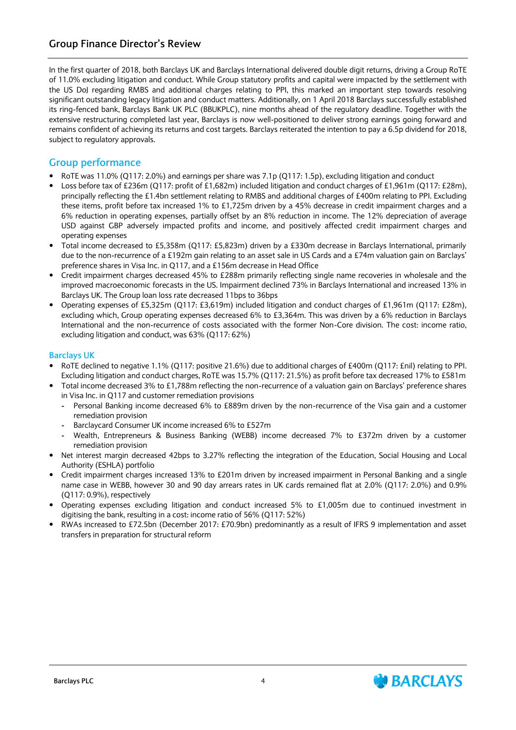# Group Finance Director's Review

In the first quarter of 2018, both Barclays UK and Barclays International delivered double digit returns, driving a Group RoTE of 11.0% excluding litigation and conduct. While Group statutory profits and capital were impacted by the settlement with the US DoJ regarding RMBS and additional charges relating to PPI, this marked an important step towards resolving significant outstanding legacy litigation and conduct matters. Additionally, on 1 April 2018 Barclays successfully established its ring-fenced bank, Barclays Bank UK PLC (BBUKPLC), nine months ahead of the regulatory deadline. Together with the extensive restructuring completed last year, Barclays is now well-positioned to deliver strong earnings going forward and remains confident of achieving its returns and cost targets. Barclays reiterated the intention to pay a 6.5p dividend for 2018, subject to regulatory approvals.

## Group performance

- RoTE was 11.0% (Q117: 2.0%) and earnings per share was 7.1p (Q117: 1.5p), excluding litigation and conduct
- Loss before tax of £236m (Q117: profit of £1,682m) included litigation and conduct charges of £1,961m (Q117: £28m), principally reflecting the £1.4bn settlement relating to RMBS and additional charges of £400m relating to PPI. Excluding these items, profit before tax increased 1% to £1,725m driven by a 45% decrease in credit impairment charges and a 6% reduction in operating expenses, partially offset by an 8% reduction in income. The 12% depreciation of average USD against GBP adversely impacted profits and income, and positively affected credit impairment charges and operating expenses
- Total income decreased to £5,358m (Q117: £5,823m) driven by a £330m decrease in Barclays International, primarily due to the non-recurrence of a £192m gain relating to an asset sale in US Cards and a £74m valuation gain on Barclays' preference shares in Visa Inc. in Q117, and a £156m decrease in Head Office
- Credit impairment charges decreased 45% to £288m primarily reflecting single name recoveries in wholesale and the improved macroeconomic forecasts in the US. Impairment declined 73% in Barclays International and increased 13% in Barclays UK. The Group loan loss rate decreased 11bps to 36bps
- Operating expenses of £5,325m (Q117: £3,619m) included litigation and conduct charges of £1,961m (Q117: £28m), excluding which, Group operating expenses decreased 6% to £3,364m. This was driven by a 6% reduction in Barclays International and the non-recurrence of costs associated with the former Non-Core division. The cost: income ratio, excluding litigation and conduct, was 63% (Q117: 62%)

### Barclays UK

- RoTE declined to negative 1.1% (Q117: positive 21.6%) due to additional charges of £400m (Q117: £nil) relating to PPI. Excluding litigation and conduct charges, RoTE was 15.7% (Q117: 21.5%) as profit before tax decreased 17% to £581m
- Total income decreased 3% to £1,788m reflecting the non-recurrence of a valuation gain on Barclays' preference shares in Visa Inc. in Q117 and customer remediation provisions
  - Personal Banking income decreased 6% to £889m driven by the non-recurrence of the Visa gain and a customer remediation provision
  - Barclaycard Consumer UK income increased 6% to £527m
  - Wealth, Entrepreneurs & Business Banking (WEBB) income decreased 7% to £372m driven by a customer remediation provision
- Net interest margin decreased 42bps to 3.27% reflecting the integration of the Education, Social Housing and Local Authority (ESHLA) portfolio
- Credit impairment charges increased 13% to £201m driven by increased impairment in Personal Banking and a single name case in WEBB, however 30 and 90 day arrears rates in UK cards remained flat at 2.0% (Q117: 2.0%) and 0.9% (Q117: 0.9%), respectively
- Operating expenses excluding litigation and conduct increased 5% to £1,005m due to continued investment in digitising the bank, resulting in a cost: income ratio of 56% (Q117: 52%)
- RWAs increased to £72.5bn (December 2017: £70.9bn) predominantly as a result of IFRS 9 implementation and asset transfers in preparation for structural reform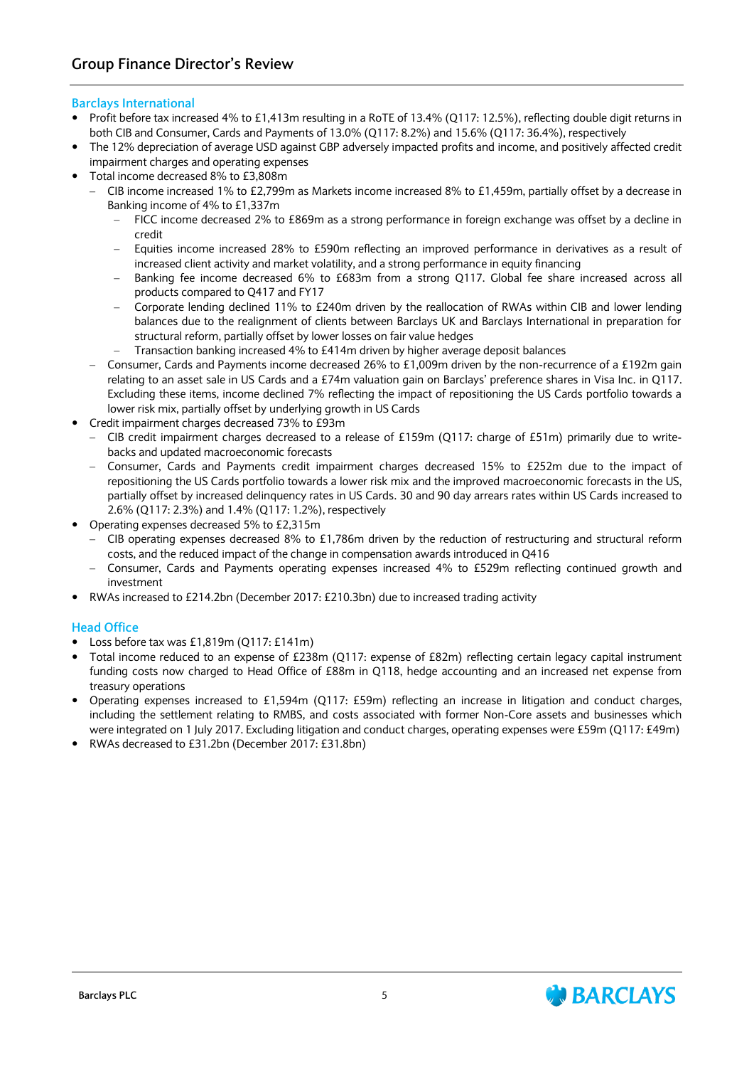## Group Finance Director's Review

### Barclays International

- Profit before tax increased 4% to £1,413m resulting in a RoTE of 13.4% (Q117: 12.5%), reflecting double digit returns in both CIB and Consumer, Cards and Payments of 13.0% (Q117: 8.2%) and 15.6% (Q117: 36.4%), respectively
- The 12% depreciation of average USD against GBP adversely impacted profits and income, and positively affected credit impairment charges and operating expenses
- Total income decreased 8% to £3,808m
  - CIB income increased 1% to £2,799m as Markets income increased 8% to £1,459m, partially offset by a decrease in Banking income of 4% to £1,337m
    - FICC income decreased 2% to £869m as a strong performance in foreign exchange was offset by a decline in credit
    - Equities income increased 28% to £590m reflecting an improved performance in derivatives as a result of increased client activity and market volatility, and a strong performance in equity financing
    - Banking fee income decreased 6% to £683m from a strong Q117. Global fee share increased across all products compared to Q417 and FY17
    - Corporate lending declined 11% to £240m driven by the reallocation of RWAs within CIB and lower lending balances due to the realignment of clients between Barclays UK and Barclays International in preparation for structural reform, partially offset by lower losses on fair value hedges
    - Transaction banking increased 4% to £414m driven by higher average deposit balances
  - Consumer, Cards and Payments income decreased 26% to £1,009m driven by the non-recurrence of a £192m gain relating to an asset sale in US Cards and a £74m valuation gain on Barclays' preference shares in Visa Inc. in Q117. Excluding these items, income declined 7% reflecting the impact of repositioning the US Cards portfolio towards a lower risk mix, partially offset by underlying growth in US Cards
- Credit impairment charges decreased 73% to £93m
  - CIB credit impairment charges decreased to a release of £159m (Q117: charge of £51m) primarily due to write-backs and updated macroeconomic forecasts
  - Consumer, Cards and Payments credit impairment charges decreased 15% to £252m due to the impact of repositioning the US Cards portfolio towards a lower risk mix and the improved macroeconomic forecasts in the US, partially offset by increased delinquency rates in US Cards. 30 and 90 day arrears rates within US Cards increased to 2.6% (Q117: 2.3%) and 1.4% (Q117: 1.2%), respectively
- Operating expenses decreased 5% to £2,315m
  - CIB operating expenses decreased 8% to £1,786m driven by the reduction of restructuring and structural reform costs, and the reduced impact of the change in compensation awards introduced in Q416
  - Consumer, Cards and Payments operating expenses increased 4% to £529m reflecting continued growth and investment
- RWAs increased to £214.2bn (December 2017: £210.3bn) due to increased trading activity

### Head Office

- Loss before tax was £1,819m (Q117: £141m)
- Total income reduced to an expense of £238m (Q117: expense of £82m) reflecting certain legacy capital instrument funding costs now charged to Head Office of £88m in Q118, hedge accounting and an increased net expense from treasury operations
- Operating expenses increased to £1,594m (Q117: £59m) reflecting an increase in litigation and conduct charges, including the settlement relating to RMBS, and costs associated with former Non-Core assets and businesses which were integrated on 1 July 2017. Excluding litigation and conduct charges, operating expenses were £59m (Q117: £49m)
- RWAs decreased to £31.2bn (December 2017: £31.8bn)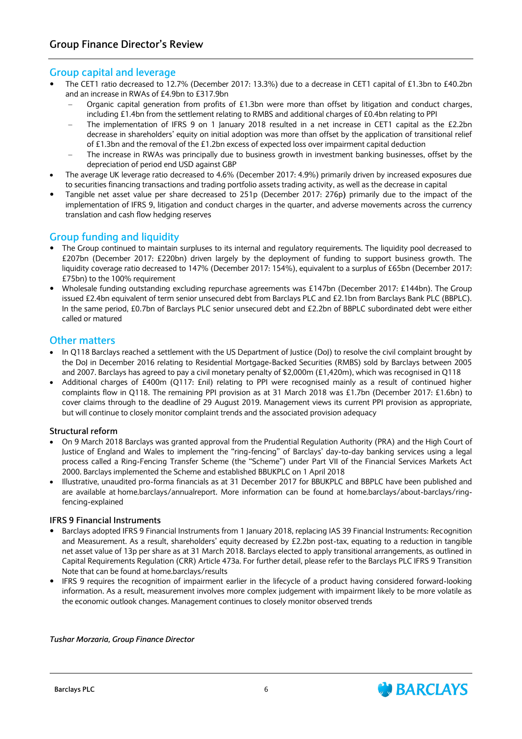## Group Finance Director's Review

### Group capital and leverage

- The CET1 ratio decreased to 12.7% (December 2017: 13.3%) due to a decrease in CET1 capital of £1.3bn to £40.2bn and an increase in RWAs of £4.9bn to £317.9bn
  - Organic capital generation from profits of £1.3bn were more than offset by litigation and conduct charges, including £1.4bn from the settlement relating to RMBS and additional charges of £0.4bn relating to PPI
  - The implementation of IFRS 9 on 1 January 2018 resulted in a net increase in CET1 capital as the £2.2bn decrease in shareholders' equity on initial adoption was more than offset by the application of transitional relief of £1.3bn and the removal of the £1.2bn excess of expected loss over impairment capital deduction
  - The increase in RWAs was principally due to business growth in investment banking businesses, offset by the depreciation of period end USD against GBP
- The average UK leverage ratio decreased to 4.6% (December 2017: 4.9%) primarily driven by increased exposures due to securities financing transactions and trading portfolio assets trading activity, as well as the decrease in capital
- Tangible net asset value per share decreased to 251p (December 2017: 276p) primarily due to the impact of the implementation of IFRS 9, litigation and conduct charges in the quarter, and adverse movements across the currency translation and cash flow hedging reserves

### Group funding and liquidity

- The Group continued to maintain surpluses to its internal and regulatory requirements. The liquidity pool decreased to £207bn (December 2017: £220bn) driven largely by the deployment of funding to support business growth. The liquidity coverage ratio decreased to 147% (December 2017: 154%), equivalent to a surplus of £65bn (December 2017: £75bn) to the 100% requirement
- Wholesale funding outstanding excluding repurchase agreements was £147bn (December 2017: £144bn). The Group issued £2.4bn equivalent of term senior unsecured debt from Barclays PLC and £2.1bn from Barclays Bank PLC (BBPLC). In the same period, £0.7bn of Barclays PLC senior unsecured debt and £2.2bn of BBPLC subordinated debt were either called or matured

### Other matters

- In Q118 Barclays reached a settlement with the US Department of Justice (DoJ) to resolve the civil complaint brought by the DoJ in December 2016 relating to Residential Mortgage-Backed Securities (RMBS) sold by Barclays between 2005 and 2007. Barclays has agreed to pay a civil monetary penalty of $2,000m (£1,420m), which was recognised in Q118
- Additional charges of £400m (Q117: £nil) relating to PPI were recognised mainly as a result of continued higher complaints flow in Q118. The remaining PPI provision as at 31 March 2018 was £1.7bn (December 2017: £1.6bn) to cover claims through to the deadline of 29 August 2019. Management views its current PPI provision as appropriate, but will continue to closely monitor complaint trends and the associated provision adequacy

#### Structural reform

- On 9 March 2018 Barclays was granted approval from the Prudential Regulation Authority (PRA) and the High Court of Justice of England and Wales to implement the "ring-fencing" of Barclays' day-to-day banking services using a legal process called a Ring-Fencing Transfer Scheme (the "Scheme") under Part VII of the Financial Services Markets Act 2000. Barclays implemented the Scheme and established BBUKPLC on 1 April 2018
- Illustrative, unaudited pro-forma financials as at 31 December 2017 for BBUKPLC and BBPLC have been published and are available at home.barclays/annualreport. More information can be found at home.barclays/about-barclays/ring-fencing-explained

#### IFRS 9 Financial Instruments

- Barclays adopted IFRS 9 Financial Instruments from 1 January 2018, replacing IAS 39 Financial Instruments: Recognition and Measurement. As a result, shareholders' equity decreased by £2.2bn post-tax, equating to a reduction in tangible net asset value of 13p per share as at 31 March 2018. Barclays elected to apply transitional arrangements, as outlined in Capital Requirements Regulation (CRR) Article 473a. For further detail, please refer to the Barclays PLC IFRS 9 Transition Note that can be found at home.barclays/results
- IFRS 9 requires the recognition of impairment earlier in the lifecycle of a product having considered forward-looking information. As a result, measurement involves more complex judgement with impairment likely to be more volatile as the economic outlook changes. Management continues to closely monitor observed trends

*Tushar Morzaria, Group Finance Director*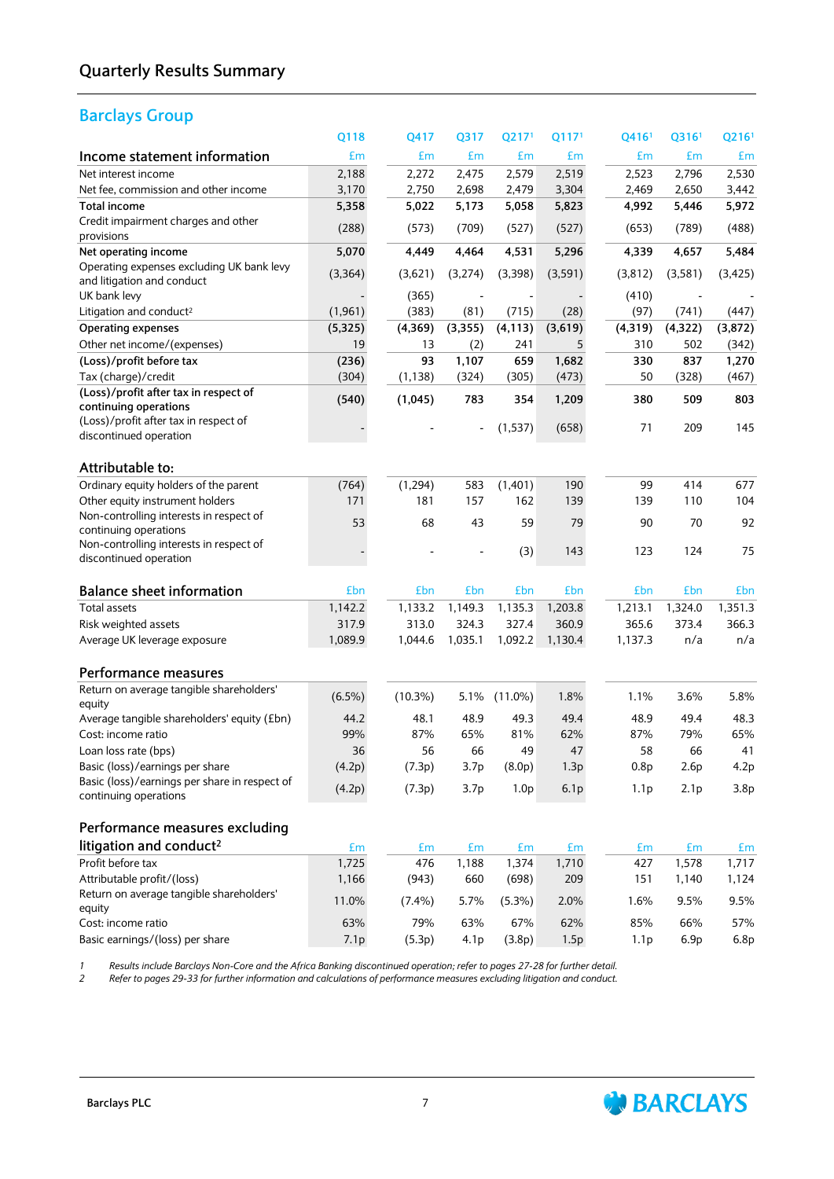## Quarterly Results Summary

### Barclays Group

| | Q118 | Q417 | Q317 | Q217[1] | Q117[1] | Q416[1] | Q316[1] | Q216[1] |
|---|---|---|---|---|---|---|---|---|
| **Income statement information** | £m | £m | £m | £m | £m | £m | £m | £m |
| Net interest income | 2,188 | 2,272 | 2,475 | 2,579 | 2,519 | 2,523 | 2,796 | 2,530 |
| Net fee, commission and other income | 3,170 | 2,750 | 2,698 | 2,479 | 3,304 | 2,469 | 2,650 | 3,442 |
| **Total income** | **5,358** | **5,022** | **5,173** | **5,058** | **5,823** | **4,992** | **5,446** | **5,972** |
| Credit impairment charges and other provisions | (288) | (573) | (709) | (527) | (527) | (653) | (789) | (488) |
| **Net operating income** | **5,070** | **4,449** | **4,464** | **4,531** | **5,296** | **4,339** | **4,657** | **5,484** |
| Operating expenses excluding UK bank levy and litigation and conduct | (3,364) | (3,621) | (3,274) | (3,398) | (3,591) | (3,812) | (3,581) | (3,425) |
| UK bank levy | - | (365) | - | - | - | (410) | - | - |
| Litigation and conduct[2] | (1,961) | (383) | (81) | (715) | (28) | (97) | (741) | (447) |
| **Operating expenses** | **(5,325)** | **(4,369)** | **(3,355)** | **(4,113)** | **(3,619)** | **(4,319)** | **(4,322)** | **(3,872)** |
| Other net income/(expenses) | 19 | 13 | (2) | 241 | 5 | 310 | 502 | (342) |
| **(Loss)/profit before tax** | **(236)** | **93** | **1,107** | **659** | **1,682** | **330** | **837** | **1,270** |
| Tax (charge)/credit | (304) | (1,138) | (324) | (305) | (473) | 50 | (328) | (467) |
| **(Loss)/profit after tax in respect of continuing operations** | **(540)** | **(1,045)** | **783** | **354** | **1,209** | **380** | **509** | **803** |
| (Loss)/profit after tax in respect of discontinued operation | - | - | - | (1,537) | (658) | 71 | 209 | 145 |
| | | | | | | | | |
| **Attributable to:** | | | | | | | | |
| Ordinary equity holders of the parent | (764) | (1,294) | 583 | (1,401) | 190 | 99 | 414 | 677 |
| Other equity instrument holders | 171 | 181 | 157 | 162 | 139 | 139 | 110 | 104 |
| Non-controlling interests in respect of continuing operations | 53 | 68 | 43 | 59 | 79 | 90 | 70 | 92 |
| Non-controlling interests in respect of discontinued operation | - | - | - | (3) | 143 | 123 | 124 | 75 |
| | | | | | | | | |
| **Balance sheet information** | £bn | £bn | £bn | £bn | £bn | £bn | £bn | £bn |
| Total assets | 1,142.2 | 1,133.2 | 1,149.3 | 1,135.3 | 1,203.8 | 1,213.1 | 1,324.0 | 1,351.3 |
| Risk weighted assets | 317.9 | 313.0 | 324.3 | 327.4 | 360.9 | 365.6 | 373.4 | 366.3 |
| Average UK leverage exposure | 1,089.9 | 1,044.6 | 1,035.1 | 1,092.2 | 1,130.4 | 1,137.3 | n/a | n/a |
| | | | | | | | | |
| **Performance measures** | | | | | | | | |
| Return on average tangible shareholders' equity | (6.5%) | (10.3%) | 5.1% | (11.0%) | 1.8% | 1.1% | 3.6% | 5.8% |
| Average tangible shareholders' equity (£bn) | 44.2 | 48.1 | 48.9 | 49.3 | 49.4 | 48.9 | 49.4 | 48.3 |
| Cost: income ratio | 99% | 87% | 65% | 81% | 62% | 87% | 79% | 65% |
| Loan loss rate (bps) | 36 | 56 | 66 | 49 | 47 | 58 | 66 | 41 |
| Basic (loss)/earnings per share | (4.2p) | (7.3p) | 3.7p | (8.0p) | 1.3p | 0.8p | 2.6p | 4.2p |
| Basic (loss)/earnings per share in respect of continuing operations | (4.2p) | (7.3p) | 3.7p | 1.0p | 6.1p | 1.1p | 2.1p | 3.8p |
| | | | | | | | | |
| **Performance measures excluding litigation and conduct[2]** | £m | £m | £m | £m | £m | £m | £m | £m |
| Profit before tax | 1,725 | 476 | 1,188 | 1,374 | 1,710 | 427 | 1,578 | 1,717 |
| Attributable profit/(loss) | 1,166 | (943) | 660 | (698) | 209 | 151 | 1,140 | 1,124 |
| Return on average tangible shareholders' equity | 11.0% | (7.4%) | 5.7% | (5.3%) | 2.0% | 1.6% | 9.5% | 9.5% |
| Cost: income ratio | 63% | 79% | 63% | 67% | 62% | 85% | 66% | 57% |
| Basic earnings/(loss) per share | 7.1p | (5.3p) | 4.1p | (3.8p) | 1.5p | 1.1p | 6.9p | 6.8p |

1 *Results include Barclays Non-Core and the Africa Banking discontinued operation; refer to pages 27-28 for further detail.*
2 *Refer to pages 29-33 for further information and calculations of performance measures excluding litigation and conduct.*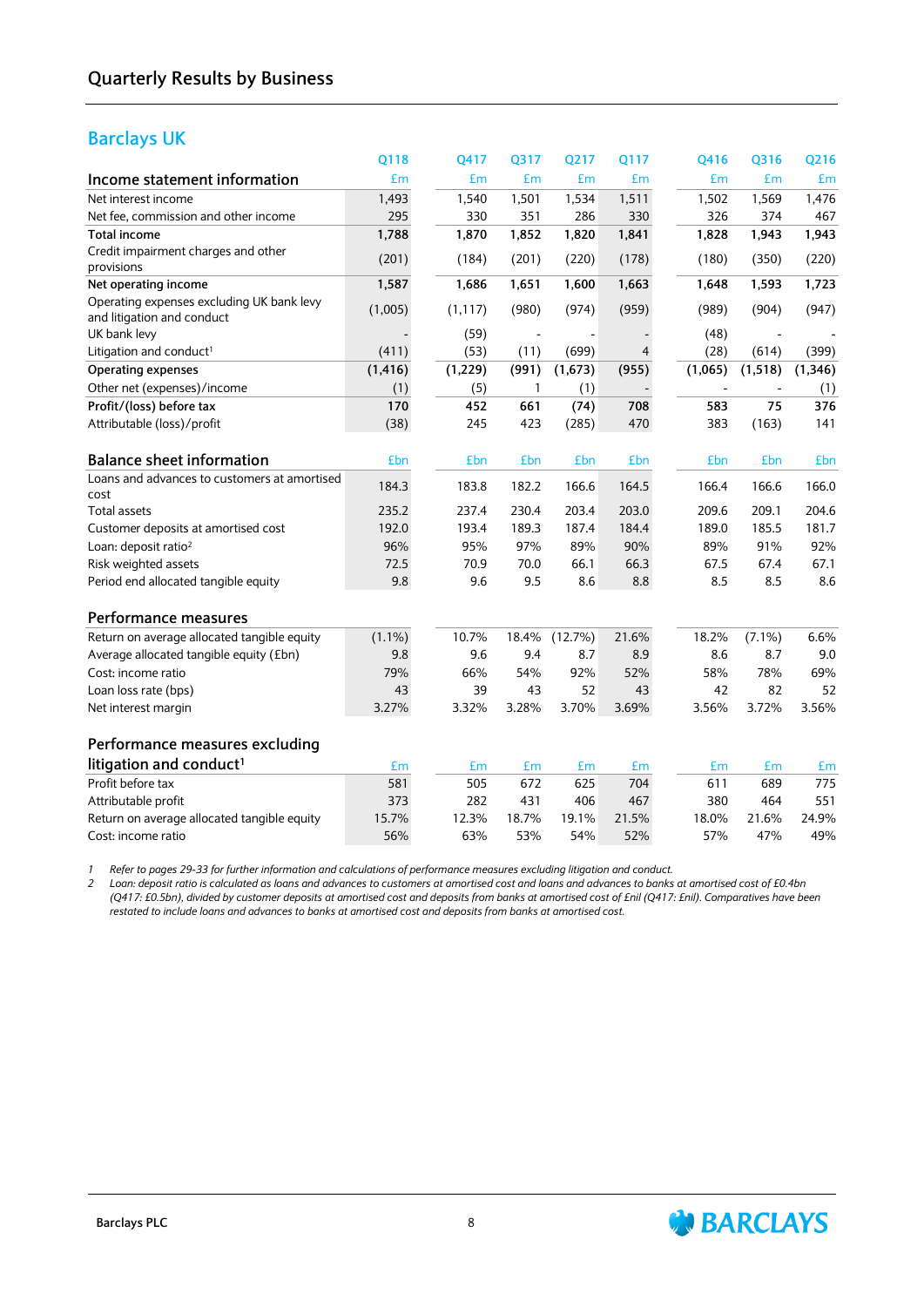## Quarterly Results by Business

### Barclays UK

| Income statement information | Q118 £m | Q417 £m | Q317 £m | Q217 £m | Q117 £m | Q416 £m | Q316 £m | Q216 £m |
|---|---|---|---|---|---|---|---|---|
| Net interest income | 1,493 | 1,540 | 1,501 | 1,534 | 1,511 | 1,502 | 1,569 | 1,476 |
| Net fee, commission and other income | 295 | 330 | 351 | 286 | 330 | 326 | 374 | 467 |
| **Total income** | **1,788** | **1,870** | **1,852** | **1,820** | **1,841** | **1,828** | **1,943** | **1,943** |
| Credit impairment charges and other provisions | (201) | (184) | (201) | (220) | (178) | (180) | (350) | (220) |
| **Net operating income** | **1,587** | **1,686** | **1,651** | **1,600** | **1,663** | **1,648** | **1,593** | **1,723** |
| Operating expenses excluding UK bank levy and litigation and conduct | (1,005) | (1,117) | (980) | (974) | (959) | (989) | (904) | (947) |
| UK bank levy | - | (59) | - | - | - | (48) | - | - |
| Litigation and conduct[1] | (411) | (53) | (11) | (699) | 4 | (28) | (614) | (399) |
| **Operating expenses** | **(1,416)** | **(1,229)** | **(991)** | **(1,673)** | **(955)** | **(1,065)** | **(1,518)** | **(1,346)** |
| Other net (expenses)/income | (1) | (5) | 1 | (1) | - | - | - | (1) |
| **Profit/(loss) before tax** | **170** | **452** | **661** | **(74)** | **708** | **583** | **75** | **376** |
| Attributable (loss)/profit | (38) | 245 | 423 | (285) | 470 | 383 | (163) | 141 |

| Balance sheet information | £bn | £bn | £bn | £bn | £bn | £bn | £bn | £bn |
|---|---|---|---|---|---|---|---|---|
| Loans and advances to customers at amortised cost | 184.3 | 183.8 | 182.2 | 166.6 | 164.5 | 166.4 | 166.6 | 166.0 |
| Total assets | 235.2 | 237.4 | 230.4 | 203.4 | 203.0 | 209.6 | 209.1 | 204.6 |
| Customer deposits at amortised cost | 192.0 | 193.4 | 189.3 | 187.4 | 184.4 | 189.0 | 185.5 | 181.7 |
| Loan: deposit ratio[2] | 96% | 95% | 97% | 89% | 90% | 89% | 91% | 92% |
| Risk weighted assets | 72.5 | 70.9 | 70.0 | 66.1 | 66.3 | 67.5 | 67.4 | 67.1 |
| Period end allocated tangible equity | 9.8 | 9.6 | 9.5 | 8.6 | 8.8 | 8.5 | 8.5 | 8.6 |

| Performance measures | | | | | | | | |
|---|---|---|---|---|---|---|---|---|
| Return on average allocated tangible equity | (1.1%) | 10.7% | 18.4% | (12.7%) | 21.6% | 18.2% | (7.1%) | 6.6% |
| Average allocated tangible equity (£bn) | 9.8 | 9.6 | 9.4 | 8.7 | 8.9 | 8.6 | 8.7 | 9.0 |
| Cost: income ratio | 79% | 66% | 54% | 92% | 52% | 58% | 78% | 69% |
| Loan loss rate (bps) | 43 | 39 | 43 | 52 | 43 | 42 | 82 | 52 |
| Net interest margin | 3.27% | 3.32% | 3.28% | 3.70% | 3.69% | 3.56% | 3.72% | 3.56% |

| Performance measures excluding litigation and conduct[1] | £m | £m | £m | £m | £m | £m | £m | £m |
|---|---|---|---|---|---|---|---|---|
| Profit before tax | 581 | 505 | 672 | 625 | 704 | 611 | 689 | 775 |
| Attributable profit | 373 | 282 | 431 | 406 | 467 | 380 | 464 | 551 |
| Return on average allocated tangible equity | 15.7% | 12.3% | 18.7% | 19.1% | 21.5% | 18.0% | 21.6% | 24.9% |
| Cost: income ratio | 56% | 63% | 53% | 54% | 52% | 57% | 47% | 49% |

1 *Refer to pages 29-33 for further information and calculations of performance measures excluding litigation and conduct.*

2 *Loan: deposit ratio is calculated as loans and advances to customers at amortised cost and loans and advances to banks at amortised cost of £0.4bn (Q417: £0.5bn), divided by customer deposits at amortised cost and deposits from banks at amortised cost of £nil (Q417: £nil). Comparatives have been restated to include loans and advances to banks at amortised cost and deposits from banks at amortised cost.*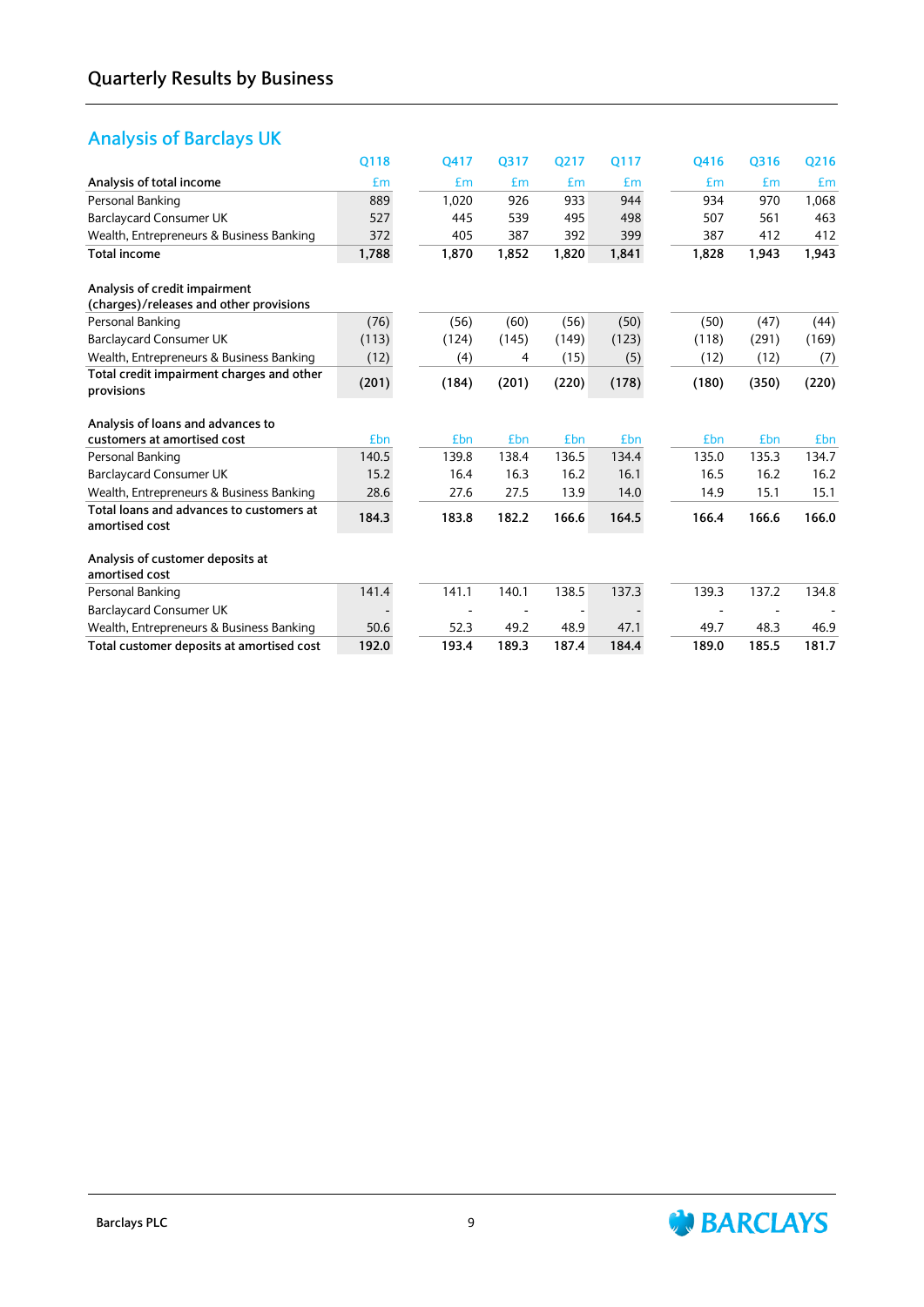## Quarterly Results by Business

### Analysis of Barclays UK

| | Q118 | Q417 | Q317 | Q217 | Q117 | Q416 | Q316 | Q216 |
|---|---|---|---|---|---|---|---|---|
| **Analysis of total income** | £m | £m | £m | £m | £m | £m | £m | £m |
| Personal Banking | 889 | 1,020 | 926 | 933 | 944 | 934 | 970 | 1,068 |
| Barclaycard Consumer UK | 527 | 445 | 539 | 495 | 498 | 507 | 561 | 463 |
| Wealth, Entrepreneurs & Business Banking | 372 | 405 | 387 | 392 | 399 | 387 | 412 | 412 |
| **Total income** | **1,788** | **1,870** | **1,852** | **1,820** | **1,841** | **1,828** | **1,943** | **1,943** |
| | | | | | | | | |
| **Analysis of credit impairment (charges)/releases and other provisions** | | | | | | | | |
| Personal Banking | (76) | (56) | (60) | (56) | (50) | (50) | (47) | (44) |
| Barclaycard Consumer UK | (113) | (124) | (145) | (149) | (123) | (118) | (291) | (169) |
| Wealth, Entrepreneurs & Business Banking | (12) | (4) | 4 | (15) | (5) | (12) | (12) | (7) |
| **Total credit impairment charges and other provisions** | **(201)** | **(184)** | **(201)** | **(220)** | **(178)** | **(180)** | **(350)** | **(220)** |
| | | | | | | | | |
| **Analysis of loans and advances to customers at amortised cost** | £bn | £bn | £bn | £bn | £bn | £bn | £bn | £bn |
| Personal Banking | 140.5 | 139.8 | 138.4 | 136.5 | 134.4 | 135.0 | 135.3 | 134.7 |
| Barclaycard Consumer UK | 15.2 | 16.4 | 16.3 | 16.2 | 16.1 | 16.5 | 16.2 | 16.2 |
| Wealth, Entrepreneurs & Business Banking | 28.6 | 27.6 | 27.5 | 13.9 | 14.0 | 14.9 | 15.1 | 15.1 |
| **Total loans and advances to customers at amortised cost** | **184.3** | **183.8** | **182.2** | **166.6** | **164.5** | **166.4** | **166.6** | **166.0** |
| | | | | | | | | |
| **Analysis of customer deposits at amortised cost** | | | | | | | | |
| Personal Banking | 141.4 | 141.1 | 140.1 | 138.5 | 137.3 | 139.3 | 137.2 | 134.8 |
| Barclaycard Consumer UK | - | - | - | - | - | - | - | - |
| Wealth, Entrepreneurs & Business Banking | 50.6 | 52.3 | 49.2 | 48.9 | 47.1 | 49.7 | 48.3 | 46.9 |
| **Total customer deposits at amortised cost** | **192.0** | **193.4** | **189.3** | **187.4** | **184.4** | **189.0** | **185.5** | **181.7** |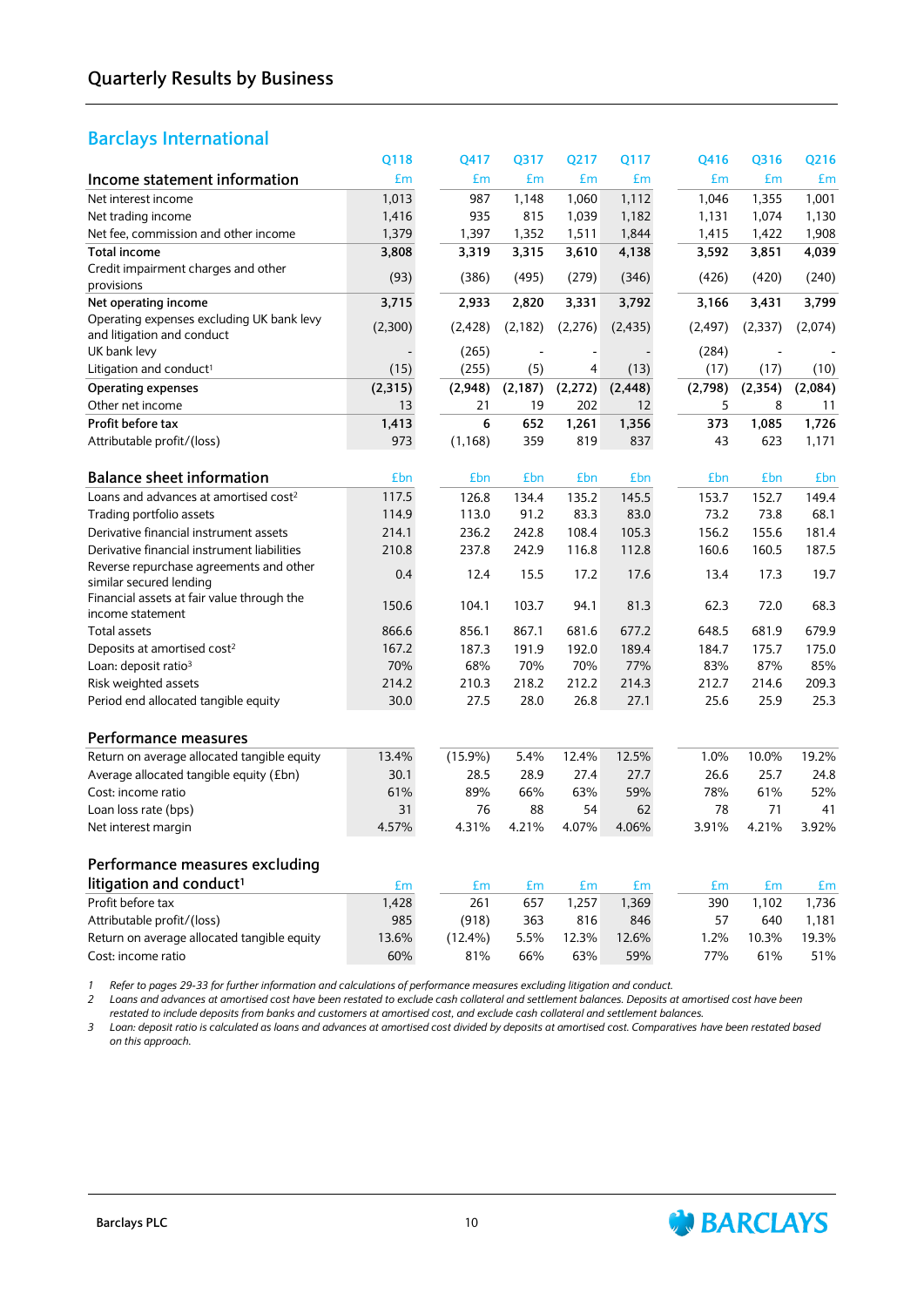# Quarterly Results by Business

## Barclays International

| Income statement information | Q118 £m | Q417 £m | Q317 £m | Q217 £m | Q117 £m | Q416 £m | Q316 £m | Q216 £m |
|---|---|---|---|---|---|---|---|---|
| Net interest income | 1,013 | 987 | 1,148 | 1,060 | 1,112 | 1,046 | 1,355 | 1,001 |
| Net trading income | 1,416 | 935 | 815 | 1,039 | 1,182 | 1,131 | 1,074 | 1,130 |
| Net fee, commission and other income | 1,379 | 1,397 | 1,352 | 1,511 | 1,844 | 1,415 | 1,422 | 1,908 |
| **Total income** | **3,808** | **3,319** | **3,315** | **3,610** | **4,138** | **3,592** | **3,851** | **4,039** |
| Credit impairment charges and other provisions | (93) | (386) | (495) | (279) | (346) | (426) | (420) | (240) |
| **Net operating income** | **3,715** | **2,933** | **2,820** | **3,331** | **3,792** | **3,166** | **3,431** | **3,799** |
| Operating expenses excluding UK bank levy and litigation and conduct | (2,300) | (2,428) | (2,182) | (2,276) | (2,435) | (2,497) | (2,337) | (2,074) |
| UK bank levy | - | (265) | - | - | - | (284) | - | - |
| Litigation and conduct[1] | (15) | (255) | (5) | 4 | (13) | (17) | (17) | (10) |
| **Operating expenses** | **(2,315)** | **(2,948)** | **(2,187)** | **(2,272)** | **(2,448)** | **(2,798)** | **(2,354)** | **(2,084)** |
| Other net income | 13 | 21 | 19 | 202 | 12 | 5 | 8 | 11 |
| **Profit before tax** | **1,413** | **6** | **652** | **1,261** | **1,356** | **373** | **1,085** | **1,726** |
| Attributable profit/(loss) | 973 | (1,168) | 359 | 819 | 837 | 43 | 623 | 1,171 |

| Balance sheet information | £bn | £bn | £bn | £bn | £bn | £bn | £bn | £bn |
|---|---|---|---|---|---|---|---|---|
| Loans and advances at amortised cost[2] | 117.5 | 126.8 | 134.4 | 135.2 | 145.5 | 153.7 | 152.7 | 149.4 |
| Trading portfolio assets | 114.9 | 113.0 | 91.2 | 83.3 | 83.0 | 73.2 | 73.8 | 68.1 |
| Derivative financial instrument assets | 214.1 | 236.2 | 242.8 | 108.4 | 105.3 | 156.2 | 155.6 | 181.4 |
| Derivative financial instrument liabilities | 210.8 | 237.8 | 242.9 | 116.8 | 112.8 | 160.6 | 160.5 | 187.5 |
| Reverse repurchase agreements and other similar secured lending | 0.4 | 12.4 | 15.5 | 17.2 | 17.6 | 13.4 | 17.3 | 19.7 |
| Financial assets at fair value through the income statement | 150.6 | 104.1 | 103.7 | 94.1 | 81.3 | 62.3 | 72.0 | 68.3 |
| Total assets | 866.6 | 856.1 | 867.1 | 681.6 | 677.2 | 648.5 | 681.9 | 679.9 |
| Deposits at amortised cost[2] | 167.2 | 187.3 | 191.9 | 192.0 | 189.4 | 184.7 | 175.7 | 175.0 |
| Loan: deposit ratio[3] | 70% | 68% | 70% | 70% | 77% | 83% | 87% | 85% |
| Risk weighted assets | 214.2 | 210.3 | 218.2 | 212.2 | 214.3 | 212.7 | 214.6 | 209.3 |
| Period end allocated tangible equity | 30.0 | 27.5 | 28.0 | 26.8 | 27.1 | 25.6 | 25.9 | 25.3 |

| Performance measures | | | | | | | | |
|---|---|---|---|---|---|---|---|---|
| Return on average allocated tangible equity | 13.4% | (15.9%) | 5.4% | 12.4% | 12.5% | 1.0% | 10.0% | 19.2% |
| Average allocated tangible equity (£bn) | 30.1 | 28.5 | 28.9 | 27.4 | 27.7 | 26.6 | 25.7 | 24.8 |
| Cost: income ratio | 61% | 89% | 66% | 63% | 59% | 78% | 61% | 52% |
| Loan loss rate (bps) | 31 | 76 | 88 | 54 | 62 | 78 | 71 | 41 |
| Net interest margin | 4.57% | 4.31% | 4.21% | 4.07% | 4.06% | 3.91% | 4.21% | 3.92% |

| Performance measures excluding litigation and conduct[1] | £m | £m | £m | £m | £m | £m | £m | £m |
|---|---|---|---|---|---|---|---|---|
| Profit before tax | 1,428 | 261 | 657 | 1,257 | 1,369 | 390 | 1,102 | 1,736 |
| Attributable profit/(loss) | 985 | (918) | 363 | 816 | 846 | 57 | 640 | 1,181 |
| Return on average allocated tangible equity | 13.6% | (12.4%) | 5.5% | 12.3% | 12.6% | 1.2% | 10.3% | 19.3% |
| Cost: income ratio | 60% | 81% | 66% | 63% | 59% | 77% | 61% | 51% |

1 *Refer to pages 29-33 for further information and calculations of performance measures excluding litigation and conduct.*

2 *Loans and advances at amortised cost have been restated to exclude cash collateral and settlement balances. Deposits at amortised cost have been restated to include deposits from banks and customers at amortised cost, and exclude cash collateral and settlement balances.*

3 *Loan: deposit ratio is calculated as loans and advances at amortised cost divided by deposits at amortised cost. Comparatives have been restated based on this approach.*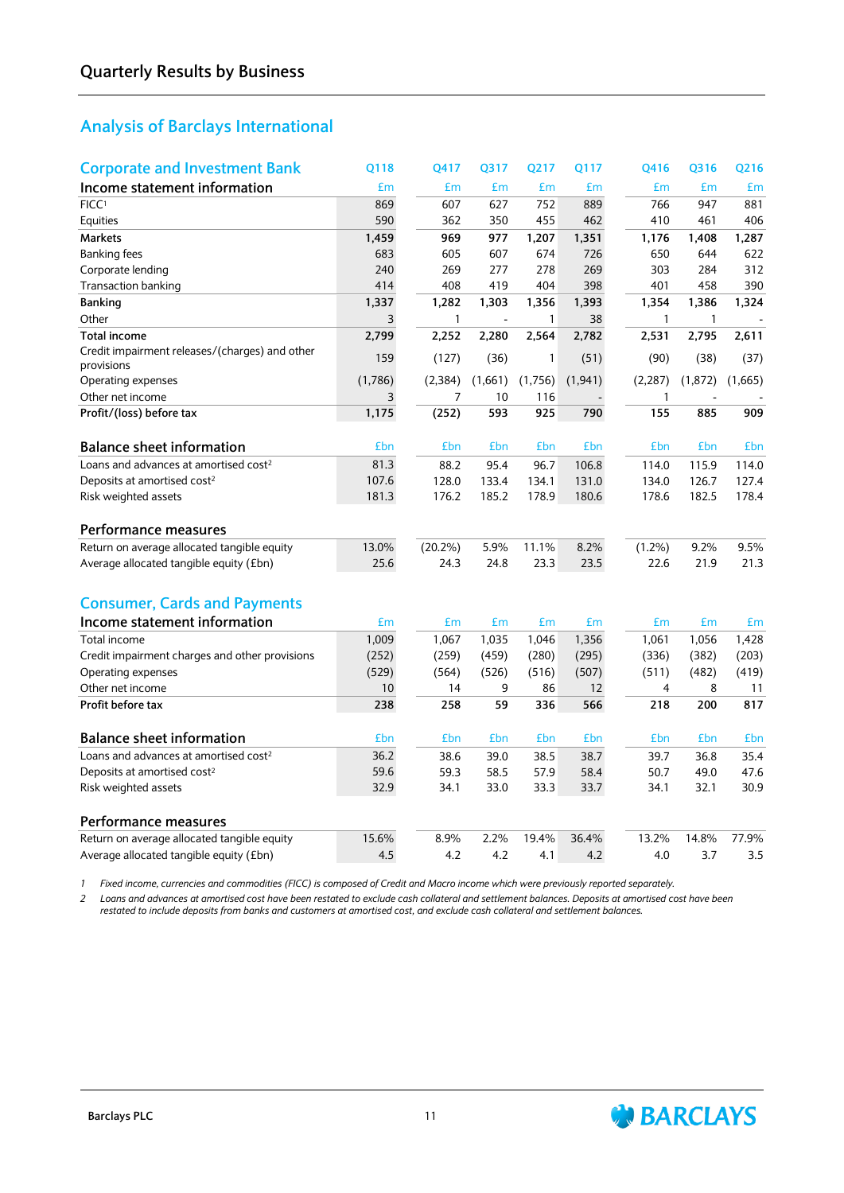## Quarterly Results by Business

### Analysis of Barclays International

#### Corporate and Investment Bank

| Income statement information | Q118 £m | Q417 £m | Q317 £m | Q217 £m | Q117 £m | Q416 £m | Q316 £m | Q216 £m |
|---|---|---|---|---|---|---|---|---|
| FICC[1] | 869 | 607 | 627 | 752 | 889 | 766 | 947 | 881 |
| Equities | 590 | 362 | 350 | 455 | 462 | 410 | 461 | 406 |
| **Markets** | **1,459** | **969** | **977** | **1,207** | **1,351** | **1,176** | **1,408** | **1,287** |
| Banking fees | 683 | 605 | 607 | 674 | 726 | 650 | 644 | 622 |
| Corporate lending | 240 | 269 | 277 | 278 | 269 | 303 | 284 | 312 |
| Transaction banking | 414 | 408 | 419 | 404 | 398 | 401 | 458 | 390 |
| **Banking** | **1,337** | **1,282** | **1,303** | **1,356** | **1,393** | **1,354** | **1,386** | **1,324** |
| Other | 3 | 1 | - | 1 | 38 | 1 | 1 | - |
| **Total income** | **2,799** | **2,252** | **2,280** | **2,564** | **2,782** | **2,531** | **2,795** | **2,611** |
| Credit impairment releases/(charges) and other provisions | 159 | (127) | (36) | 1 | (51) | (90) | (38) | (37) |
| Operating expenses | (1,786) | (2,384) | (1,661) | (1,756) | (1,941) | (2,287) | (1,872) | (1,665) |
| Other net income | 3 | 7 | 10 | 116 | - | 1 | - | - |
| **Profit/(loss) before tax** | **1,175** | **(252)** | **593** | **925** | **790** | **155** | **885** | **909** |

| Balance sheet information | £bn | £bn | £bn | £bn | £bn | £bn | £bn | £bn |
|---|---|---|---|---|---|---|---|---|
| Loans and advances at amortised cost[2] | 81.3 | 88.2 | 95.4 | 96.7 | 106.8 | 114.0 | 115.9 | 114.0 |
| Deposits at amortised cost[2] | 107.6 | 128.0 | 133.4 | 134.1 | 131.0 | 134.0 | 126.7 | 127.4 |
| Risk weighted assets | 181.3 | 176.2 | 185.2 | 178.9 | 180.6 | 178.6 | 182.5 | 178.4 |

| Performance measures | | | | | | | | |
|---|---|---|---|---|---|---|---|---|
| Return on average allocated tangible equity | 13.0% | (20.2%) | 5.9% | 11.1% | 8.2% | (1.2%) | 9.2% | 9.5% |
| Average allocated tangible equity (£bn) | 25.6 | 24.3 | 24.8 | 23.3 | 23.5 | 22.6 | 21.9 | 21.3 |

#### Consumer, Cards and Payments

| Income statement information | Q118 £m | Q417 £m | Q317 £m | Q217 £m | Q117 £m | Q416 £m | Q316 £m | Q216 £m |
|---|---|---|---|---|---|---|---|---|
| Total income | 1,009 | 1,067 | 1,035 | 1,046 | 1,356 | 1,061 | 1,056 | 1,428 |
| Credit impairment charges and other provisions | (252) | (259) | (459) | (280) | (295) | (336) | (382) | (203) |
| Operating expenses | (529) | (564) | (526) | (516) | (507) | (511) | (482) | (419) |
| Other net income | 10 | 14 | 9 | 86 | 12 | 4 | 8 | 11 |
| **Profit before tax** | **238** | **258** | **59** | **336** | **566** | **218** | **200** | **817** |

| Balance sheet information | £bn | £bn | £bn | £bn | £bn | £bn | £bn | £bn |
|---|---|---|---|---|---|---|---|---|
| Loans and advances at amortised cost[2] | 36.2 | 38.6 | 39.0 | 38.5 | 38.7 | 39.7 | 36.8 | 35.4 |
| Deposits at amortised cost[2] | 59.6 | 59.3 | 58.5 | 57.9 | 58.4 | 50.7 | 49.0 | 47.6 |
| Risk weighted assets | 32.9 | 34.1 | 33.0 | 33.3 | 33.7 | 34.1 | 32.1 | 30.9 |

| Performance measures | | | | | | | | |
|---|---|---|---|---|---|---|---|---|
| Return on average allocated tangible equity | 15.6% | 8.9% | 2.2% | 19.4% | 36.4% | 13.2% | 14.8% | 77.9% |
| Average allocated tangible equity (£bn) | 4.5 | 4.2 | 4.2 | 4.1 | 4.2 | 4.0 | 3.7 | 3.5 |

1 *Fixed income, currencies and commodities (FICC) is composed of Credit and Macro income which were previously reported separately.*

2 *Loans and advances at amortised cost have been restated to exclude cash collateral and settlement balances. Deposits at amortised cost have been restated to include deposits from banks and customers at amortised cost, and exclude cash collateral and settlement balances.*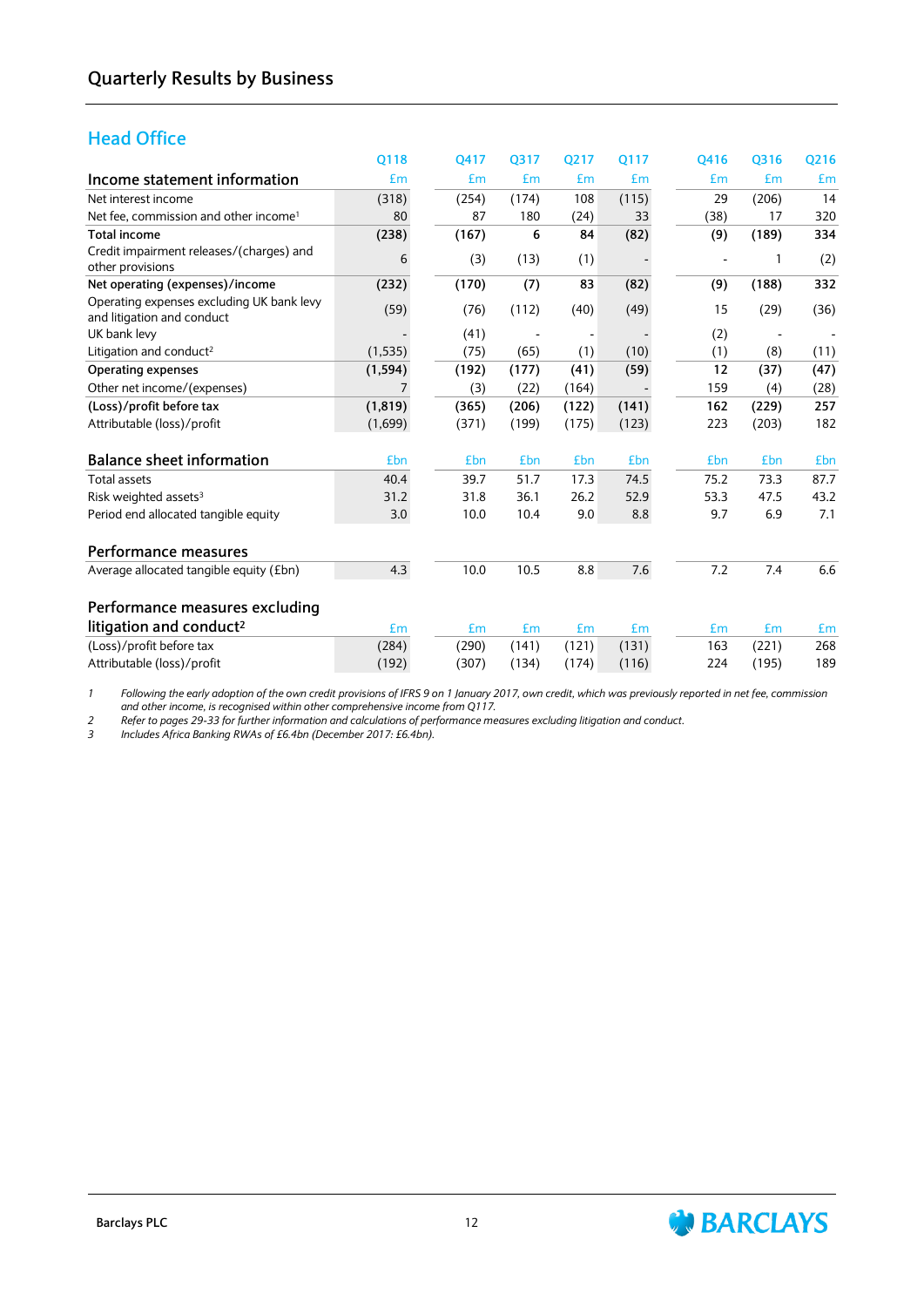# Quarterly Results by Business

## Head Office

| Income statement information | Q118 | Q417 | Q317 | Q217 | Q117 | Q416 | Q316 | Q216 |
|---|---|---|---|---|---|---|---|---|
| | £m | £m | £m | £m | £m | £m | £m | £m |
| Net interest income | (318) | (254) | (174) | 108 | (115) | 29 | (206) | 14 |
| Net fee, commission and other income[1] | 80 | 87 | 180 | (24) | 33 | (38) | 17 | 320 |
| **Total income** | **(238)** | **(167)** | **6** | **84** | **(82)** | **(9)** | **(189)** | **334** |
| Credit impairment releases/(charges) and other provisions | 6 | (3) | (13) | (1) | - | - | 1 | (2) |
| **Net operating (expenses)/income** | **(232)** | **(170)** | **(7)** | **83** | **(82)** | **(9)** | **(188)** | **332** |
| Operating expenses excluding UK bank levy and litigation and conduct | (59) | (76) | (112) | (40) | (49) | 15 | (29) | (36) |
| UK bank levy | - | (41) | - | - | - | (2) | - | - |
| Litigation and conduct[2] | (1,535) | (75) | (65) | (1) | (10) | (1) | (8) | (11) |
| **Operating expenses** | **(1,594)** | **(192)** | **(177)** | **(41)** | **(59)** | **12** | **(37)** | **(47)** |
| Other net income/(expenses) | 7 | (3) | (22) | (164) | - | 159 | (4) | (28) |
| **(Loss)/profit before tax** | **(1,819)** | **(365)** | **(206)** | **(122)** | **(141)** | **162** | **(229)** | **257** |
| Attributable (loss)/profit | (1,699) | (371) | (199) | (175) | (123) | 223 | (203) | 182 |

| Balance sheet information | Q118 | Q417 | Q317 | Q217 | Q117 | Q416 | Q316 | Q216 |
|---|---|---|---|---|---|---|---|---|
| | £bn | £bn | £bn | £bn | £bn | £bn | £bn | £bn |
| Total assets | 40.4 | 39.7 | 51.7 | 17.3 | 74.5 | 75.2 | 73.3 | 87.7 |
| Risk weighted assets[3] | 31.2 | 31.8 | 36.1 | 26.2 | 52.9 | 53.3 | 47.5 | 43.2 |
| Period end allocated tangible equity | 3.0 | 10.0 | 10.4 | 9.0 | 8.8 | 9.7 | 6.9 | 7.1 |

| Performance measures | Q118 | Q417 | Q317 | Q217 | Q117 | Q416 | Q316 | Q216 |
|---|---|---|---|---|---|---|---|---|
| Average allocated tangible equity (£bn) | 4.3 | 10.0 | 10.5 | 8.8 | 7.6 | 7.2 | 7.4 | 6.6 |

| Performance measures excluding litigation and conduct[2] | Q118 | Q417 | Q317 | Q217 | Q117 | Q416 | Q316 | Q216 |
|---|---|---|---|---|---|---|---|---|
| | £m | £m | £m | £m | £m | £m | £m | £m |
| (Loss)/profit before tax | (284) | (290) | (141) | (121) | (131) | 163 | (221) | 268 |
| Attributable (loss)/profit | (192) | (307) | (134) | (174) | (116) | 224 | (195) | 189 |

1 *Following the early adoption of the own credit provisions of IFRS 9 on 1 January 2017, own credit, which was previously reported in net fee, commission and other income, is recognised within other comprehensive income from Q117.*

2 *Refer to pages 29-33 for further information and calculations of performance measures excluding litigation and conduct.*

3 *Includes Africa Banking RWAs of £6.4bn (December 2017: £6.4bn).*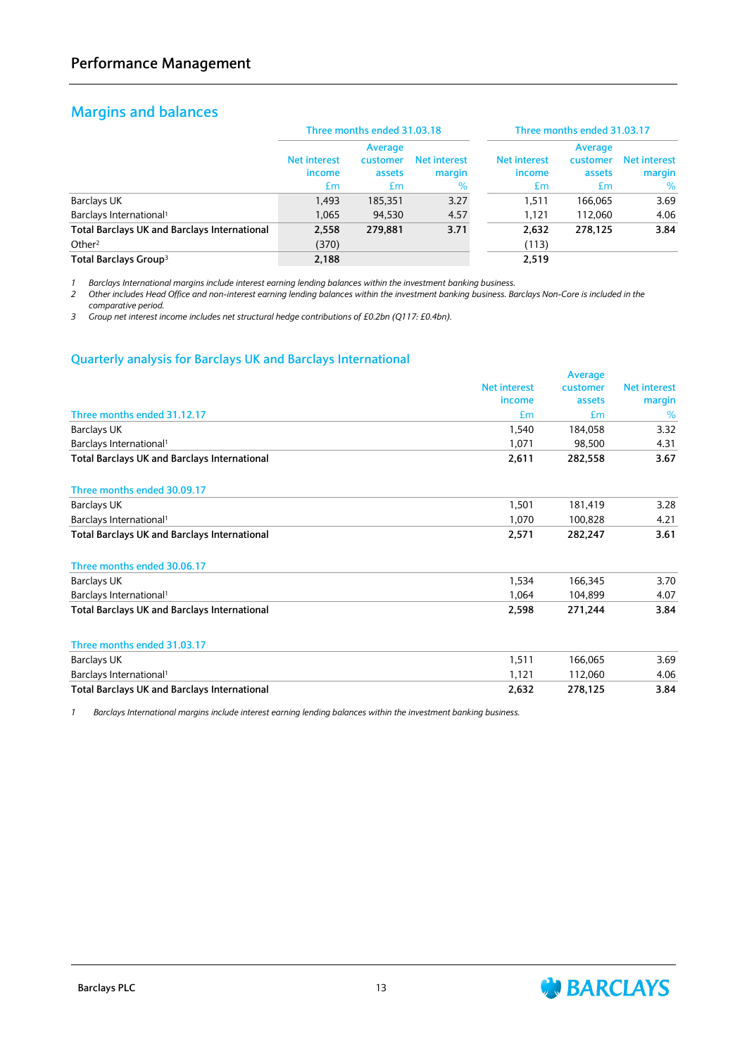# Performance Management

## Margins and balances

| | Three months ended 31.03.18 | | | Three months ended 31.03.17 | | |
|---|---|---|---|---|---|---|
| | Net interest income £m | Average customer assets £m | Net interest margin % | Net interest income £m | Average customer assets £m | Net interest margin % |
| Barclays UK | 1,493 | 185,351 | 3.27 | 1,511 | 166,065 | 3.69 |
| Barclays International[1] | 1,065 | 94,530 | 4.57 | 1,121 | 112,060 | 4.06 |
| **Total Barclays UK and Barclays International** | **2,558** | **279,881** | **3.71** | **2,632** | **278,125** | **3.84** |
| Other[2] | (370) | | | (113) | | |
| **Total Barclays Group[3]** | **2,188** | | | **2,519** | | |

1 *Barclays International margins include interest earning lending balances within the investment banking business.*
2 *Other includes Head Office and non-interest earning lending balances within the investment banking business. Barclays Non-Core is included in the comparative period.*
3 *Group net interest income includes net structural hedge contributions of £0.2bn (Q117: £0.4bn).*

## Quarterly analysis for Barclays UK and Barclays International

| | Net interest income £m | Average customer assets £m | Net interest margin % |
|---|---|---|---|
| **Three months ended 31.12.17** | | | |
| Barclays UK | 1,540 | 184,058 | 3.32 |
| Barclays International[1] | 1,071 | 98,500 | 4.31 |
| **Total Barclays UK and Barclays International** | **2,611** | **282,558** | **3.67** |
| | | | |
| **Three months ended 30.09.17** | | | |
| Barclays UK | 1,501 | 181,419 | 3.28 |
| Barclays International[1] | 1,070 | 100,828 | 4.21 |
| **Total Barclays UK and Barclays International** | **2,571** | **282,247** | **3.61** |
| | | | |
| **Three months ended 30.06.17** | | | |
| Barclays UK | 1,534 | 166,345 | 3.70 |
| Barclays International[1] | 1,064 | 104,899 | 4.07 |
| **Total Barclays UK and Barclays International** | **2,598** | **271,244** | **3.84** |
| | | | |
| **Three months ended 31.03.17** | | | |
| Barclays UK | 1,511 | 166,065 | 3.69 |
| Barclays International[1] | 1,121 | 112,060 | 4.06 |
| **Total Barclays UK and Barclays International** | **2,632** | **278,125** | **3.84** |

1 *Barclays International margins include interest earning lending balances within the investment banking business.*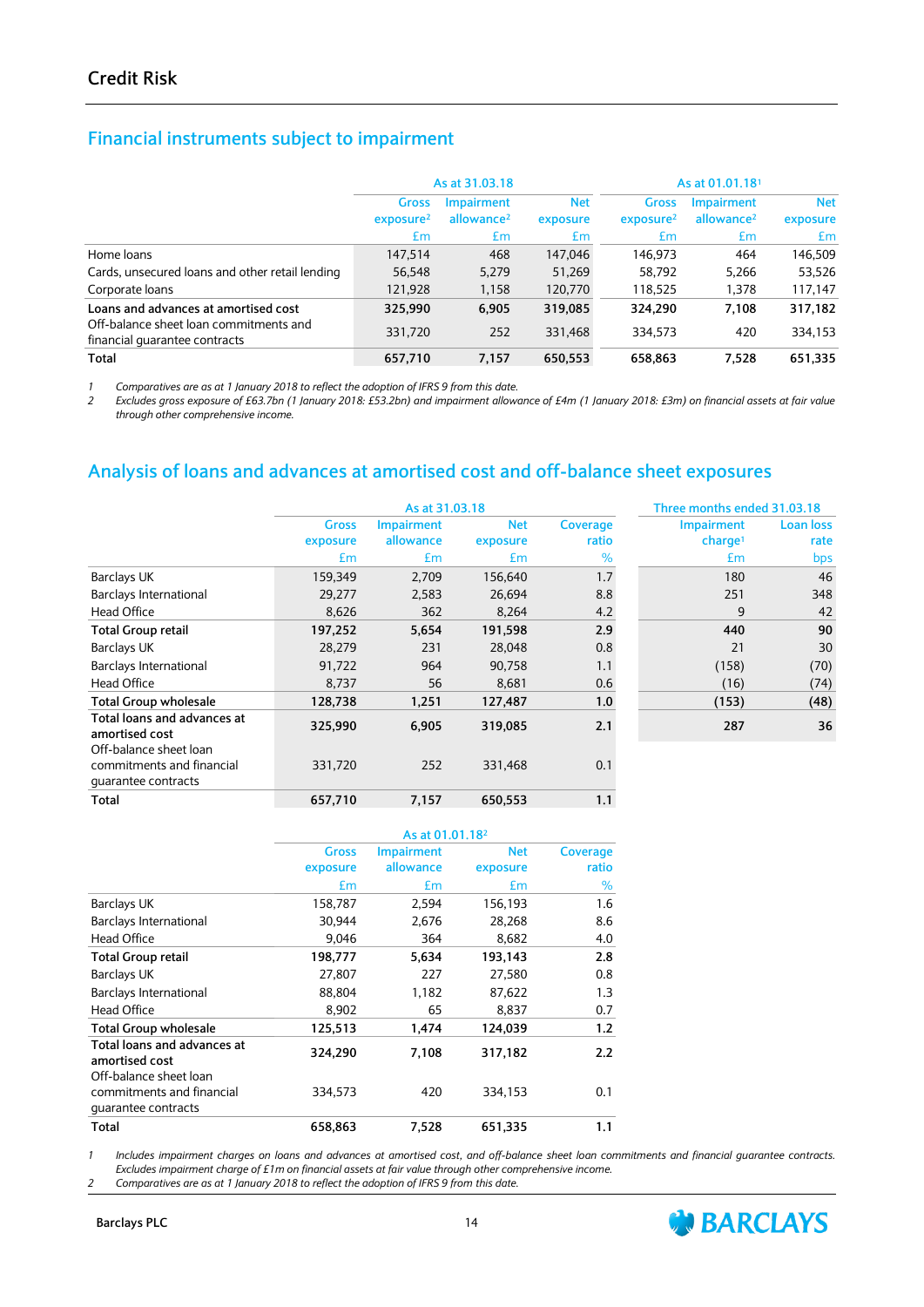# Credit Risk

## Financial instruments subject to impairment

| | As at 31.03.18 | | | As at 01.01.18[1] | | |
|---|---|---|---|---|---|---|
| | Gross exposure[2] | Impairment allowance[2] | Net exposure | Gross exposure[2] | Impairment allowance[2] | Net exposure |
| | £m | £m | £m | £m | £m | £m |
| Home loans | 147,514 | 468 | 147,046 | 146,973 | 464 | 146,509 |
| Cards, unsecured loans and other retail lending | 56,548 | 5,279 | 51,269 | 58,792 | 5,266 | 53,526 |
| Corporate loans | 121,928 | 1,158 | 120,770 | 118,525 | 1,378 | 117,147 |
| **Loans and advances at amortised cost** | **325,990** | **6,905** | **319,085** | **324,290** | **7,108** | **317,182** |
| Off-balance sheet loan commitments and financial guarantee contracts | 331,720 | 252 | 331,468 | 334,573 | 420 | 334,153 |
| **Total** | **657,710** | **7,157** | **650,553** | **658,863** | **7,528** | **651,335** |

1 *Comparatives are as at 1 January 2018 to reflect the adoption of IFRS 9 from this date.*
2 *Excludes gross exposure of £63.7bn (1 January 2018: £53.2bn) and impairment allowance of £4m (1 January 2018: £3m) on financial assets at fair value through other comprehensive income.*

## Analysis of loans and advances at amortised cost and off-balance sheet exposures

| | As at 31.03.18 | | | | Three months ended 31.03.18 | |
|---|---|---|---|---|---|---|
| | Gross exposure | Impairment allowance | Net exposure | Coverage ratio | Impairment charge[1] | Loan loss rate |
| | £m | £m | £m | % | £m | bps |
| Barclays UK | 159,349 | 2,709 | 156,640 | 1.7 | 180 | 46 |
| Barclays International | 29,277 | 2,583 | 26,694 | 8.8 | 251 | 348 |
| Head Office | 8,626 | 362 | 8,264 | 4.2 | 9 | 42 |
| **Total Group retail** | **197,252** | **5,654** | **191,598** | **2.9** | **440** | **90** |
| Barclays UK | 28,279 | 231 | 28,048 | 0.8 | 21 | 30 |
| Barclays International | 91,722 | 964 | 90,758 | 1.1 | (158) | (70) |
| Head Office | 8,737 | 56 | 8,681 | 0.6 | (16) | (74) |
| **Total Group wholesale** | **128,738** | **1,251** | **127,487** | **1.0** | **(153)** | **(48)** |
| **Total loans and advances at amortised cost** | **325,990** | **6,905** | **319,085** | **2.1** | **287** | **36** |
| Off-balance sheet loan commitments and financial guarantee contracts | 331,720 | 252 | 331,468 | 0.1 | | |
| **Total** | **657,710** | **7,157** | **650,553** | **1.1** | | |

| | As at 01.01.18[2] | | | |
|---|---|---|---|---|
| | Gross exposure | Impairment allowance | Net exposure | Coverage ratio |
| | £m | £m | £m | % |
| Barclays UK | 158,787 | 2,594 | 156,193 | 1.6 |
| Barclays International | 30,944 | 2,676 | 28,268 | 8.6 |
| Head Office | 9,046 | 364 | 8,682 | 4.0 |
| **Total Group retail** | **198,777** | **5,634** | **193,143** | **2.8** |
| Barclays UK | 27,807 | 227 | 27,580 | 0.8 |
| Barclays International | 88,804 | 1,182 | 87,622 | 1.3 |
| Head Office | 8,902 | 65 | 8,837 | 0.7 |
| **Total Group wholesale** | **125,513** | **1,474** | **124,039** | **1.2** |
| **Total loans and advances at amortised cost** | **324,290** | **7,108** | **317,182** | **2.2** |
| Off-balance sheet loan commitments and financial guarantee contracts | 334,573 | 420 | 334,153 | 0.1 |
| **Total** | **658,863** | **7,528** | **651,335** | **1.1** |

1 *Includes impairment charges on loans and advances at amortised cost, and off-balance sheet loan commitments and financial guarantee contracts. Excludes impairment charge of £1m on financial assets at fair value through other comprehensive income.*
2 *Comparatives are as at 1 January 2018 to reflect the adoption of IFRS 9 from this date.*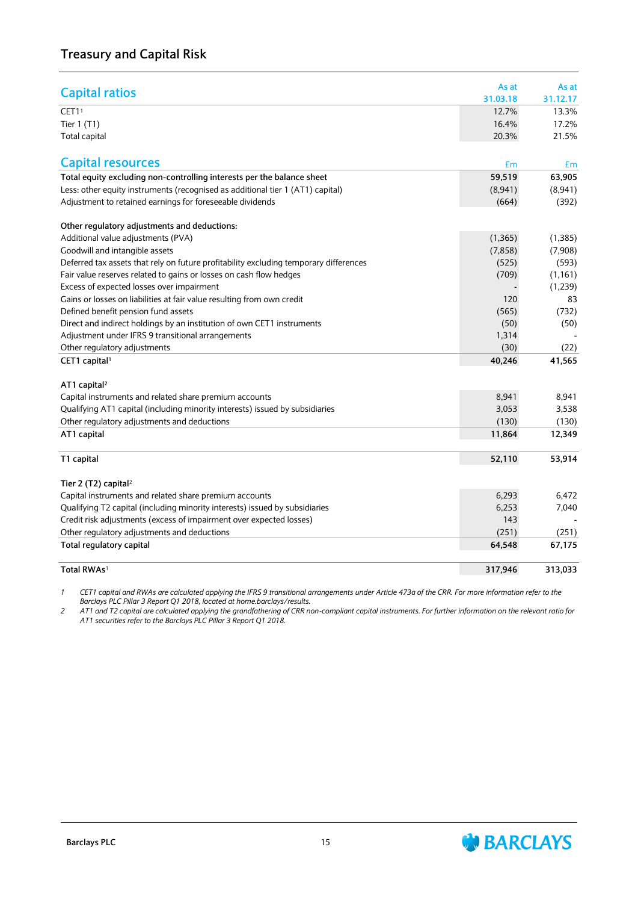## Treasury and Capital Risk

| Capital ratios | As at 31.03.18 | As at 31.12.17 |
|---|---|---|
| CET1[1] | 12.7% | 13.3% |
| Tier 1 (T1) | 16.4% | 17.2% |
| Total capital | 20.3% | 21.5% |

| Capital resources | £m | £m |
|---|---|---|
| **Total equity excluding non-controlling interests per the balance sheet** | **59,519** | **63,905** |
| Less: other equity instruments (recognised as additional tier 1 (AT1) capital) | (8,941) | (8,941) |
| Adjustment to retained earnings for foreseeable dividends | (664) | (392) |
| | | |
| Other regulatory adjustments and deductions: | | |
| Additional value adjustments (PVA) | (1,365) | (1,385) |
| Goodwill and intangible assets | (7,858) | (7,908) |
| Deferred tax assets that rely on future profitability excluding temporary differences | (525) | (593) |
| Fair value reserves related to gains or losses on cash flow hedges | (709) | (1,161) |
| Excess of expected losses over impairment | - | (1,239) |
| Gains or losses on liabilities at fair value resulting from own credit | 120 | 83 |
| Defined benefit pension fund assets | (565) | (732) |
| Direct and indirect holdings by an institution of own CET1 instruments | (50) | (50) |
| Adjustment under IFRS 9 transitional arrangements | 1,314 | - |
| Other regulatory adjustments | (30) | (22) |
| **CET1 capital[1]** | **40,246** | **41,565** |
| | | |
| AT1 capital[2] | | |
| Capital instruments and related share premium accounts | 8,941 | 8,941 |
| Qualifying AT1 capital (including minority interests) issued by subsidiaries | 3,053 | 3,538 |
| Other regulatory adjustments and deductions | (130) | (130) |
| **AT1 capital** | **11,864** | **12,349** |
| | | |
| **T1 capital** | **52,110** | **53,914** |
| | | |
| Tier 2 (T2) capital[2] | | |
| Capital instruments and related share premium accounts | 6,293 | 6,472 |
| Qualifying T2 capital (including minority interests) issued by subsidiaries | 6,253 | 7,040 |
| Credit risk adjustments (excess of impairment over expected losses) | 143 | - |
| Other regulatory adjustments and deductions | (251) | (251) |
| **Total regulatory capital** | **64,548** | **67,175** |
| | | |
| **Total RWAs[1]** | **317,946** | **313,033** |

1 *CET1 capital and RWAs are calculated applying the IFRS 9 transitional arrangements under Article 473a of the CRR. For more information refer to the Barclays PLC Pillar 3 Report Q1 2018, located at home.barclays/results.*

2 *AT1 and T2 capital are calculated applying the grandfathering of CRR non-compliant capital instruments. For further information on the relevant ratio for AT1 securities refer to the Barclays PLC Pillar 3 Report Q1 2018.*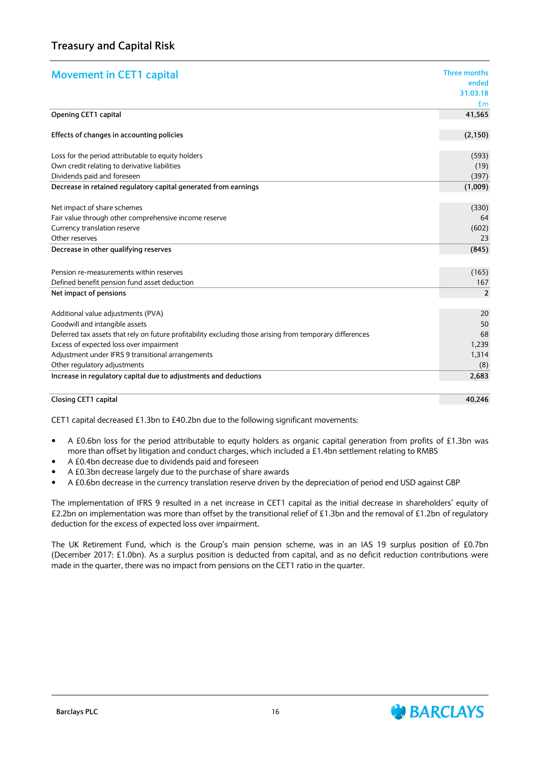## Treasury and Capital Risk

### Movement in CET1 capital

| | Three months ended 31.03.18 £m |
|---|---|
| **Opening CET1 capital** | **41,565** |
| | |
| **Effects of changes in accounting policies** | **(2,150)** |
| | |
| Loss for the period attributable to equity holders | (593) |
| Own credit relating to derivative liabilities | (19) |
| Dividends paid and foreseen | (397) |
| **Decrease in retained regulatory capital generated from earnings** | **(1,009)** |
| | |
| Net impact of share schemes | (330) |
| Fair value through other comprehensive income reserve | 64 |
| Currency translation reserve | (602) |
| Other reserves | 23 |
| **Decrease in other qualifying reserves** | **(845)** |
| | |
| Pension re-measurements within reserves | (165) |
| Defined benefit pension fund asset deduction | 167 |
| **Net impact of pensions** | **2** |
| | |
| Additional value adjustments (PVA) | 20 |
| Goodwill and intangible assets | 50 |
| Deferred tax assets that rely on future profitability excluding those arising from temporary differences | 68 |
| Excess of expected loss over impairment | 1,239 |
| Adjustment under IFRS 9 transitional arrangements | 1,314 |
| Other regulatory adjustments | (8) |
| **Increase in regulatory capital due to adjustments and deductions** | **2,683** |
| | |
| **Closing CET1 capital** | **40,246** |

CET1 capital decreased £1.3bn to £40.2bn due to the following significant movements:

- A £0.6bn loss for the period attributable to equity holders as organic capital generation from profits of £1.3bn was more than offset by litigation and conduct charges, which included a £1.4bn settlement relating to RMBS
- A £0.4bn decrease due to dividends paid and foreseen
- A £0.3bn decrease largely due to the purchase of share awards
- A £0.6bn decrease in the currency translation reserve driven by the depreciation of period end USD against GBP

The implementation of IFRS 9 resulted in a net increase in CET1 capital as the initial decrease in shareholders' equity of £2.2bn on implementation was more than offset by the transitional relief of £1.3bn and the removal of £1.2bn of regulatory deduction for the excess of expected loss over impairment.

The UK Retirement Fund, which is the Group's main pension scheme, was in an IAS 19 surplus position of £0.7bn (December 2017: £1.0bn). As a surplus position is deducted from capital, and as no deficit reduction contributions were made in the quarter, there was no impact from pensions on the CET1 ratio in the quarter.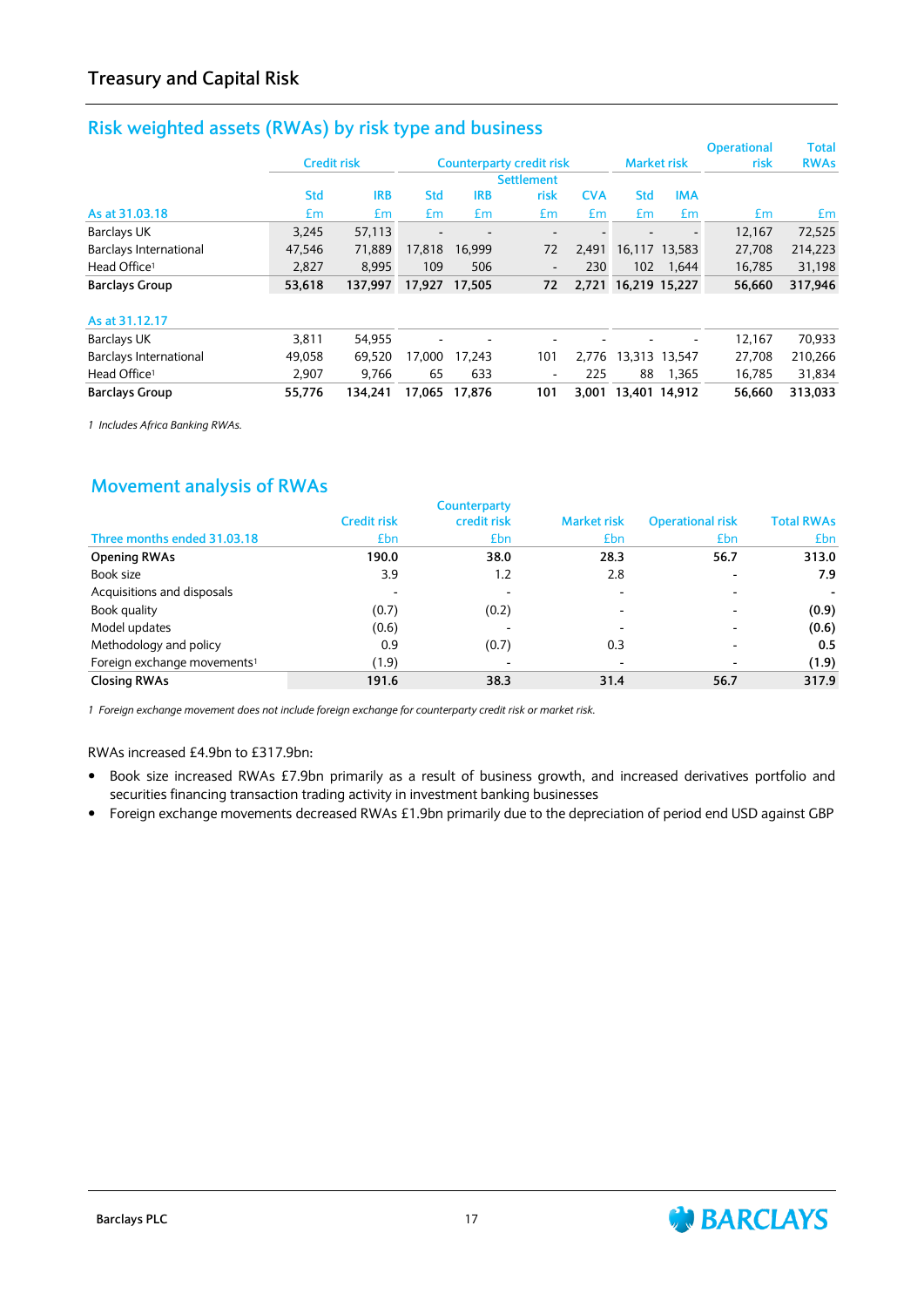## Treasury and Capital Risk

### Risk weighted assets (RWAs) by risk type and business

| | Credit risk | | Counterparty credit risk | | | | Market risk | | Operational risk | Total RWAs |
|---|---|---|---|---|---|---|---|---|---|---|
| | Std | IRB | Std | IRB | Settlement risk | CVA | Std | IMA | | |
| As at 31.03.18 | £m | £m | £m | £m | £m | £m | £m | £m | £m | £m |
| Barclays UK | 3,245 | 57,113 | - | - | - | - | - | - | 12,167 | 72,525 |
| Barclays International | 47,546 | 71,889 | 17,818 | 16,999 | 72 | 2,491 | 16,117 | 13,583 | 27,708 | 214,223 |
| Head Office[1] | 2,827 | 8,995 | 109 | 506 | - | 230 | 102 | 1,644 | 16,785 | 31,198 |
| **Barclays Group** | **53,618** | **137,997** | **17,927** | **17,505** | **72** | **2,721** | **16,219** | **15,227** | **56,660** | **317,946** |
| | | | | | | | | | | |
| As at 31.12.17 | | | | | | | | | | |
| Barclays UK | 3,811 | 54,955 | - | - | - | - | - | - | 12,167 | 70,933 |
| Barclays International | 49,058 | 69,520 | 17,000 | 17,243 | 101 | 2,776 | 13,313 | 13,547 | 27,708 | 210,266 |
| Head Office[1] | 2,907 | 9,766 | 65 | 633 | - | 225 | 88 | 1,365 | 16,785 | 31,834 |
| **Barclays Group** | **55,776** | **134,241** | **17,065** | **17,876** | **101** | **3,001** | **13,401** | **14,912** | **56,660** | **313,033** |

*1 Includes Africa Banking RWAs.*

### Movement analysis of RWAs

| Three months ended 31.03.18 | Credit risk £bn | Counterparty credit risk £bn | Market risk £bn | Operational risk £bn | Total RWAs £bn |
|---|---|---|---|---|---|
| **Opening RWAs** | **190.0** | **38.0** | **28.3** | **56.7** | **313.0** |
| Book size | 3.9 | 1.2 | 2.8 | - | **7.9** |
| Acquisitions and disposals | - | - | - | - | **-** |
| Book quality | (0.7) | (0.2) | - | - | **(0.9)** |
| Model updates | (0.6) | - | - | - | **(0.6)** |
| Methodology and policy | 0.9 | (0.7) | 0.3 | - | **0.5** |
| Foreign exchange movements[1] | (1.9) | - | - | - | **(1.9)** |
| **Closing RWAs** | **191.6** | **38.3** | **31.4** | **56.7** | **317.9** |

*1 Foreign exchange movement does not include foreign exchange for counterparty credit risk or market risk.*

RWAs increased £4.9bn to £317.9bn:

- Book size increased RWAs £7.9bn primarily as a result of business growth, and increased derivatives portfolio and securities financing transaction trading activity in investment banking businesses
- Foreign exchange movements decreased RWAs £1.9bn primarily due to the depreciation of period end USD against GBP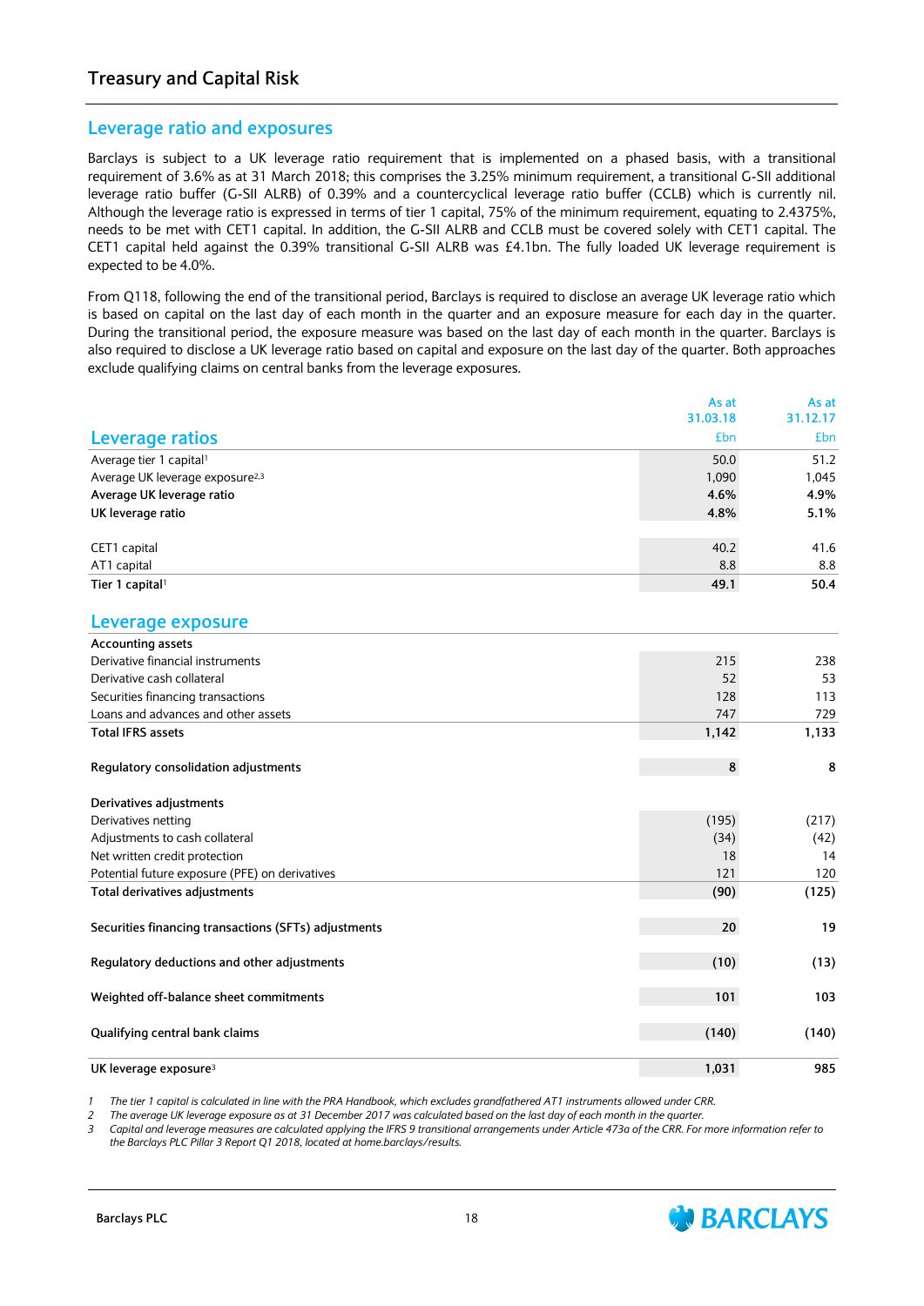# Treasury and Capital Risk

## Leverage ratio and exposures

Barclays is subject to a UK leverage ratio requirement that is implemented on a phased basis, with a transitional requirement of 3.6% as at 31 March 2018; this comprises the 3.25% minimum requirement, a transitional G-SII additional leverage ratio buffer (G-SII ALRB) of 0.39% and a countercyclical leverage ratio buffer (CCLB) which is currently nil. Although the leverage ratio is expressed in terms of tier 1 capital, 75% of the minimum requirement, equating to 2.4375%, needs to be met with CET1 capital. In addition, the G-SII ALRB and CCLB must be covered solely with CET1 capital. The CET1 capital held against the 0.39% transitional G-SII ALRB was £4.1bn. The fully loaded UK leverage requirement is expected to be 4.0%.

From Q118, following the end of the transitional period, Barclays is required to disclose an average UK leverage ratio which is based on capital on the last day of each month in the quarter and an exposure measure for each day in the quarter. During the transitional period, the exposure measure was based on the last day of each month in the quarter. Barclays is also required to disclose a UK leverage ratio based on capital and exposure on the last day of the quarter. Both approaches exclude qualifying claims on central banks from the leverage exposures.

| Leverage ratios | As at 31.03.18 £bn | As at 31.12.17 £bn |
|---|---|---|
| Average tier 1 capital[1] | 50.0 | 51.2 |
| Average UK leverage exposure[2,3] | 1,090 | 1,045 |
| **Average UK leverage ratio** | **4.6%** | **4.9%** |
| **UK leverage ratio** | **4.8%** | **5.1%** |
| | | |
| CET1 capital | 40.2 | 41.6 |
| AT1 capital | 8.8 | 8.8 |
| **Tier 1 capital[1]** | **49.1** | **50.4** |

| Leverage exposure | As at 31.03.18 £bn | As at 31.12.17 £bn |
|---|---|---|
| **Accounting assets** | | |
| Derivative financial instruments | 215 | 238 |
| Derivative cash collateral | 52 | 53 |
| Securities financing transactions | 128 | 113 |
| Loans and advances and other assets | 747 | 729 |
| **Total IFRS assets** | **1,142** | **1,133** |
| | | |
| **Regulatory consolidation adjustments** | **8** | **8** |
| | | |
| **Derivatives adjustments** | | |
| Derivatives netting | (195) | (217) |
| Adjustments to cash collateral | (34) | (42) |
| Net written credit protection | 18 | 14 |
| Potential future exposure (PFE) on derivatives | 121 | 120 |
| **Total derivatives adjustments** | **(90)** | **(125)** |
| | | |
| **Securities financing transactions (SFTs) adjustments** | **20** | **19** |
| | | |
| **Regulatory deductions and other adjustments** | **(10)** | **(13)** |
| | | |
| **Weighted off-balance sheet commitments** | **101** | **103** |
| | | |
| **Qualifying central bank claims** | **(140)** | **(140)** |
| | | |
| **UK leverage exposure[3]** | **1,031** | **985** |

*1 The tier 1 capital is calculated in line with the PRA Handbook, which excludes grandfathered AT1 instruments allowed under CRR.*
*2 The average UK leverage exposure as at 31 December 2017 was calculated based on the last day of each month in the quarter.*
*3 Capital and leverage measures are calculated applying the IFRS 9 transitional arrangements under Article 473a of the CRR. For more information refer to the Barclays PLC Pillar 3 Report Q1 2018, located at home.barclays/results.*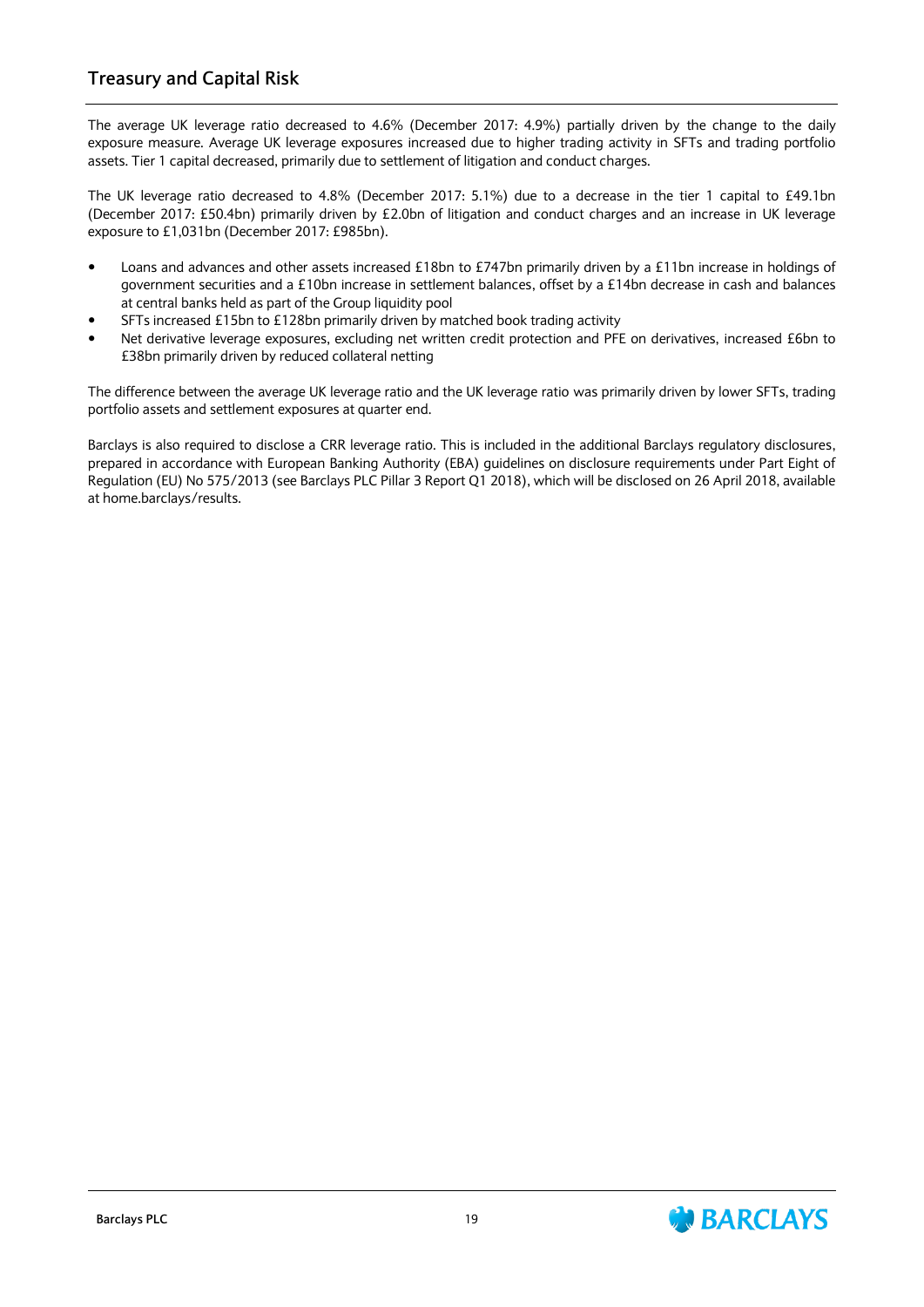## Treasury and Capital Risk

The average UK leverage ratio decreased to 4.6% (December 2017: 4.9%) partially driven by the change to the daily exposure measure. Average UK leverage exposures increased due to higher trading activity in SFTs and trading portfolio assets. Tier 1 capital decreased, primarily due to settlement of litigation and conduct charges.

The UK leverage ratio decreased to 4.8% (December 2017: 5.1%) due to a decrease in the tier 1 capital to £49.1bn (December 2017: £50.4bn) primarily driven by £2.0bn of litigation and conduct charges and an increase in UK leverage exposure to £1,031bn (December 2017: £985bn).

- Loans and advances and other assets increased £18bn to £747bn primarily driven by a £11bn increase in holdings of government securities and a £10bn increase in settlement balances, offset by a £14bn decrease in cash and balances at central banks held as part of the Group liquidity pool
- SFTs increased £15bn to £128bn primarily driven by matched book trading activity
- Net derivative leverage exposures, excluding net written credit protection and PFE on derivatives, increased £6bn to £38bn primarily driven by reduced collateral netting

The difference between the average UK leverage ratio and the UK leverage ratio was primarily driven by lower SFTs, trading portfolio assets and settlement exposures at quarter end.

Barclays is also required to disclose a CRR leverage ratio. This is included in the additional Barclays regulatory disclosures, prepared in accordance with European Banking Authority (EBA) guidelines on disclosure requirements under Part Eight of Regulation (EU) No 575/2013 (see Barclays PLC Pillar 3 Report Q1 2018), which will be disclosed on 26 April 2018, available at home.barclays/results.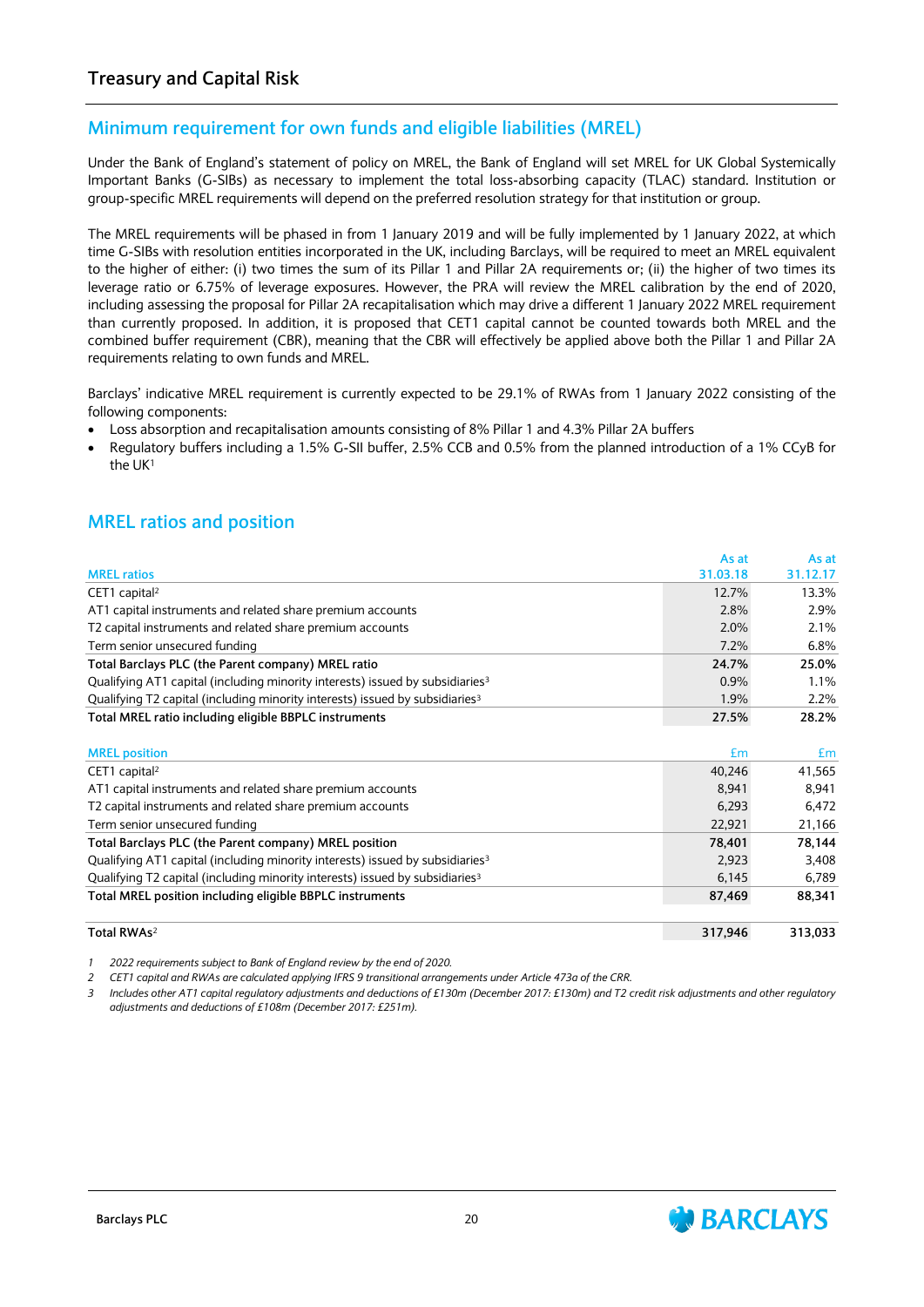## Treasury and Capital Risk

### Minimum requirement for own funds and eligible liabilities (MREL)

Under the Bank of England's statement of policy on MREL, the Bank of England will set MREL for UK Global Systemically Important Banks (G-SIBs) as necessary to implement the total loss-absorbing capacity (TLAC) standard. Institution or group-specific MREL requirements will depend on the preferred resolution strategy for that institution or group.

The MREL requirements will be phased in from 1 January 2019 and will be fully implemented by 1 January 2022, at which time G-SIBs with resolution entities incorporated in the UK, including Barclays, will be required to meet an MREL equivalent to the higher of either: (i) two times the sum of its Pillar 1 and Pillar 2A requirements or; (ii) the higher of two times its leverage ratio or 6.75% of leverage exposures. However, the PRA will review the MREL calibration by the end of 2020, including assessing the proposal for Pillar 2A recapitalisation which may drive a different 1 January 2022 MREL requirement than currently proposed. In addition, it is proposed that CET1 capital cannot be counted towards both MREL and the combined buffer requirement (CBR), meaning that the CBR will effectively be applied above both the Pillar 1 and Pillar 2A requirements relating to own funds and MREL.

Barclays' indicative MREL requirement is currently expected to be 29.1% of RWAs from 1 January 2022 consisting of the following components:

- Loss absorption and recapitalisation amounts consisting of 8% Pillar 1 and 4.3% Pillar 2A buffers
- Regulatory buffers including a 1.5% G-SII buffer, 2.5% CCB and 0.5% from the planned introduction of a 1% CCyB for the UK[1]

### MREL ratios and position

| MREL ratios | As at 31.03.18 | As at 31.12.17 |
|---|---|---|
| CET1 capital[2] | 12.7% | 13.3% |
| AT1 capital instruments and related share premium accounts | 2.8% | 2.9% |
| T2 capital instruments and related share premium accounts | 2.0% | 2.1% |
| Term senior unsecured funding | 7.2% | 6.8% |
| **Total Barclays PLC (the Parent company) MREL ratio** | **24.7%** | **25.0%** |
| Qualifying AT1 capital (including minority interests) issued by subsidiaries[3] | 0.9% | 1.1% |
| Qualifying T2 capital (including minority interests) issued by subsidiaries[3] | 1.9% | 2.2% |
| **Total MREL ratio including eligible BBPLC instruments** | **27.5%** | **28.2%** |

| MREL position | £m | £m |
|---|---|---|
| CET1 capital[2] | 40,246 | 41,565 |
| AT1 capital instruments and related share premium accounts | 8,941 | 8,941 |
| T2 capital instruments and related share premium accounts | 6,293 | 6,472 |
| Term senior unsecured funding | 22,921 | 21,166 |
| **Total Barclays PLC (the Parent company) MREL position** | **78,401** | **78,144** |
| Qualifying AT1 capital (including minority interests) issued by subsidiaries[3] | 2,923 | 3,408 |
| Qualifying T2 capital (including minority interests) issued by subsidiaries[3] | 6,145 | 6,789 |
| **Total MREL position including eligible BBPLC instruments** | **87,469** | **88,341** |
| | | |
| **Total RWAs[2]** | **317,946** | **313,033** |

*1 2022 requirements subject to Bank of England review by the end of 2020.*

*2 CET1 capital and RWAs are calculated applying IFRS 9 transitional arrangements under Article 473a of the CRR.*

*3 Includes other AT1 capital regulatory adjustments and deductions of £130m (December 2017: £130m) and T2 credit risk adjustments and other regulatory adjustments and deductions of £108m (December 2017: £251m).*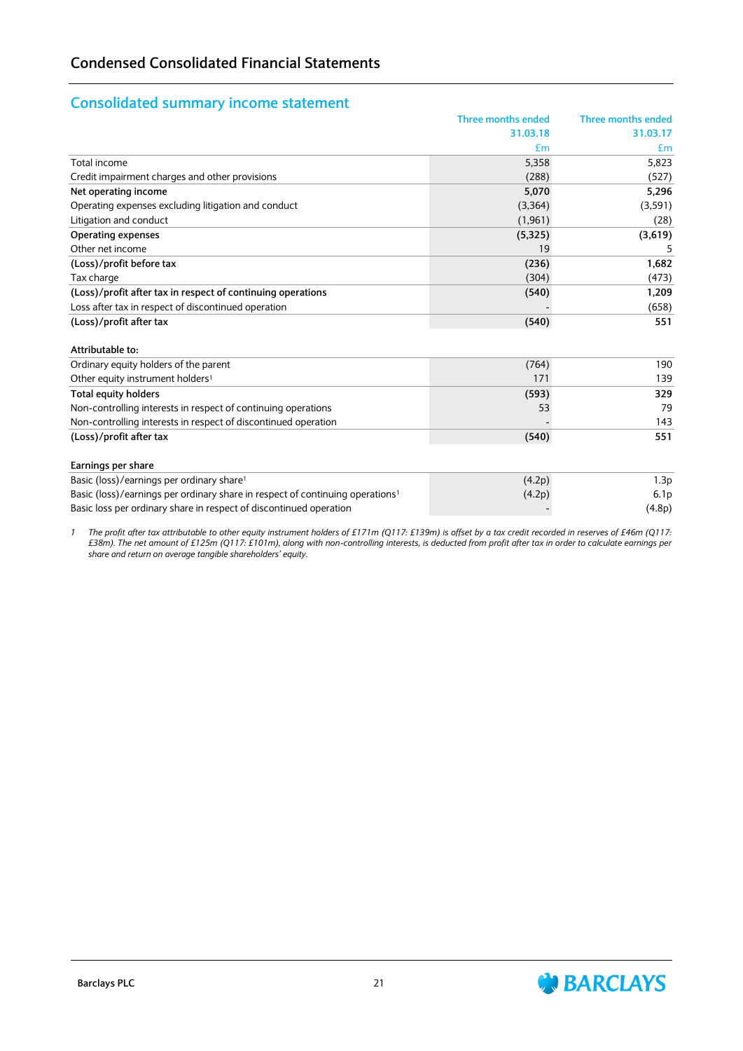## Condensed Consolidated Financial Statements

### Consolidated summary income statement

| | Three months ended 31.03.18 | Three months ended 31.03.17 |
|---|---|---|
| | £m | £m |
| Total income | 5,358 | 5,823 |
| Credit impairment charges and other provisions | (288) | (527) |
| **Net operating income** | **5,070** | **5,296** |
| Operating expenses excluding litigation and conduct | (3,364) | (3,591) |
| Litigation and conduct | (1,961) | (28) |
| **Operating expenses** | **(5,325)** | **(3,619)** |
| Other net income | 19 | 5 |
| **(Loss)/profit before tax** | **(236)** | **1,682** |
| Tax charge | (304) | (473) |
| **(Loss)/profit after tax in respect of continuing operations** | **(540)** | **1,209** |
| Loss after tax in respect of discontinued operation | - | (658) |
| **(Loss)/profit after tax** | **(540)** | **551** |
| | | |
| **Attributable to:** | | |
| Ordinary equity holders of the parent | (764) | 190 |
| Other equity instrument holders[1] | 171 | 139 |
| **Total equity holders** | **(593)** | **329** |
| Non-controlling interests in respect of continuing operations | 53 | 79 |
| Non-controlling interests in respect of discontinued operation | - | 143 |
| **(Loss)/profit after tax** | **(540)** | **551** |
| | | |
| **Earnings per share** | | |
| Basic (loss)/earnings per ordinary share[1] | (4.2p) | 1.3p |
| Basic (loss)/earnings per ordinary share in respect of continuing operations[1] | (4.2p) | 6.1p |
| Basic loss per ordinary share in respect of discontinued operation | - | (4.8p) |

1 *The profit after tax attributable to other equity instrument holders of £171m (Q117: £139m) is offset by a tax credit recorded in reserves of £46m (Q117: £38m). The net amount of £125m (Q117: £101m), along with non-controlling interests, is deducted from profit after tax in order to calculate earnings per share and return on average tangible shareholders' equity.*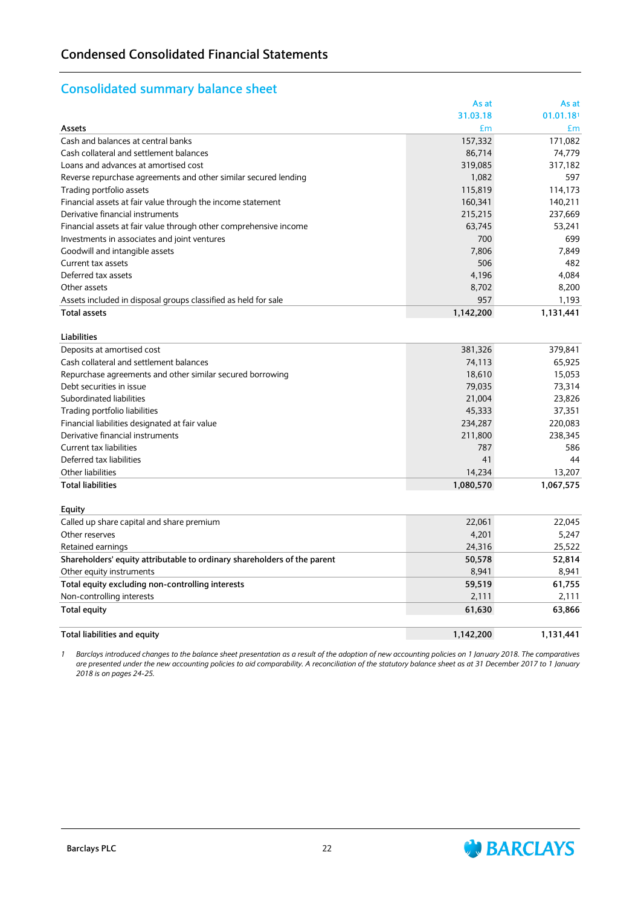## Condensed Consolidated Financial Statements

### Consolidated summary balance sheet

| | As at 31.03.18 | As at 01.01.18[1] |
|---|---|---|
| **Assets** | £m | £m |
| Cash and balances at central banks | 157,332 | 171,082 |
| Cash collateral and settlement balances | 86,714 | 74,779 |
| Loans and advances at amortised cost | 319,085 | 317,182 |
| Reverse repurchase agreements and other similar secured lending | 1,082 | 597 |
| Trading portfolio assets | 115,819 | 114,173 |
| Financial assets at fair value through the income statement | 160,341 | 140,211 |
| Derivative financial instruments | 215,215 | 237,669 |
| Financial assets at fair value through other comprehensive income | 63,745 | 53,241 |
| Investments in associates and joint ventures | 700 | 699 |
| Goodwill and intangible assets | 7,806 | 7,849 |
| Current tax assets | 506 | 482 |
| Deferred tax assets | 4,196 | 4,084 |
| Other assets | 8,702 | 8,200 |
| Assets included in disposal groups classified as held for sale | 957 | 1,193 |
| **Total assets** | **1,142,200** | **1,131,441** |
| | | |
| **Liabilities** | | |
| Deposits at amortised cost | 381,326 | 379,841 |
| Cash collateral and settlement balances | 74,113 | 65,925 |
| Repurchase agreements and other similar secured borrowing | 18,610 | 15,053 |
| Debt securities in issue | 79,035 | 73,314 |
| Subordinated liabilities | 21,004 | 23,826 |
| Trading portfolio liabilities | 45,333 | 37,351 |
| Financial liabilities designated at fair value | 234,287 | 220,083 |
| Derivative financial instruments | 211,800 | 238,345 |
| Current tax liabilities | 787 | 586 |
| Deferred tax liabilities | 41 | 44 |
| Other liabilities | 14,234 | 13,207 |
| **Total liabilities** | **1,080,570** | **1,067,575** |
| | | |
| **Equity** | | |
| Called up share capital and share premium | 22,061 | 22,045 |
| Other reserves | 4,201 | 5,247 |
| Retained earnings | 24,316 | 25,522 |
| **Shareholders' equity attributable to ordinary shareholders of the parent** | **50,578** | **52,814** |
| Other equity instruments | 8,941 | 8,941 |
| **Total equity excluding non-controlling interests** | **59,519** | **61,755** |
| Non-controlling interests | 2,111 | 2,111 |
| **Total equity** | **61,630** | **63,866** |
| | | |
| **Total liabilities and equity** | **1,142,200** | **1,131,441** |

*1 Barclays introduced changes to the balance sheet presentation as a result of the adoption of new accounting policies on 1 January 2018. The comparatives are presented under the new accounting policies to aid comparability. A reconciliation of the statutory balance sheet as at 31 December 2017 to 1 January 2018 is on pages 24-25.*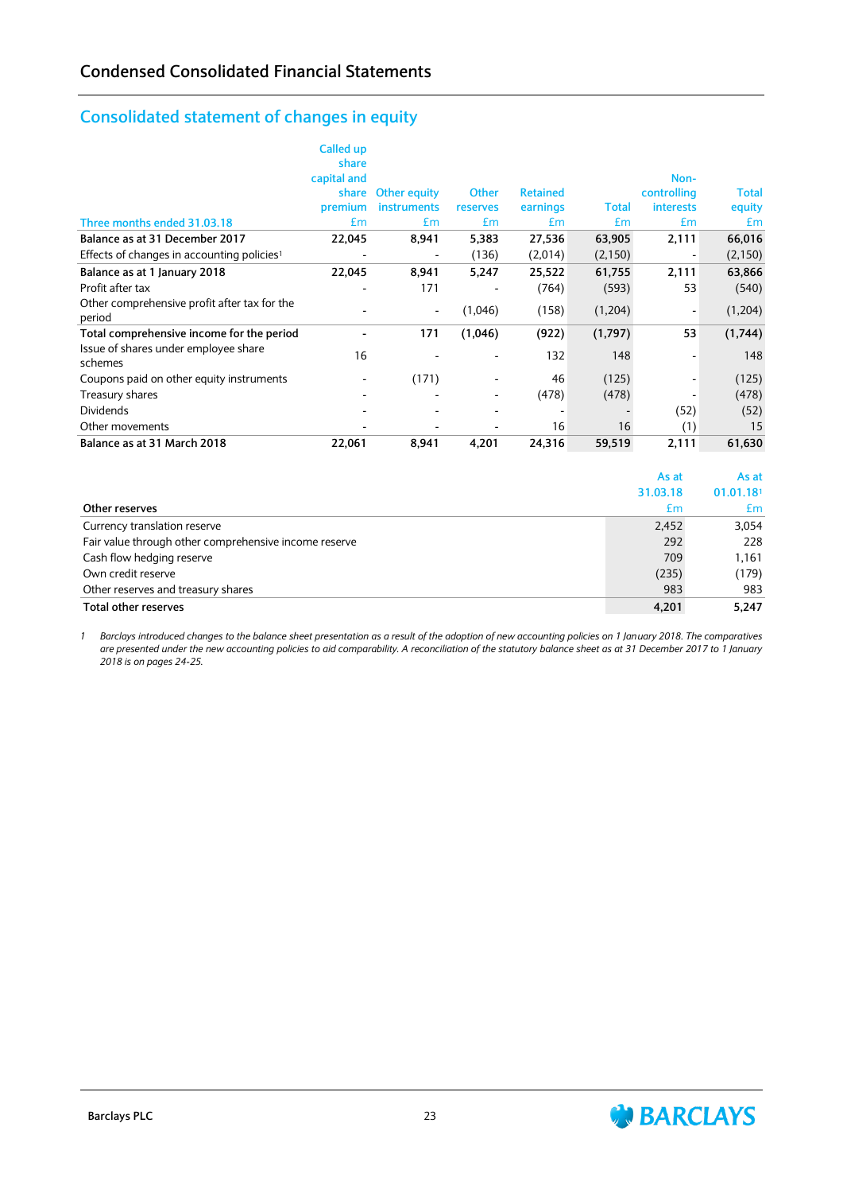## Condensed Consolidated Financial Statements

### Consolidated statement of changes in equity

| Three months ended 31.03.18 | Called up share capital and share premium £m | Other equity instruments £m | Other reserves £m | Retained earnings £m | Total £m | Non-controlling interests £m | Total equity £m |
|---|---|---|---|---|---|---|---|
| **Balance as at 31 December 2017** | **22,045** | **8,941** | **5,383** | **27,536** | **63,905** | **2,111** | **66,016** |
| Effects of changes in accounting policies[1] | - | - | (136) | (2,014) | (2,150) | - | (2,150) |
| **Balance as at 1 January 2018** | **22,045** | **8,941** | **5,247** | **25,522** | **61,755** | **2,111** | **63,866** |
| Profit after tax | - | 171 | - | (764) | (593) | 53 | (540) |
| Other comprehensive profit after tax for the period | - | - | (1,046) | (158) | (1,204) | - | (1,204) |
| **Total comprehensive income for the period** | **-** | **171** | **(1,046)** | **(922)** | **(1,797)** | **53** | **(1,744)** |
| Issue of shares under employee share schemes | 16 | - | - | 132 | 148 | - | 148 |
| Coupons paid on other equity instruments | - | (171) | - | 46 | (125) | - | (125) |
| Treasury shares | - | - | - | (478) | (478) | - | (478) |
| Dividends | - | - | - | - | - | (52) | (52) |
| Other movements | - | - | - | 16 | 16 | (1) | 15 |
| **Balance as at 31 March 2018** | **22,061** | **8,941** | **4,201** | **24,316** | **59,519** | **2,111** | **61,630** |

| Other reserves | As at 31.03.18 £m | As at 01.01.18[1] £m |
|---|---|---|
| Currency translation reserve | 2,452 | 3,054 |
| Fair value through other comprehensive income reserve | 292 | 228 |
| Cash flow hedging reserve | 709 | 1,161 |
| Own credit reserve | (235) | (179) |
| Other reserves and treasury shares | 983 | 983 |
| **Total other reserves** | **4,201** | **5,247** |

1 *Barclays introduced changes to the balance sheet presentation as a result of the adoption of new accounting policies on 1 January 2018. The comparatives are presented under the new accounting policies to aid comparability. A reconciliation of the statutory balance sheet as at 31 December 2017 to 1 January 2018 is on pages 24-25.*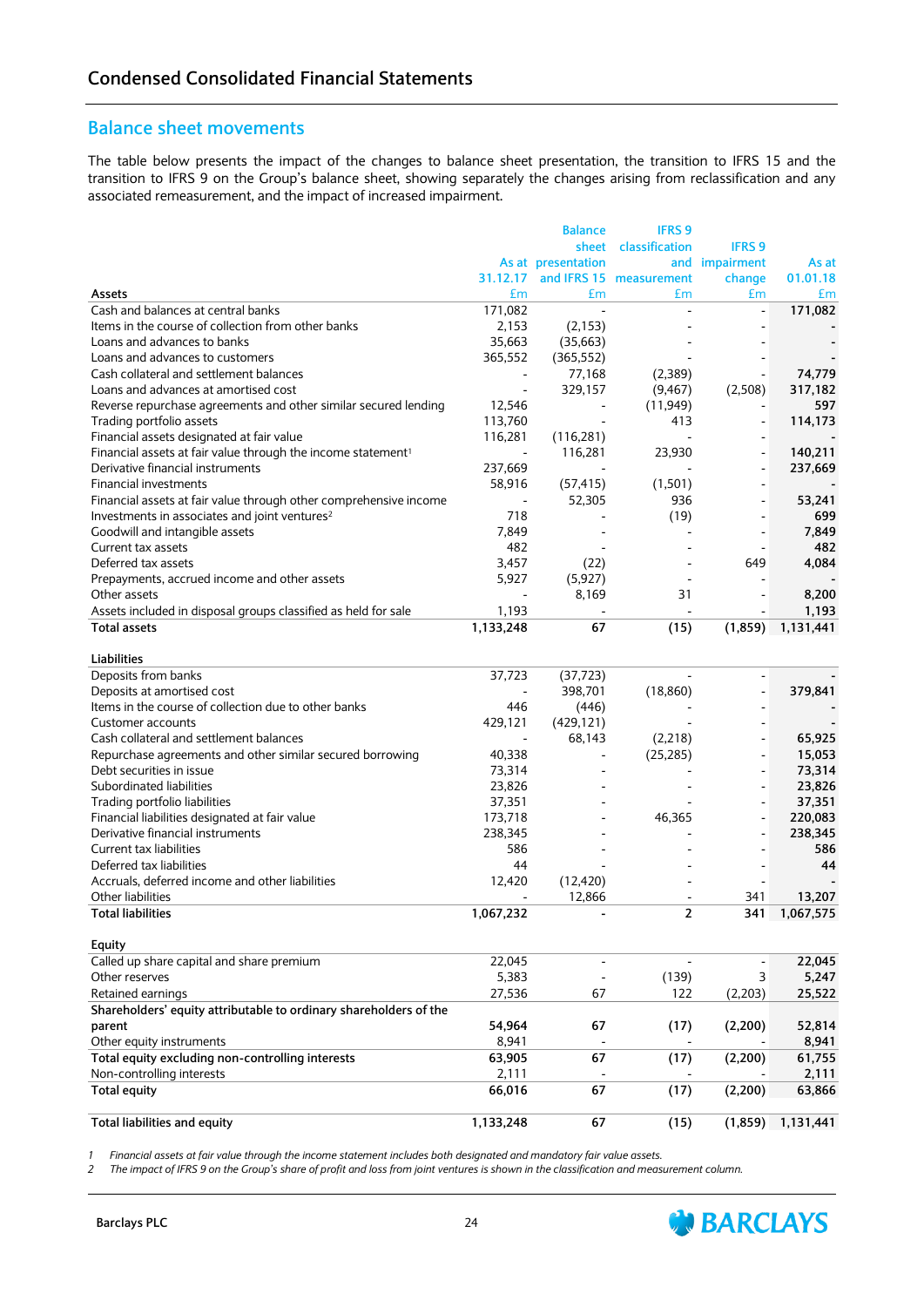## Condensed Consolidated Financial Statements

### Balance sheet movements

The table below presents the impact of the changes to balance sheet presentation, the transition to IFRS 15 and the transition to IFRS 9 on the Group's balance sheet, showing separately the changes arising from reclassification and any associated remeasurement, and the impact of increased impairment.

| Assets | As at 31.12.17 £m | Balance sheet presentation and IFRS 15 £m | IFRS 9 classification and measurement £m | IFRS 9 impairment change £m | As at 01.01.18 £m |
|---|---|---|---|---|---|
| Cash and balances at central banks | 171,082 | - | - | - | **171,082** |
| Items in the course of collection from other banks | 2,153 | (2,153) | - | - | **-** |
| Loans and advances to banks | 35,663 | (35,663) | - | - | **-** |
| Loans and advances to customers | 365,552 | (365,552) | - | - | **-** |
| Cash collateral and settlement balances | - | 77,168 | (2,389) | - | **74,779** |
| Loans and advances at amortised cost | - | 329,157 | (9,467) | (2,508) | **317,182** |
| Reverse repurchase agreements and other similar secured lending | 12,546 | - | (11,949) | - | **597** |
| Trading portfolio assets | 113,760 | - | 413 | - | **114,173** |
| Financial assets designated at fair value | 116,281 | (116,281) | - | - | **-** |
| Financial assets at fair value through the income statement[1] | - | 116,281 | 23,930 | - | **140,211** |
| Derivative financial instruments | 237,669 | - | - | - | **237,669** |
| Financial investments | 58,916 | (57,415) | (1,501) | - | **-** |
| Financial assets at fair value through other comprehensive income | - | 52,305 | 936 | - | **53,241** |
| Investments in associates and joint ventures[2] | 718 | - | (19) | - | **699** |
| Goodwill and intangible assets | 7,849 | - | - | - | **7,849** |
| Current tax assets | 482 | - | - | - | **482** |
| Deferred tax assets | 3,457 | (22) | - | 649 | **4,084** |
| Prepayments, accrued income and other assets | 5,927 | (5,927) | - | - | **-** |
| Other assets | - | 8,169 | 31 | - | **8,200** |
| Assets included in disposal groups classified as held for sale | 1,193 | - | - | - | **1,193** |
| **Total assets** | **1,133,248** | **67** | **(15)** | **(1,859)** | **1,131,441** |
| | | | | | |
| **Liabilities** | | | | | |
| Deposits from banks | 37,723 | (37,723) | - | - | **-** |
| Deposits at amortised cost | - | 398,701 | (18,860) | - | **379,841** |
| Items in the course of collection due to other banks | 446 | (446) | - | - | **-** |
| Customer accounts | 429,121 | (429,121) | - | - | **-** |
| Cash collateral and settlement balances | - | 68,143 | (2,218) | - | **65,925** |
| Repurchase agreements and other similar secured borrowing | 40,338 | - | (25,285) | - | **15,053** |
| Debt securities in issue | 73,314 | - | - | - | **73,314** |
| Subordinated liabilities | 23,826 | - | - | - | **23,826** |
| Trading portfolio liabilities | 37,351 | - | - | - | **37,351** |
| Financial liabilities designated at fair value | 173,718 | - | 46,365 | - | **220,083** |
| Derivative financial instruments | 238,345 | - | - | - | **238,345** |
| Current tax liabilities | 586 | - | - | - | **586** |
| Deferred tax liabilities | 44 | - | - | - | **44** |
| Accruals, deferred income and other liabilities | 12,420 | (12,420) | - | - | **-** |
| Other liabilities | - | 12,866 | - | 341 | **13,207** |
| **Total liabilities** | **1,067,232** | **-** | **2** | **341** | **1,067,575** |
| | | | | | |
| **Equity** | | | | | |
| Called up share capital and share premium | 22,045 | - | - | - | **22,045** |
| Other reserves | 5,383 | - | (139) | 3 | **5,247** |
| Retained earnings | 27,536 | 67 | 122 | (2,203) | **25,522** |
| **Shareholders' equity attributable to ordinary shareholders of the parent** | **54,964** | **67** | **(17)** | **(2,200)** | **52,814** |
| Other equity instruments | 8,941 | - | - | - | **8,941** |
| **Total equity excluding non-controlling interests** | **63,905** | **67** | **(17)** | **(2,200)** | **61,755** |
| Non-controlling interests | 2,111 | - | - | - | **2,111** |
| **Total equity** | **66,016** | **67** | **(17)** | **(2,200)** | **63,866** |
| | | | | | |
| **Total liabilities and equity** | **1,133,248** | **67** | **(15)** | **(1,859)** | **1,131,441** |

1 *Financial assets at fair value through the income statement includes both designated and mandatory fair value assets.*
2 *The impact of IFRS 9 on the Group's share of profit and loss from joint ventures is shown in the classification and measurement column.*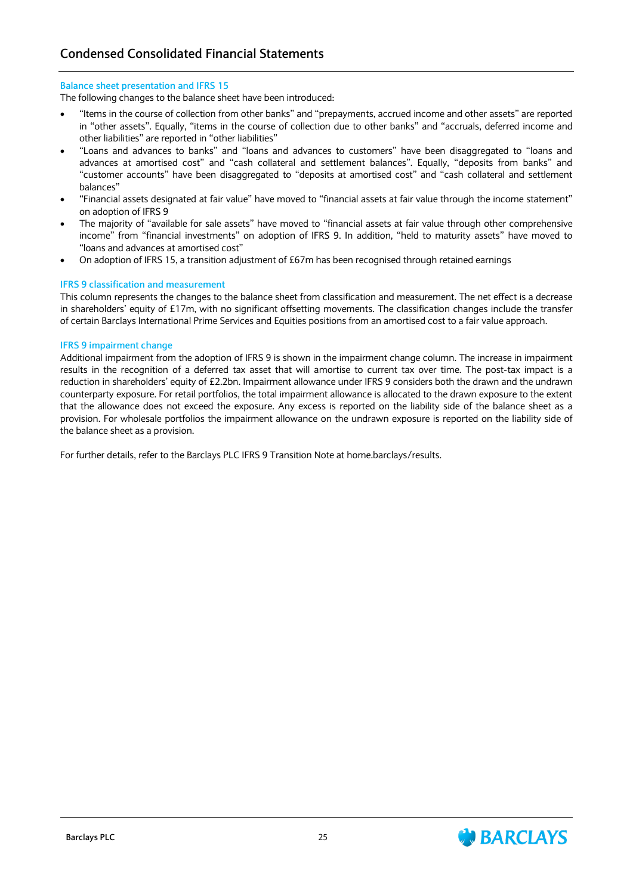## Condensed Consolidated Financial Statements

### Balance sheet presentation and IFRS 15

The following changes to the balance sheet have been introduced:

- "Items in the course of collection from other banks" and "prepayments, accrued income and other assets" are reported in "other assets". Equally, "items in the course of collection due to other banks" and "accruals, deferred income and other liabilities" are reported in "other liabilities"
- "Loans and advances to banks" and "loans and advances to customers" have been disaggregated to "loans and advances at amortised cost" and "cash collateral and settlement balances". Equally, "deposits from banks" and "customer accounts" have been disaggregated to "deposits at amortised cost" and "cash collateral and settlement balances"
- "Financial assets designated at fair value" have moved to "financial assets at fair value through the income statement" on adoption of IFRS 9
- The majority of "available for sale assets" have moved to "financial assets at fair value through other comprehensive income" from "financial investments" on adoption of IFRS 9. In addition, "held to maturity assets" have moved to "loans and advances at amortised cost"
- On adoption of IFRS 15, a transition adjustment of £67m has been recognised through retained earnings

### IFRS 9 classification and measurement

This column represents the changes to the balance sheet from classification and measurement. The net effect is a decrease in shareholders' equity of £17m, with no significant offsetting movements. The classification changes include the transfer of certain Barclays International Prime Services and Equities positions from an amortised cost to a fair value approach.

### IFRS 9 impairment change

Additional impairment from the adoption of IFRS 9 is shown in the impairment change column. The increase in impairment results in the recognition of a deferred tax asset that will amortise to current tax over time. The post-tax impact is a reduction in shareholders' equity of £2.2bn. Impairment allowance under IFRS 9 considers both the drawn and the undrawn counterparty exposure. For retail portfolios, the total impairment allowance is allocated to the drawn exposure to the extent that the allowance does not exceed the exposure. Any excess is reported on the liability side of the balance sheet as a provision. For wholesale portfolios the impairment allowance on the undrawn exposure is reported on the liability side of the balance sheet as a provision.

For further details, refer to the Barclays PLC IFRS 9 Transition Note at home.barclays/results.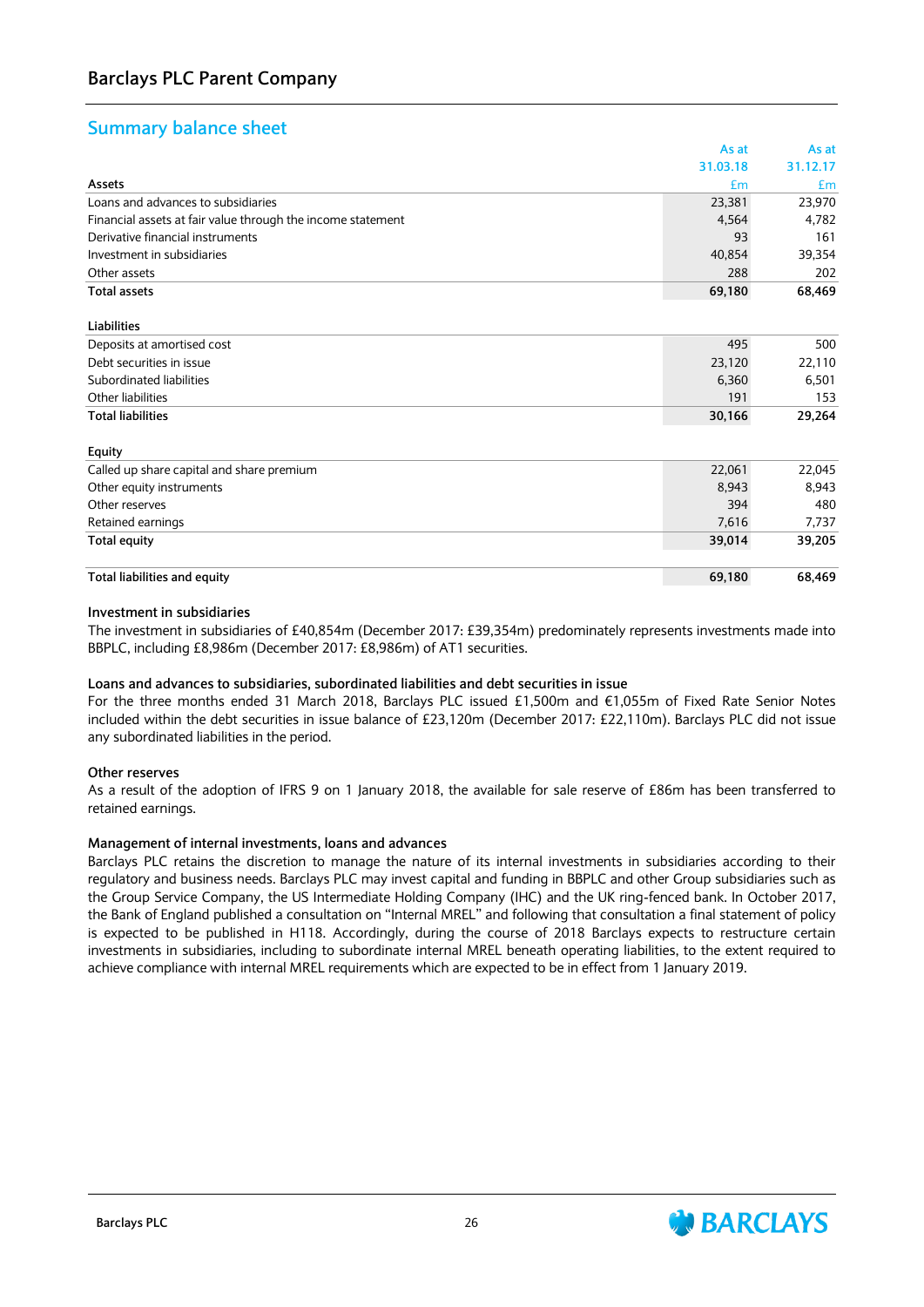## Barclays PLC Parent Company

### Summary balance sheet

| Assets | As at 31.03.18 £m | As at 31.12.17 £m |
|---|---|---|
| Loans and advances to subsidiaries | 23,381 | 23,970 |
| Financial assets at fair value through the income statement | 4,564 | 4,782 |
| Derivative financial instruments | 93 | 161 |
| Investment in subsidiaries | 40,854 | 39,354 |
| Other assets | 288 | 202 |
| **Total assets** | **69,180** | **68,469** |
| | | |
| **Liabilities** | | |
| Deposits at amortised cost | 495 | 500 |
| Debt securities in issue | 23,120 | 22,110 |
| Subordinated liabilities | 6,360 | 6,501 |
| Other liabilities | 191 | 153 |
| **Total liabilities** | **30,166** | **29,264** |
| | | |
| **Equity** | | |
| Called up share capital and share premium | 22,061 | 22,045 |
| Other equity instruments | 8,943 | 8,943 |
| Other reserves | 394 | 480 |
| Retained earnings | 7,616 | 7,737 |
| **Total equity** | **39,014** | **39,205** |
| | | |
| **Total liabilities and equity** | **69,180** | **68,469** |

**Investment in subsidiaries**

The investment in subsidiaries of £40,854m (December 2017: £39,354m) predominately represents investments made into BBPLC, including £8,986m (December 2017: £8,986m) of AT1 securities.

**Loans and advances to subsidiaries, subordinated liabilities and debt securities in issue**

For the three months ended 31 March 2018, Barclays PLC issued £1,500m and €1,055m of Fixed Rate Senior Notes included within the debt securities in issue balance of £23,120m (December 2017: £22,110m). Barclays PLC did not issue any subordinated liabilities in the period.

**Other reserves**

As a result of the adoption of IFRS 9 on 1 January 2018, the available for sale reserve of £86m has been transferred to retained earnings.

**Management of internal investments, loans and advances**

Barclays PLC retains the discretion to manage the nature of its internal investments in subsidiaries according to their regulatory and business needs. Barclays PLC may invest capital and funding in BBPLC and other Group subsidiaries such as the Group Service Company, the US Intermediate Holding Company (IHC) and the UK ring-fenced bank. In October 2017, the Bank of England published a consultation on "Internal MREL" and following that consultation a final statement of policy is expected to be published in H118. Accordingly, during the course of 2018 Barclays expects to restructure certain investments in subsidiaries, including to subordinate internal MREL beneath operating liabilities, to the extent required to achieve compliance with internal MREL requirements which are expected to be in effect from 1 January 2019.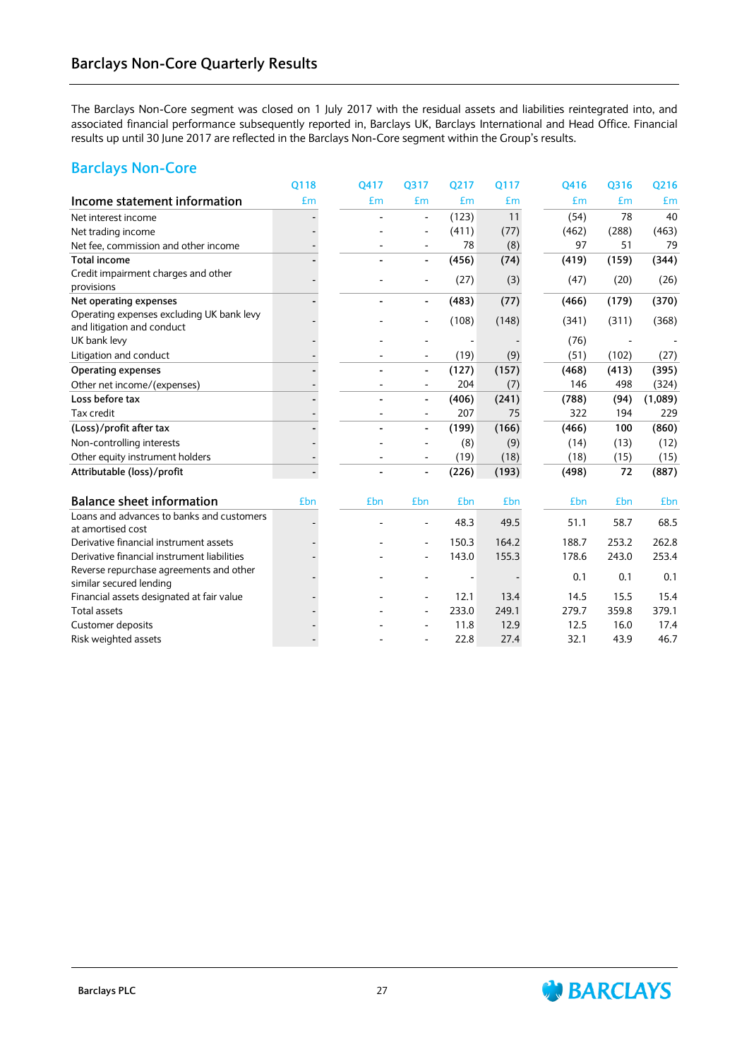## Barclays Non-Core Quarterly Results

The Barclays Non-Core segment was closed on 1 July 2017 with the residual assets and liabilities reintegrated into, and associated financial performance subsequently reported in, Barclays UK, Barclays International and Head Office. Financial results up until 30 June 2017 are reflected in the Barclays Non-Core segment within the Group's results.

### Barclays Non-Core

| | Q118 | Q417 | Q317 | Q217 | Q117 | Q416 | Q316 | Q216 |
|---|---|---|---|---|---|---|---|---|
| **Income statement information** | £m | £m | £m | £m | £m | £m | £m | £m |
| Net interest income | - | - | - | (123) | 11 | (54) | 78 | 40 |
| Net trading income | - | - | - | (411) | (77) | (462) | (288) | (463) |
| Net fee, commission and other income | - | - | - | 78 | (8) | 97 | 51 | 79 |
| **Total income** | **-** | **-** | **-** | **(456)** | **(74)** | **(419)** | **(159)** | **(344)** |
| Credit impairment charges and other provisions | - | - | - | (27) | (3) | (47) | (20) | (26) |
| **Net operating expenses** | **-** | **-** | **-** | **(483)** | **(77)** | **(466)** | **(179)** | **(370)** |
| Operating expenses excluding UK bank levy and litigation and conduct | - | - | - | (108) | (148) | (341) | (311) | (368) |
| UK bank levy | - | - | - | - | - | (76) | - | - |
| Litigation and conduct | - | - | - | (19) | (9) | (51) | (102) | (27) |
| **Operating expenses** | **-** | **-** | **-** | **(127)** | **(157)** | **(468)** | **(413)** | **(395)** |
| Other net income/(expenses) | - | - | - | 204 | (7) | 146 | 498 | (324) |
| **Loss before tax** | **-** | **-** | **-** | **(406)** | **(241)** | **(788)** | **(94)** | **(1,089)** |
| Tax credit | - | - | - | 207 | 75 | 322 | 194 | 229 |
| **(Loss)/profit after tax** | **-** | **-** | **-** | **(199)** | **(166)** | **(466)** | **100** | **(860)** |
| Non-controlling interests | - | - | - | (8) | (9) | (14) | (13) | (12) |
| Other equity instrument holders | - | - | - | (19) | (18) | (18) | (15) | (15) |
| **Attributable (loss)/profit** | **-** | **-** | **-** | **(226)** | **(193)** | **(498)** | **72** | **(887)** |
| | | | | | | | | |
| **Balance sheet information** | £bn | £bn | £bn | £bn | £bn | £bn | £bn | £bn |
| Loans and advances to banks and customers at amortised cost | - | - | - | 48.3 | 49.5 | 51.1 | 58.7 | 68.5 |
| Derivative financial instrument assets | - | - | - | 150.3 | 164.2 | 188.7 | 253.2 | 262.8 |
| Derivative financial instrument liabilities | - | - | - | 143.0 | 155.3 | 178.6 | 243.0 | 253.4 |
| Reverse repurchase agreements and other similar secured lending | - | - | - | - | - | 0.1 | 0.1 | 0.1 |
| Financial assets designated at fair value | - | - | - | 12.1 | 13.4 | 14.5 | 15.5 | 15.4 |
| Total assets | - | - | - | 233.0 | 249.1 | 279.7 | 359.8 | 379.1 |
| Customer deposits | - | - | - | 11.8 | 12.9 | 12.5 | 16.0 | 17.4 |
| Risk weighted assets | - | - | - | 22.8 | 27.4 | 32.1 | 43.9 | 46.7 |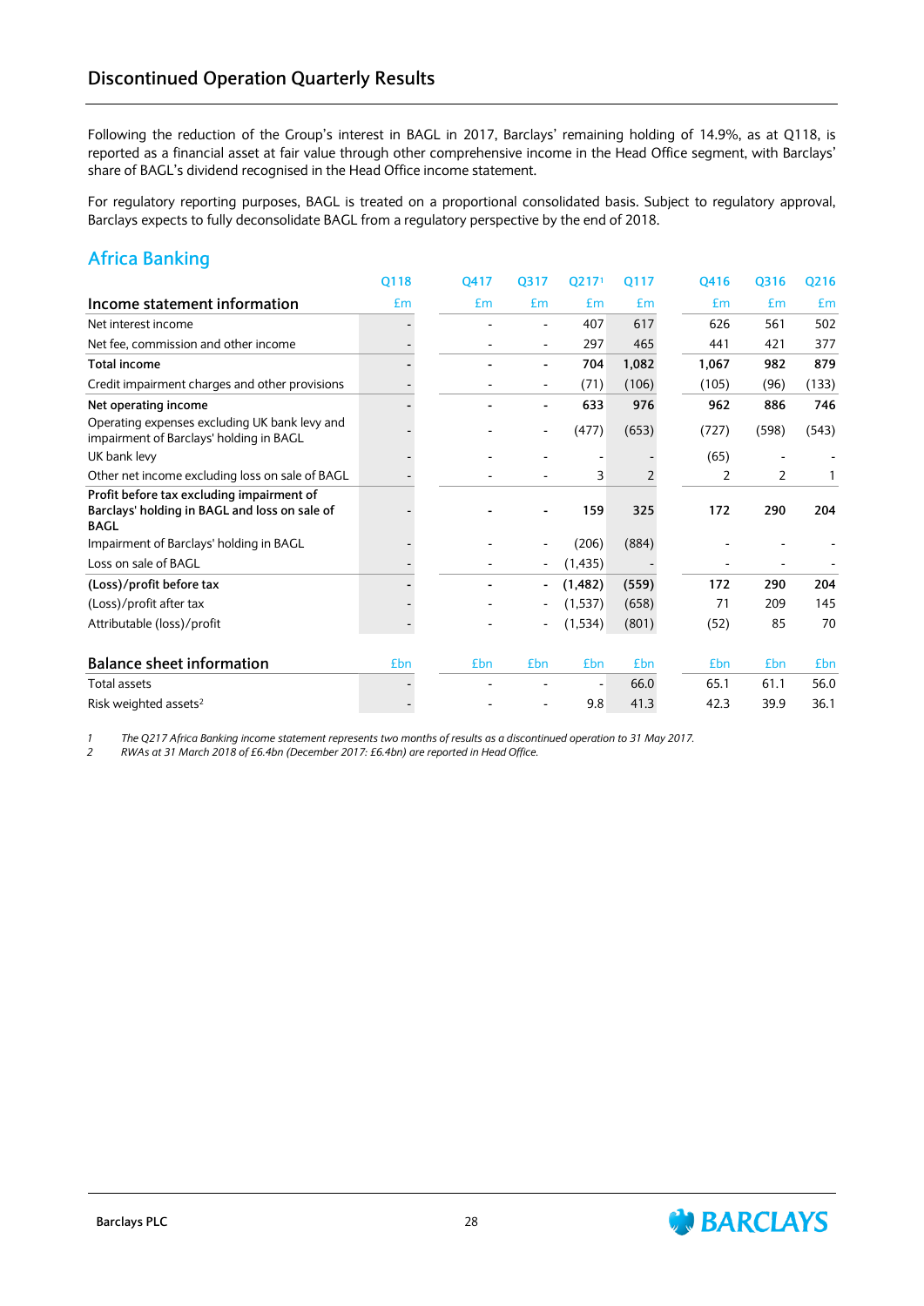## Discontinued Operation Quarterly Results

Following the reduction of the Group's interest in BAGL in 2017, Barclays' remaining holding of 14.9%, as at Q118, is reported as a financial asset at fair value through other comprehensive income in the Head Office segment, with Barclays' share of BAGL's dividend recognised in the Head Office income statement.

For regulatory reporting purposes, BAGL is treated on a proportional consolidated basis. Subject to regulatory approval, Barclays expects to fully deconsolidate BAGL from a regulatory perspective by the end of 2018.

### Africa Banking

| | Q118 | Q417 | Q317 | Q217[1] | Q117 | Q416 | Q316 | Q216 |
|---|---|---|---|---|---|---|---|---|
| **Income statement information** | £m | £m | £m | £m | £m | £m | £m | £m |
| Net interest income | - | - | - | 407 | 617 | 626 | 561 | 502 |
| Net fee, commission and other income | - | - | - | 297 | 465 | 441 | 421 | 377 |
| **Total income** | **-** | **-** | **-** | **704** | **1,082** | **1,067** | **982** | **879** |
| Credit impairment charges and other provisions | - | - | - | (71) | (106) | (105) | (96) | (133) |
| **Net operating income** | **-** | **-** | **-** | **633** | **976** | **962** | **886** | **746** |
| Operating expenses excluding UK bank levy and impairment of Barclays' holding in BAGL | - | - | - | (477) | (653) | (727) | (598) | (543) |
| UK bank levy | - | - | - | - | - | (65) | - | - |
| Other net income excluding loss on sale of BAGL | - | - | - | 3 | 2 | 2 | 2 | 1 |
| **Profit before tax excluding impairment of Barclays' holding in BAGL and loss on sale of BAGL** | **-** | **-** | **-** | **159** | **325** | **172** | **290** | **204** |
| Impairment of Barclays' holding in BAGL | - | - | - | (206) | (884) | - | - | - |
| Loss on sale of BAGL | - | - | - | (1,435) | - | - | - | - |
| **(Loss)/profit before tax** | **-** | **-** | **-** | **(1,482)** | **(559)** | **172** | **290** | **204** |
| (Loss)/profit after tax | - | - | - | (1,537) | (658) | 71 | 209 | 145 |
| Attributable (loss)/profit | - | - | - | (1,534) | (801) | (52) | 85 | 70 |
| | | | | | | | | |
| **Balance sheet information** | £bn | £bn | £bn | £bn | £bn | £bn | £bn | £bn |
| Total assets | - | - | - | - | 66.0 | 65.1 | 61.1 | 56.0 |
| Risk weighted assets[2] | - | - | - | 9.8 | 41.3 | 42.3 | 39.9 | 36.1 |

1 *The Q217 Africa Banking income statement represents two months of results as a discontinued operation to 31 May 2017.*
2 *RWAs at 31 March 2018 of £6.4bn (December 2017: £6.4bn) are reported in Head Office.*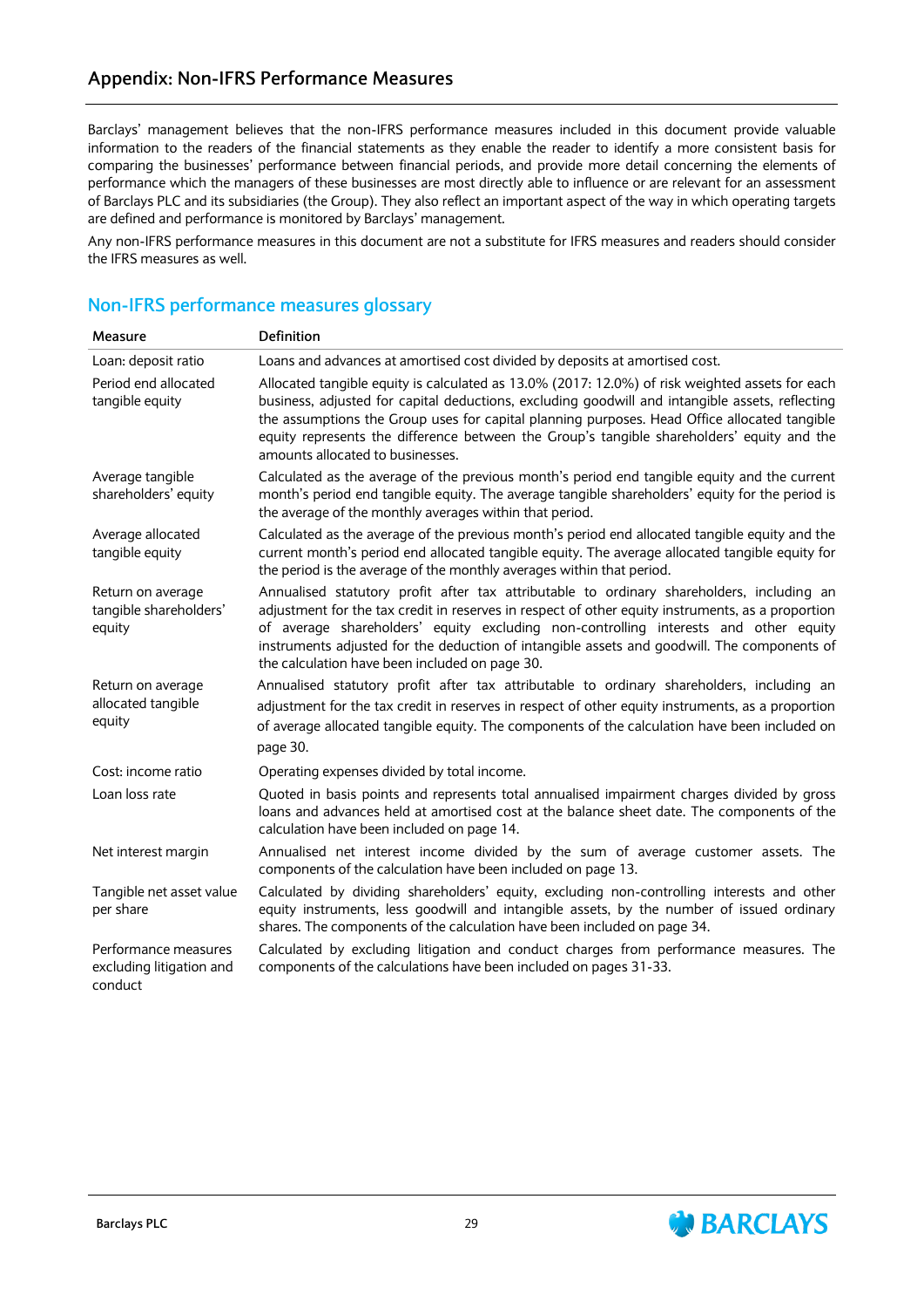## Appendix: Non-IFRS Performance Measures

Barclays' management believes that the non-IFRS performance measures included in this document provide valuable information to the readers of the financial statements as they enable the reader to identify a more consistent basis for comparing the businesses' performance between financial periods, and provide more detail concerning the elements of performance which the managers of these businesses are most directly able to influence or are relevant for an assessment of Barclays PLC and its subsidiaries (the Group). They also reflect an important aspect of the way in which operating targets are defined and performance is monitored by Barclays' management.

Any non-IFRS performance measures in this document are not a substitute for IFRS measures and readers should consider the IFRS measures as well.

### Non-IFRS performance measures glossary

| Measure | Definition |
| --- | --- |
| Loan: deposit ratio | Loans and advances at amortised cost divided by deposits at amortised cost. |
| Period end allocated tangible equity | Allocated tangible equity is calculated as 13.0% (2017: 12.0%) of risk weighted assets for each business, adjusted for capital deductions, excluding goodwill and intangible assets, reflecting the assumptions the Group uses for capital planning purposes. Head Office allocated tangible equity represents the difference between the Group's tangible shareholders' equity and the amounts allocated to businesses. |
| Average tangible shareholders' equity | Calculated as the average of the previous month's period end tangible equity and the current month's period end tangible equity. The average tangible shareholders' equity for the period is the average of the monthly averages within that period. |
| Average allocated tangible equity | Calculated as the average of the previous month's period end allocated tangible equity and the current month's period end allocated tangible equity. The average allocated tangible equity for the period is the average of the monthly averages within that period. |
| Return on average tangible shareholders' equity | Annualised statutory profit after tax attributable to ordinary shareholders, including an adjustment for the tax credit in reserves in respect of other equity instruments, as a proportion of average shareholders' equity excluding non-controlling interests and other equity instruments adjusted for the deduction of intangible assets and goodwill. The components of the calculation have been included on page 30. |
| Return on average allocated tangible equity | Annualised statutory profit after tax attributable to ordinary shareholders, including an adjustment for the tax credit in reserves in respect of other equity instruments, as a proportion of average allocated tangible equity. The components of the calculation have been included on page 30. |
| Cost: income ratio | Operating expenses divided by total income. |
| Loan loss rate | Quoted in basis points and represents total annualised impairment charges divided by gross loans and advances held at amortised cost at the balance sheet date. The components of the calculation have been included on page 14. |
| Net interest margin | Annualised net interest income divided by the sum of average customer assets. The components of the calculation have been included on page 13. |
| Tangible net asset value per share | Calculated by dividing shareholders' equity, excluding non-controlling interests and other equity instruments, less goodwill and intangible assets, by the number of issued ordinary shares. The components of the calculation have been included on page 34. |
| Performance measures excluding litigation and conduct | Calculated by excluding litigation and conduct charges from performance measures. The components of the calculations have been included on pages 31-33. |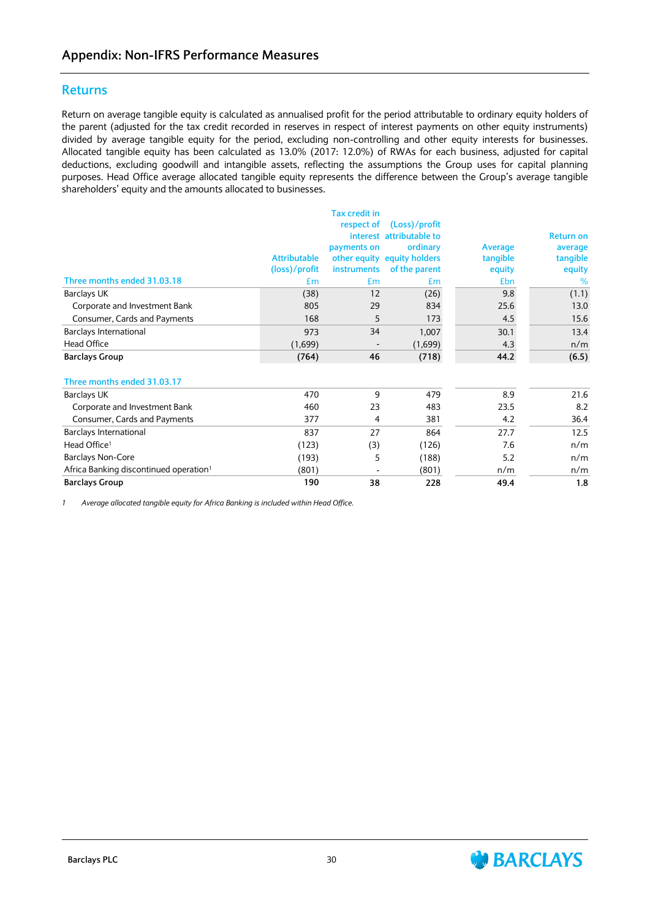## Appendix: Non-IFRS Performance Measures

### Returns

Return on average tangible equity is calculated as annualised profit for the period attributable to ordinary equity holders of the parent (adjusted for the tax credit recorded in reserves in respect of interest payments on other equity instruments) divided by average tangible equity for the period, excluding non-controlling and other equity interests for businesses. Allocated tangible equity has been calculated as 13.0% (2017: 12.0%) of RWAs for each business, adjusted for capital deductions, excluding goodwill and intangible assets, reflecting the assumptions the Group uses for capital planning purposes. Head Office average allocated tangible equity represents the difference between the Group's average tangible shareholders' equity and the amounts allocated to businesses.

| Three months ended 31.03.18 | Attributable (loss)/profit £m | Tax credit in respect of interest payments on other equity instruments £m | (Loss)/profit attributable to ordinary equity holders of the parent £m | Average tangible equity £bn | Return on average tangible equity % |
|---|---|---|---|---|---|
| Barclays UK | (38) | 12 | (26) | 9.8 | (1.1) |
| Corporate and Investment Bank | 805 | 29 | 834 | 25.6 | 13.0 |
| Consumer, Cards and Payments | 168 | 5 | 173 | 4.5 | 15.6 |
| Barclays International | 973 | 34 | 1,007 | 30.1 | 13.4 |
| Head Office | (1,699) | - | (1,699) | 4.3 | n/m |
| **Barclays Group** | **(764)** | **46** | **(718)** | **44.2** | **(6.5)** |

| Three months ended 31.03.17 | Attributable (loss)/profit £m | Tax credit in respect of interest payments on other equity instruments £m | (Loss)/profit attributable to ordinary equity holders of the parent £m | Average tangible equity £bn | Return on average tangible equity % |
|---|---|---|---|---|---|
| Barclays UK | 470 | 9 | 479 | 8.9 | 21.6 |
| Corporate and Investment Bank | 460 | 23 | 483 | 23.5 | 8.2 |
| Consumer, Cards and Payments | 377 | 4 | 381 | 4.2 | 36.4 |
| Barclays International | 837 | 27 | 864 | 27.7 | 12.5 |
| Head Office[1] | (123) | (3) | (126) | 7.6 | n/m |
| Barclays Non-Core | (193) | 5 | (188) | 5.2 | n/m |
| Africa Banking discontinued operation[1] | (801) | - | (801) | n/m | n/m |
| **Barclays Group** | **190** | **38** | **228** | **49.4** | **1.8** |

1 *Average allocated tangible equity for Africa Banking is included within Head Office.*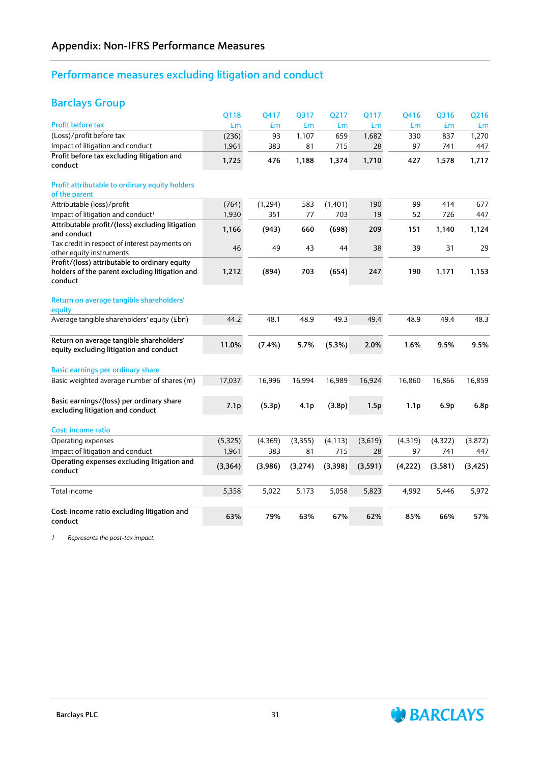# Appendix: Non-IFRS Performance Measures

## Performance measures excluding litigation and conduct

### Barclays Group

| | Q118 | Q417 | Q317 | Q217 | Q117 | Q416 | Q316 | Q216 |
|---|---|---|---|---|---|---|---|---|
| **Profit before tax** | £m | £m | £m | £m | £m | £m | £m | £m |
| (Loss)/profit before tax | (236) | 93 | 1,107 | 659 | 1,682 | 330 | 837 | 1,270 |
| Impact of litigation and conduct | 1,961 | 383 | 81 | 715 | 28 | 97 | 741 | 447 |
| **Profit before tax excluding litigation and conduct** | **1,725** | **476** | **1,188** | **1,374** | **1,710** | **427** | **1,578** | **1,717** |
| | | | | | | | | |
| **Profit attributable to ordinary equity holders of the parent** | | | | | | | | |
| Attributable (loss)/profit | (764) | (1,294) | 583 | (1,401) | 190 | 99 | 414 | 677 |
| Impact of litigation and conduct[1] | 1,930 | 351 | 77 | 703 | 19 | 52 | 726 | 447 |
| **Attributable profit/(loss) excluding litigation and conduct** | **1,166** | **(943)** | **660** | **(698)** | **209** | **151** | **1,140** | **1,124** |
| Tax credit in respect of interest payments on other equity instruments | 46 | 49 | 43 | 44 | 38 | 39 | 31 | 29 |
| **Profit/(loss) attributable to ordinary equity holders of the parent excluding litigation and conduct** | **1,212** | **(894)** | **703** | **(654)** | **247** | **190** | **1,171** | **1,153** |
| | | | | | | | | |
| **Return on average tangible shareholders' equity** | | | | | | | | |
| Average tangible shareholders' equity (£bn) | 44.2 | 48.1 | 48.9 | 49.3 | 49.4 | 48.9 | 49.4 | 48.3 |
| | | | | | | | | |
| **Return on average tangible shareholders' equity excluding litigation and conduct** | **11.0%** | **(7.4%)** | **5.7%** | **(5.3%)** | **2.0%** | **1.6%** | **9.5%** | **9.5%** |
| | | | | | | | | |
| **Basic earnings per ordinary share** | | | | | | | | |
| Basic weighted average number of shares (m) | 17,037 | 16,996 | 16,994 | 16,989 | 16,924 | 16,860 | 16,866 | 16,859 |
| | | | | | | | | |
| **Basic earnings/(loss) per ordinary share excluding litigation and conduct** | **7.1p** | **(5.3p)** | **4.1p** | **(3.8p)** | **1.5p** | **1.1p** | **6.9p** | **6.8p** |
| | | | | | | | | |
| **Cost: income ratio** | | | | | | | | |
| Operating expenses | (5,325) | (4,369) | (3,355) | (4,113) | (3,619) | (4,319) | (4,322) | (3,872) |
| Impact of litigation and conduct | 1,961 | 383 | 81 | 715 | 28 | 97 | 741 | 447 |
| **Operating expenses excluding litigation and conduct** | **(3,364)** | **(3,986)** | **(3,274)** | **(3,398)** | **(3,591)** | **(4,222)** | **(3,581)** | **(3,425)** |
| | | | | | | | | |
| Total income | 5,358 | 5,022 | 5,173 | 5,058 | 5,823 | 4,992 | 5,446 | 5,972 |
| | | | | | | | | |
| **Cost: income ratio excluding litigation and conduct** | **63%** | **79%** | **63%** | **67%** | **62%** | **85%** | **66%** | **57%** |

1 *Represents the post-tax impact.*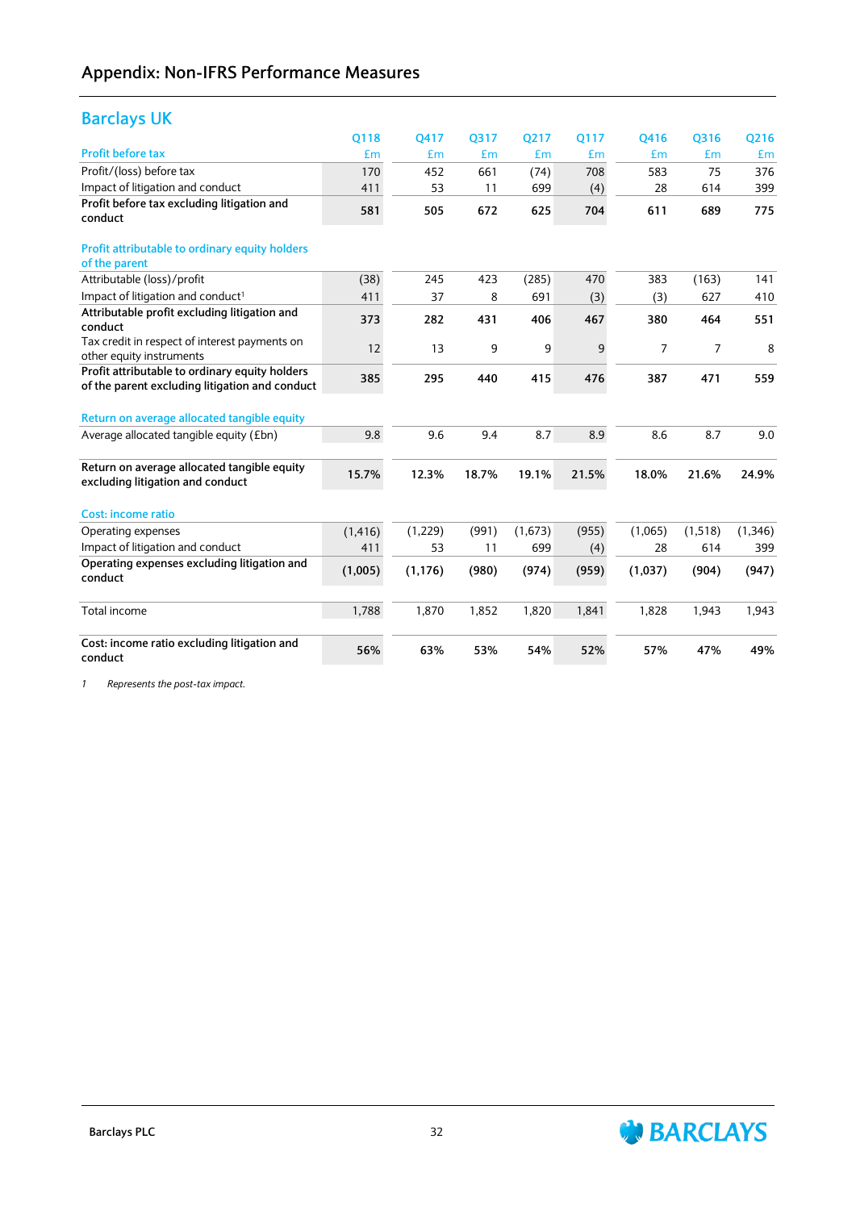## Appendix: Non-IFRS Performance Measures

### Barclays UK

| | Q118 | Q417 | Q317 | Q217 | Q117 | Q416 | Q316 | Q216 |
|---|---|---|---|---|---|---|---|---|
| **Profit before tax** | £m | £m | £m | £m | £m | £m | £m | £m |
| Profit/(loss) before tax | 170 | 452 | 661 | (74) | 708 | 583 | 75 | 376 |
| Impact of litigation and conduct | 411 | 53 | 11 | 699 | (4) | 28 | 614 | 399 |
| **Profit before tax excluding litigation and conduct** | **581** | **505** | **672** | **625** | **704** | **611** | **689** | **775** |
| | | | | | | | | |
| **Profit attributable to ordinary equity holders of the parent** | | | | | | | | |
| Attributable (loss)/profit | (38) | 245 | 423 | (285) | 470 | 383 | (163) | 141 |
| Impact of litigation and conduct[1] | 411 | 37 | 8 | 691 | (3) | (3) | 627 | 410 |
| **Attributable profit excluding litigation and conduct** | **373** | **282** | **431** | **406** | **467** | **380** | **464** | **551** |
| Tax credit in respect of interest payments on other equity instruments | 12 | 13 | 9 | 9 | 9 | 7 | 7 | 8 |
| **Profit attributable to ordinary equity holders of the parent excluding litigation and conduct** | **385** | **295** | **440** | **415** | **476** | **387** | **471** | **559** |
| | | | | | | | | |
| **Return on average allocated tangible equity** | | | | | | | | |
| Average allocated tangible equity (£bn) | 9.8 | 9.6 | 9.4 | 8.7 | 8.9 | 8.6 | 8.7 | 9.0 |
| | | | | | | | | |
| **Return on average allocated tangible equity excluding litigation and conduct** | **15.7%** | **12.3%** | **18.7%** | **19.1%** | **21.5%** | **18.0%** | **21.6%** | **24.9%** |
| | | | | | | | | |
| **Cost: income ratio** | | | | | | | | |
| Operating expenses | (1,416) | (1,229) | (991) | (1,673) | (955) | (1,065) | (1,518) | (1,346) |
| Impact of litigation and conduct | 411 | 53 | 11 | 699 | (4) | 28 | 614 | 399 |
| **Operating expenses excluding litigation and conduct** | **(1,005)** | **(1,176)** | **(980)** | **(974)** | **(959)** | **(1,037)** | **(904)** | **(947)** |
| | | | | | | | | |
| Total income | 1,788 | 1,870 | 1,852 | 1,820 | 1,841 | 1,828 | 1,943 | 1,943 |
| | | | | | | | | |
| **Cost: income ratio excluding litigation and conduct** | **56%** | **63%** | **53%** | **54%** | **52%** | **57%** | **47%** | **49%** |

1 *Represents the post-tax impact.*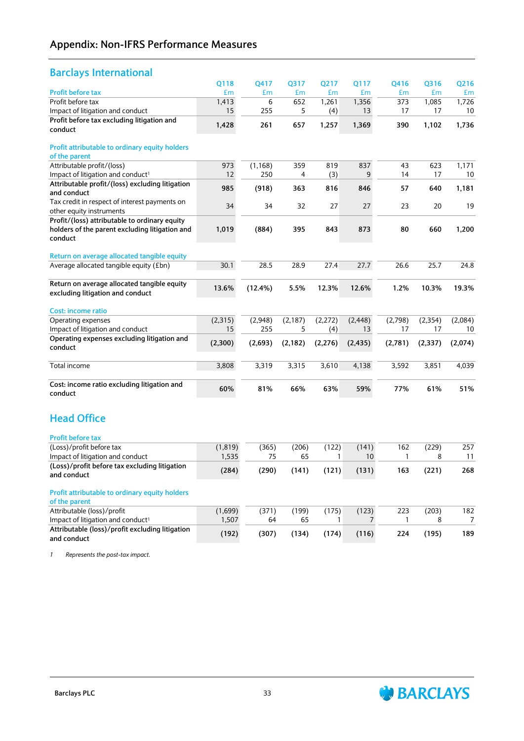# Appendix: Non-IFRS Performance Measures

## Barclays International

| Profit before tax | Q118 £m | Q417 £m | Q317 £m | Q217 £m | Q117 £m | Q416 £m | Q316 £m | Q216 £m |
|---|---|---|---|---|---|---|---|---|
| Profit before tax | 1,413 | 6 | 652 | 1,261 | 1,356 | 373 | 1,085 | 1,726 |
| Impact of litigation and conduct | 15 | 255 | 5 | (4) | 13 | 17 | 17 | 10 |
| **Profit before tax excluding litigation and conduct** | **1,428** | **261** | **657** | **1,257** | **1,369** | **390** | **1,102** | **1,736** |
| **Profit attributable to ordinary equity holders of the parent** | | | | | | | | |
| Attributable profit/(loss) | 973 | (1,168) | 359 | 819 | 837 | 43 | 623 | 1,171 |
| Impact of litigation and conduct[1] | 12 | 250 | 4 | (3) | 9 | 14 | 17 | 10 |
| **Attributable profit/(loss) excluding litigation and conduct** | **985** | **(918)** | **363** | **816** | **846** | **57** | **640** | **1,181** |
| Tax credit in respect of interest payments on other equity instruments | 34 | 34 | 32 | 27 | 27 | 23 | 20 | 19 |
| **Profit/(loss) attributable to ordinary equity holders of the parent excluding litigation and conduct** | **1,019** | **(884)** | **395** | **843** | **873** | **80** | **660** | **1,200** |
| **Return on average allocated tangible equity** | | | | | | | | |
| Average allocated tangible equity (£bn) | 30.1 | 28.5 | 28.9 | 27.4 | 27.7 | 26.6 | 25.7 | 24.8 |
| **Return on average allocated tangible equity excluding litigation and conduct** | **13.6%** | **(12.4%)** | **5.5%** | **12.3%** | **12.6%** | **1.2%** | **10.3%** | **19.3%** |
| **Cost: income ratio** | | | | | | | | |
| Operating expenses | (2,315) | (2,948) | (2,187) | (2,272) | (2,448) | (2,798) | (2,354) | (2,084) |
| Impact of litigation and conduct | 15 | 255 | 5 | (4) | 13 | 17 | 17 | 10 |
| **Operating expenses excluding litigation and conduct** | **(2,300)** | **(2,693)** | **(2,182)** | **(2,276)** | **(2,435)** | **(2,781)** | **(2,337)** | **(2,074)** |
| Total income | 3,808 | 3,319 | 3,315 | 3,610 | 4,138 | 3,592 | 3,851 | 4,039 |
| **Cost: income ratio excluding litigation and conduct** | **60%** | **81%** | **66%** | **63%** | **59%** | **77%** | **61%** | **51%** |

## Head Office

| Profit before tax | Q118 £m | Q417 £m | Q317 £m | Q217 £m | Q117 £m | Q416 £m | Q316 £m | Q216 £m |
|---|---|---|---|---|---|---|---|---|
| (Loss)/profit before tax | (1,819) | (365) | (206) | (122) | (141) | 162 | (229) | 257 |
| Impact of litigation and conduct | 1,535 | 75 | 65 | 1 | 10 | 1 | 8 | 11 |
| **(Loss)/profit before tax excluding litigation and conduct** | **(284)** | **(290)** | **(141)** | **(121)** | **(131)** | **163** | **(221)** | **268** |
| **Profit attributable to ordinary equity holders of the parent** | | | | | | | | |
| Attributable (loss)/profit | (1,699) | (371) | (199) | (175) | (123) | 223 | (203) | 182 |
| Impact of litigation and conduct[1] | 1,507 | 64 | 65 | 1 | 7 | 1 | 8 | 7 |
| **Attributable (loss)/profit excluding litigation and conduct** | **(192)** | **(307)** | **(134)** | **(174)** | **(116)** | **224** | **(195)** | **189** |

1 *Represents the post-tax impact.*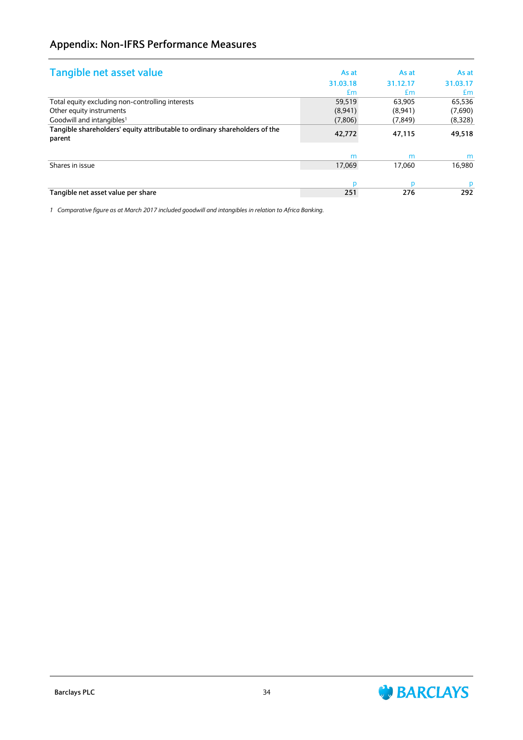## Appendix: Non-IFRS Performance Measures

### Tangible net asset value

| | As at 31.03.18 £m | As at 31.12.17 £m | As at 31.03.17 £m |
|---|---|---|---|
| Total equity excluding non-controlling interests | 59,519 | 63,905 | 65,536 |
| Other equity instruments | (8,941) | (8,941) | (7,690) |
| Goodwill and intangibles[1] | (7,806) | (7,849) | (8,328) |
| **Tangible shareholders' equity attributable to ordinary shareholders of the parent** | **42,772** | **47,115** | **49,518** |
| | m | m | m |
| Shares in issue | 17,069 | 17,060 | 16,980 |
| | p | p | p |
| **Tangible net asset value per share** | **251** | **276** | **292** |

*1 Comparative figure as at March 2017 included goodwill and intangibles in relation to Africa Banking.*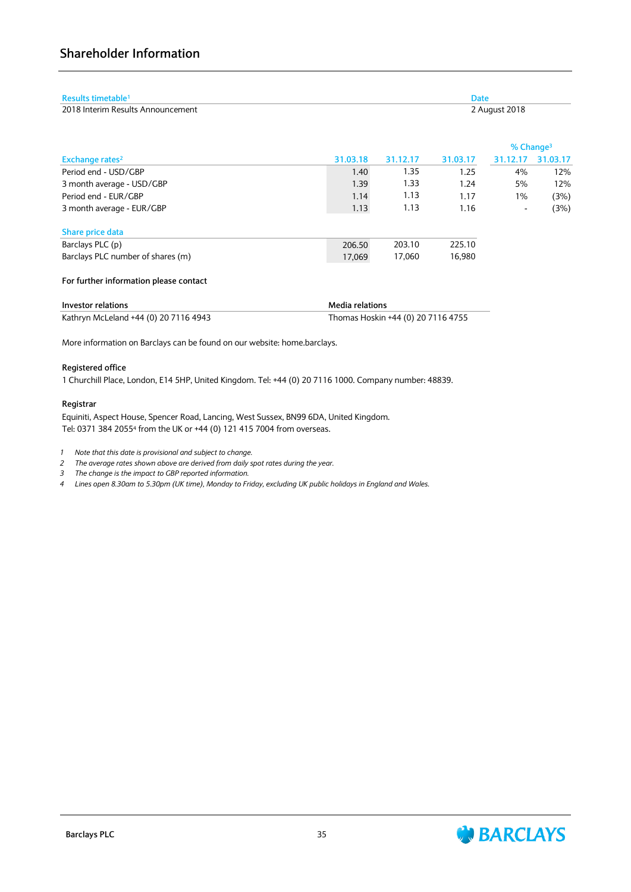## Shareholder Information

| Results timetable[1] | Date |
|---|---|
| 2018 Interim Results Announcement | 2 August 2018 |

| | | | | % Change[3] | |
|---|---|---|---|---|---|
| Exchange rates[2] | 31.03.18 | 31.12.17 | 31.03.17 | 31.12.17 | 31.03.17 |
| Period end - USD/GBP | 1.40 | 1.35 | 1.25 | 4% | 12% |
| 3 month average - USD/GBP | 1.39 | 1.33 | 1.24 | 5% | 12% |
| Period end - EUR/GBP | 1.14 | 1.13 | 1.17 | 1% | (3%) |
| 3 month average - EUR/GBP | 1.13 | 1.13 | 1.16 | - | (3%) |

| Share price data | 31.03.18 | 31.12.17 | 31.03.17 |
|---|---|---|---|
| Barclays PLC (p) | 206.50 | 203.10 | 225.10 |
| Barclays PLC number of shares (m) | 17,069 | 17,060 | 16,980 |

**For further information please contact**

| Investor relations | Media relations |
|---|---|
| Kathryn McLeland +44 (0) 20 7116 4943 | Thomas Hoskin +44 (0) 20 7116 4755 |

More information on Barclays can be found on our website: home.barclays.

**Registered office**

1 Churchill Place, London, E14 5HP, United Kingdom. Tel: +44 (0) 20 7116 1000. Company number: 48839.

**Registrar**

Equiniti, Aspect House, Spencer Road, Lancing, West Sussex, BN99 6DA, United Kingdom.
Tel: 0371 384 2055[4] from the UK or +44 (0) 121 415 7004 from overseas.

1 *Note that this date is provisional and subject to change.*
2 *The average rates shown above are derived from daily spot rates during the year.*
3 *The change is the impact to GBP reported information.*
4 *Lines open 8.30am to 5.30pm (UK time), Monday to Friday, excluding UK public holidays in England and Wales.*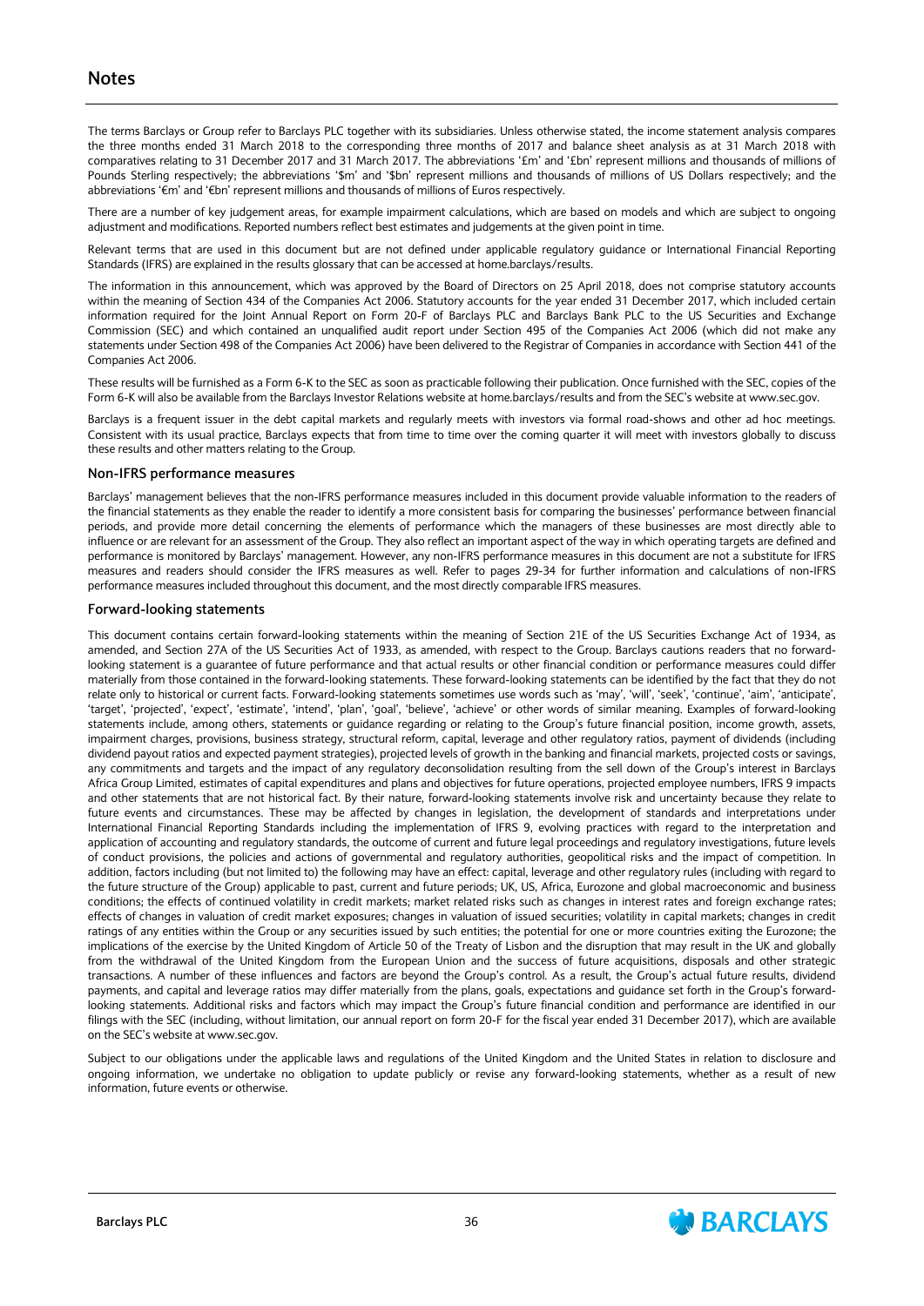# Notes

The terms Barclays or Group refer to Barclays PLC together with its subsidiaries. Unless otherwise stated, the income statement analysis compares the three months ended 31 March 2018 to the corresponding three months of 2017 and balance sheet analysis as at 31 March 2018 with comparatives relating to 31 December 2017 and 31 March 2017. The abbreviations '£m' and '£bn' represent millions and thousands of millions of Pounds Sterling respectively; the abbreviations '$m' and '$bn' represent millions and thousands of millions of US Dollars respectively; and the abbreviations '€m' and '€bn' represent millions and thousands of millions of Euros respectively.

There are a number of key judgement areas, for example impairment calculations, which are based on models and which are subject to ongoing adjustment and modifications. Reported numbers reflect best estimates and judgements at the given point in time.

Relevant terms that are used in this document but are not defined under applicable regulatory guidance or International Financial Reporting Standards (IFRS) are explained in the results glossary that can be accessed at home.barclays/results.

The information in this announcement, which was approved by the Board of Directors on 25 April 2018, does not comprise statutory accounts within the meaning of Section 434 of the Companies Act 2006. Statutory accounts for the year ended 31 December 2017, which included certain information required for the Joint Annual Report on Form 20-F of Barclays PLC and Barclays Bank PLC to the US Securities and Exchange Commission (SEC) and which contained an unqualified audit report under Section 495 of the Companies Act 2006 (which did not make any statements under Section 498 of the Companies Act 2006) have been delivered to the Registrar of Companies in accordance with Section 441 of the Companies Act 2006.

These results will be furnished as a Form 6-K to the SEC as soon as practicable following their publication. Once furnished with the SEC, copies of the Form 6-K will also be available from the Barclays Investor Relations website at home.barclays/results and from the SEC's website at www.sec.gov.

Barclays is a frequent issuer in the debt capital markets and regularly meets with investors via formal road-shows and other ad hoc meetings. Consistent with its usual practice, Barclays expects that from time to time over the coming quarter it will meet with investors globally to discuss these results and other matters relating to the Group.

## Non-IFRS performance measures

Barclays' management believes that the non-IFRS performance measures included in this document provide valuable information to the readers of the financial statements as they enable the reader to identify a more consistent basis for comparing the businesses' performance between financial periods, and provide more detail concerning the elements of performance which the managers of these businesses are most directly able to influence or are relevant for an assessment of the Group. They also reflect an important aspect of the way in which operating targets are defined and performance is monitored by Barclays' management. However, any non-IFRS performance measures in this document are not a substitute for IFRS measures and readers should consider the IFRS measures as well. Refer to pages 29-34 for further information and calculations of non-IFRS performance measures included throughout this document, and the most directly comparable IFRS measures.

## Forward-looking statements

This document contains certain forward-looking statements within the meaning of Section 21E of the US Securities Exchange Act of 1934, as amended, and Section 27A of the US Securities Act of 1933, as amended, with respect to the Group. Barclays cautions readers that no forward-looking statement is a guarantee of future performance and that actual results or other financial condition or performance measures could differ materially from those contained in the forward-looking statements. These forward-looking statements can be identified by the fact that they do not relate only to historical or current facts. Forward-looking statements sometimes use words such as 'may', 'will', 'seek', 'continue', 'aim', 'anticipate', 'target', 'projected', 'expect', 'estimate', 'intend', 'plan', 'goal', 'believe', 'achieve' or other words of similar meaning. Examples of forward-looking statements include, among others, statements or guidance regarding or relating to the Group's future financial position, income growth, assets, impairment charges, provisions, business strategy, structural reform, capital, leverage and other regulatory ratios, payment of dividends (including dividend payout ratios and expected payment strategies), projected levels of growth in the banking and financial markets, projected costs or savings, any commitments and targets and the impact of any regulatory deconsolidation resulting from the sell down of the Group's interest in Barclays Africa Group Limited, estimates of capital expenditures and plans and objectives for future operations, projected employee numbers, IFRS 9 impacts and other statements that are not historical fact. By their nature, forward-looking statements involve risk and uncertainty because they relate to future events and circumstances. These may be affected by changes in legislation, the development of standards and interpretations under International Financial Reporting Standards including the implementation of IFRS 9, evolving practices with regard to the interpretation and application of accounting and regulatory standards, the outcome of current and future legal proceedings and regulatory investigations, future levels of conduct provisions, the policies and actions of governmental and regulatory authorities, geopolitical risks and the impact of competition. In addition, factors including (but not limited to) the following may have an effect: capital, leverage and other regulatory rules (including with regard to the future structure of the Group) applicable to past, current and future periods; UK, US, Africa, Eurozone and global macroeconomic and business conditions; the effects of continued volatility in credit markets; market related risks such as changes in interest rates and foreign exchange rates; effects of changes in valuation of credit market exposures; changes in valuation of issued securities; volatility in capital markets; changes in credit ratings of any entities within the Group or any securities issued by such entities; the potential for one or more countries exiting the Eurozone; the implications of the exercise by the United Kingdom of Article 50 of the Treaty of Lisbon and the disruption that may result in the UK and globally from the withdrawal of the United Kingdom from the European Union and the success of future acquisitions, disposals and other strategic transactions. A number of these influences and factors are beyond the Group's control. As a result, the Group's actual future results, dividend payments, and capital and leverage ratios may differ materially from the plans, goals, expectations and guidance set forth in the Group's forward-looking statements. Additional risks and factors which may impact the Group's future financial condition and performance are identified in our filings with the SEC (including, without limitation, our annual report on form 20-F for the fiscal year ended 31 December 2017), which are available on the SEC's website at www.sec.gov.

Subject to our obligations under the applicable laws and regulations of the United Kingdom and the United States in relation to disclosure and ongoing information, we undertake no obligation to update publicly or revise any forward-looking statements, whether as a result of new information, future events or otherwise.